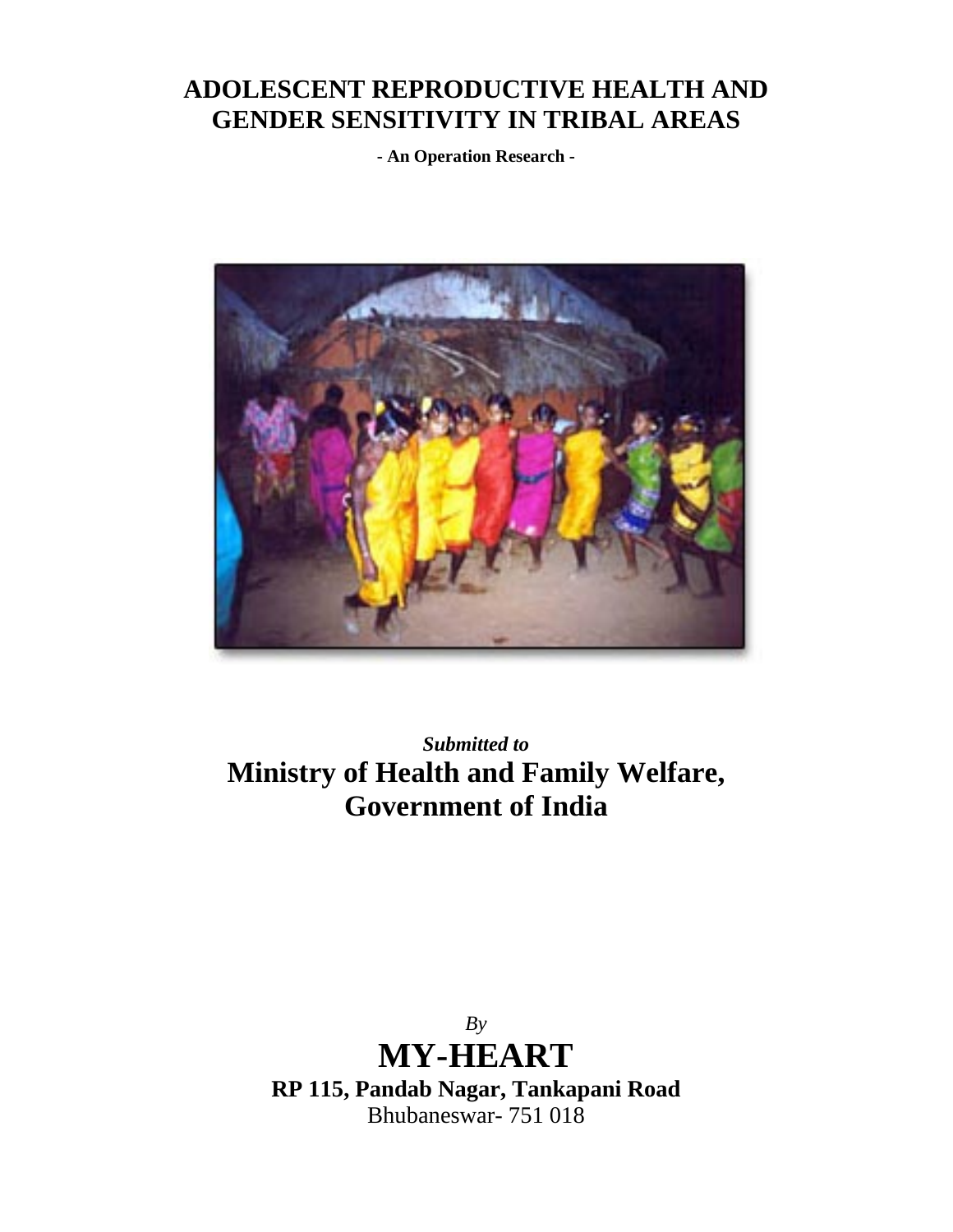# ADOLESCENT REPRODUCTIVE HEALTH AND GENDER SENSITIVITY IN TRIBAL AREAS

**- An Operation Research -**

***Submitted to***

## Ministry of Health and Family Welfare, Government of India

*By*

## MY-HEART

**RP 115, Pandab Nagar, Tankapani Road**

Bhubaneswar- 751 018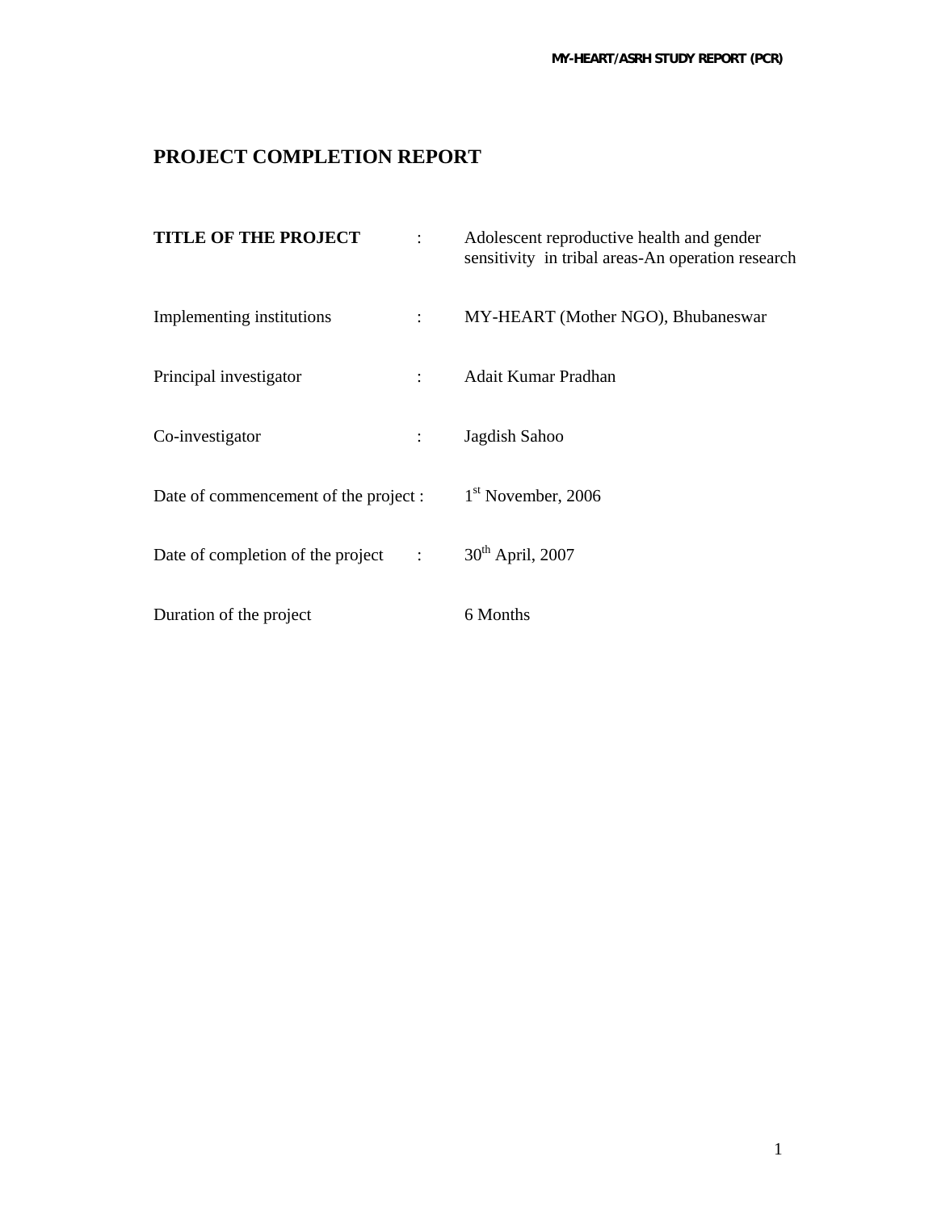# PROJECT COMPLETION REPORT

| | | |
|---|---|---|
| **TITLE OF THE PROJECT** | : | Adolescent reproductive health and gender sensitivity in tribal areas-An operation research |
| Implementing institutions | : | MY-HEART (Mother NGO), Bhubaneswar |
| Principal investigator | : | Adait Kumar Pradhan |
| Co-investigator | : | Jagdish Sahoo |
| Date of commencement of the project | : | 1st November, 2006 |
| Date of completion of the project | : | 30th April, 2007 |
| Duration of the project | | 6 Months |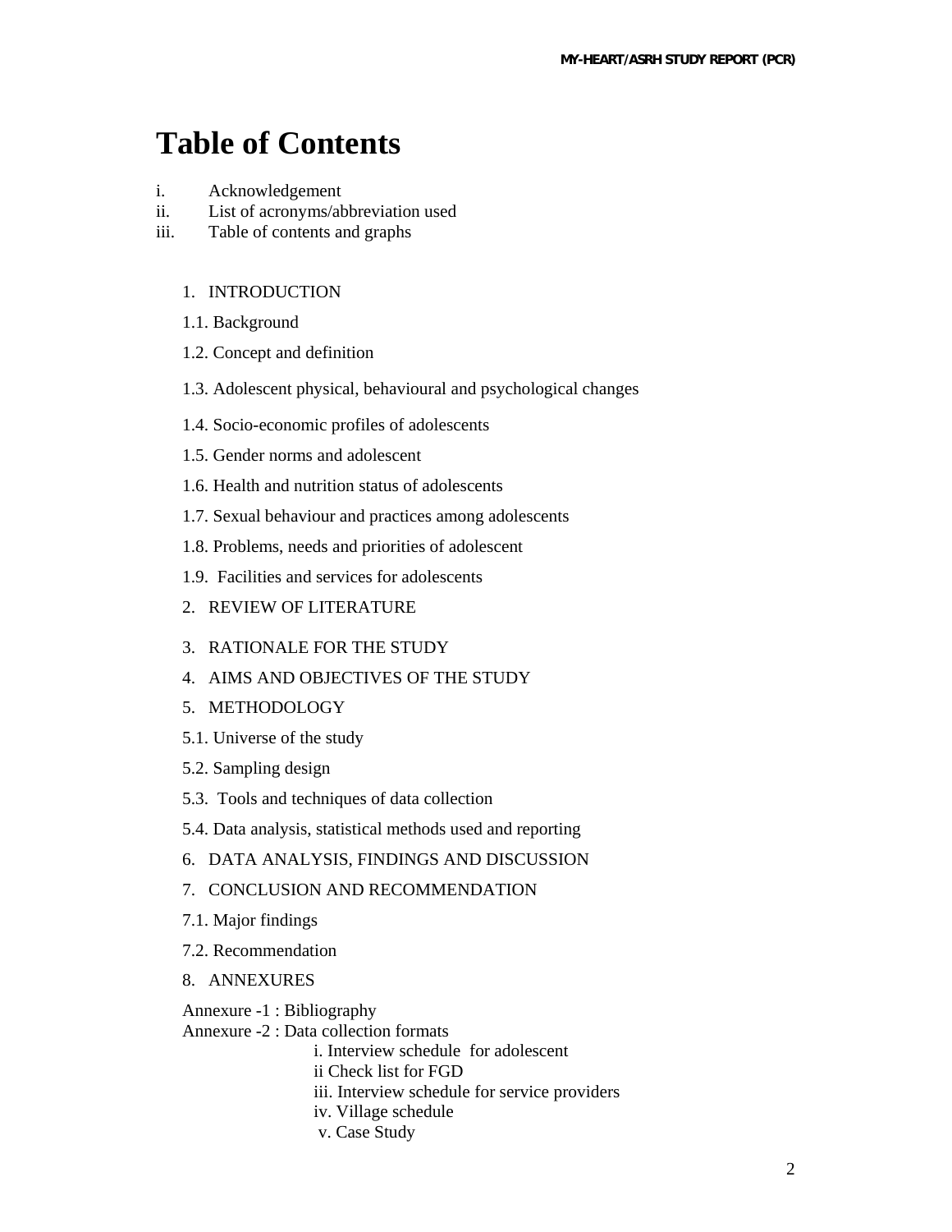# Table of Contents

i. Acknowledgement
ii. List of acronyms/abbreviation used
iii. Table of contents and graphs

1. INTRODUCTION

1.1. Background

1.2. Concept and definition

1.3. Adolescent physical, behavioural and psychological changes

1.4. Socio-economic profiles of adolescents

1.5. Gender norms and adolescent

1.6. Health and nutrition status of adolescents

1.7. Sexual behaviour and practices among adolescents

1.8. Problems, needs and priorities of adolescent

1.9. Facilities and services for adolescents

2. REVIEW OF LITERATURE

3. RATIONALE FOR THE STUDY

4. AIMS AND OBJECTIVES OF THE STUDY

5. METHODOLOGY

5.1. Universe of the study

5.2. Sampling design

5.3. Tools and techniques of data collection

5.4. Data analysis, statistical methods used and reporting

6. DATA ANALYSIS, FINDINGS AND DISCUSSION

7. CONCLUSION AND RECOMMENDATION

7.1. Major findings

7.2. Recommendation

8. ANNEXURES

Annexure -1 : Bibliography
Annexure -2 : Data collection formats
  i. Interview schedule for adolescent
  ii Check list for FGD
  iii. Interview schedule for service providers
  iv. Village schedule
  v. Case Study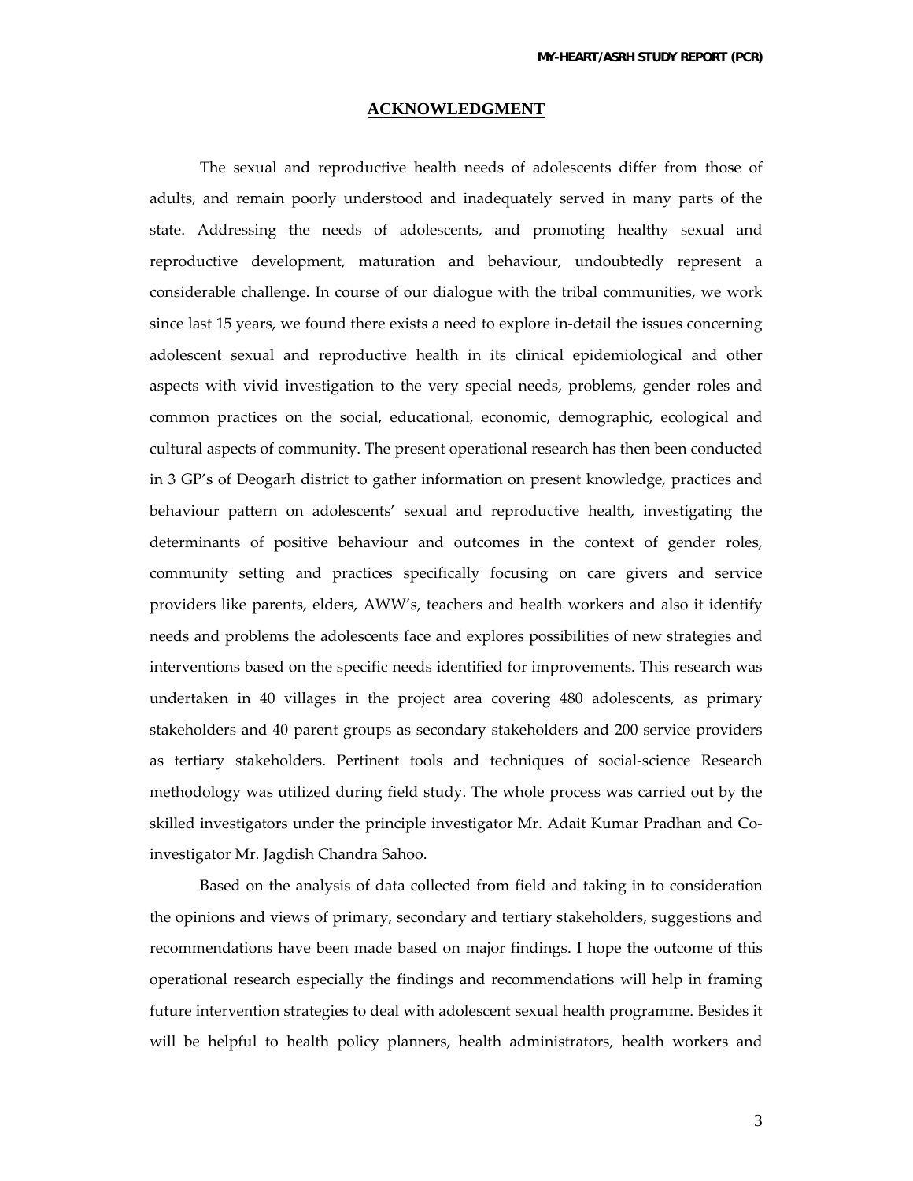## ACKNOWLEDGMENT

The sexual and reproductive health needs of adolescents differ from those of adults, and remain poorly understood and inadequately served in many parts of the state. Addressing the needs of adolescents, and promoting healthy sexual and reproductive development, maturation and behaviour, undoubtedly represent a considerable challenge. In course of our dialogue with the tribal communities, we work since last 15 years, we found there exists a need to explore in-detail the issues concerning adolescent sexual and reproductive health in its clinical epidemiological and other aspects with vivid investigation to the very special needs, problems, gender roles and common practices on the social, educational, economic, demographic, ecological and cultural aspects of community. The present operational research has then been conducted in 3 GP's of Deogarh district to gather information on present knowledge, practices and behaviour pattern on adolescents' sexual and reproductive health, investigating the determinants of positive behaviour and outcomes in the context of gender roles, community setting and practices specifically focusing on care givers and service providers like parents, elders, AWW's, teachers and health workers and also it identify needs and problems the adolescents face and explores possibilities of new strategies and interventions based on the specific needs identified for improvements. This research was undertaken in 40 villages in the project area covering 480 adolescents, as primary stakeholders and 40 parent groups as secondary stakeholders and 200 service providers as tertiary stakeholders. Pertinent tools and techniques of social-science Research methodology was utilized during field study. The whole process was carried out by the skilled investigators under the principle investigator Mr. Adait Kumar Pradhan and Co-investigator Mr. Jagdish Chandra Sahoo.

Based on the analysis of data collected from field and taking in to consideration the opinions and views of primary, secondary and tertiary stakeholders, suggestions and recommendations have been made based on major findings. I hope the outcome of this operational research especially the findings and recommendations will help in framing future intervention strategies to deal with adolescent sexual health programme. Besides it will be helpful to health policy planners, health administrators, health workers and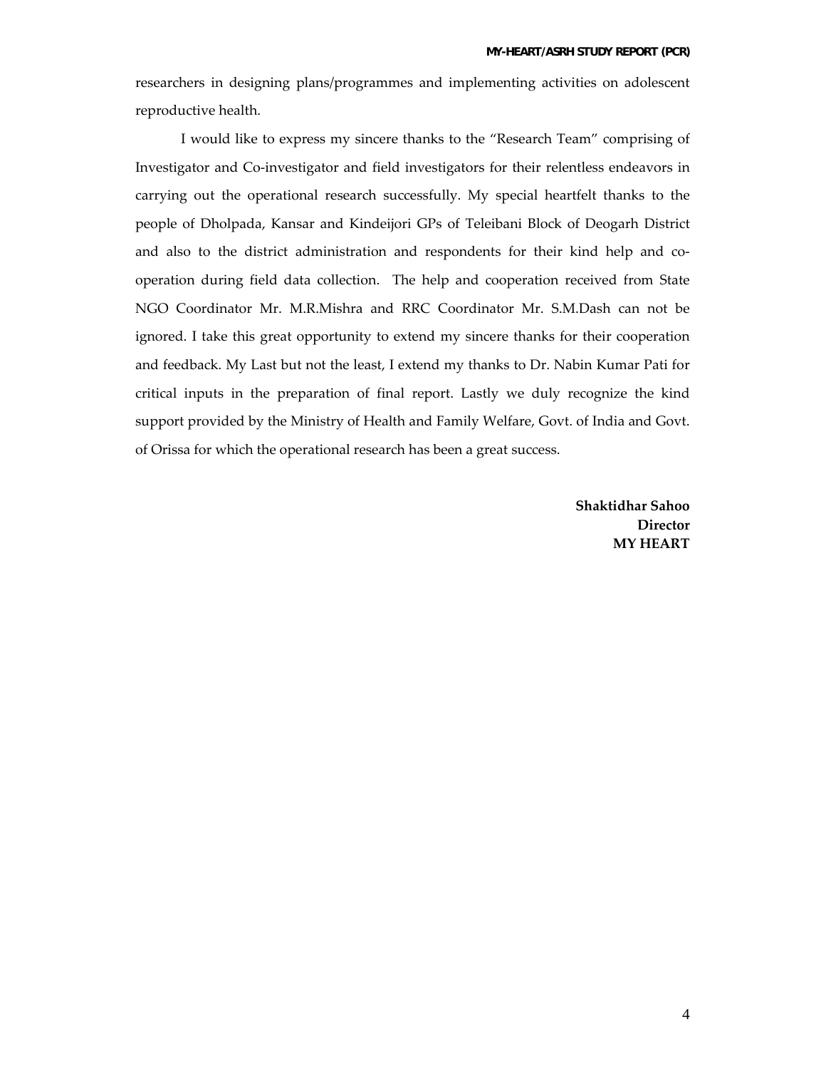researchers in designing plans/programmes and implementing activities on adolescent reproductive health.

I would like to express my sincere thanks to the "Research Team" comprising of Investigator and Co-investigator and field investigators for their relentless endeavors in carrying out the operational research successfully. My special heartfelt thanks to the people of Dholpada, Kansar and Kindeijori GPs of Teleibani Block of Deogarh District and also to the district administration and respondents for their kind help and co-operation during field data collection. The help and cooperation received from State NGO Coordinator Mr. M.R.Mishra and RRC Coordinator Mr. S.M.Dash can not be ignored. I take this great opportunity to extend my sincere thanks for their cooperation and feedback. My Last but not the least, I extend my thanks to Dr. Nabin Kumar Pati for critical inputs in the preparation of final report. Lastly we duly recognize the kind support provided by the Ministry of Health and Family Welfare, Govt. of India and Govt. of Orissa for which the operational research has been a great success.

**Shaktidhar Sahoo**
**Director**
**MY HEART**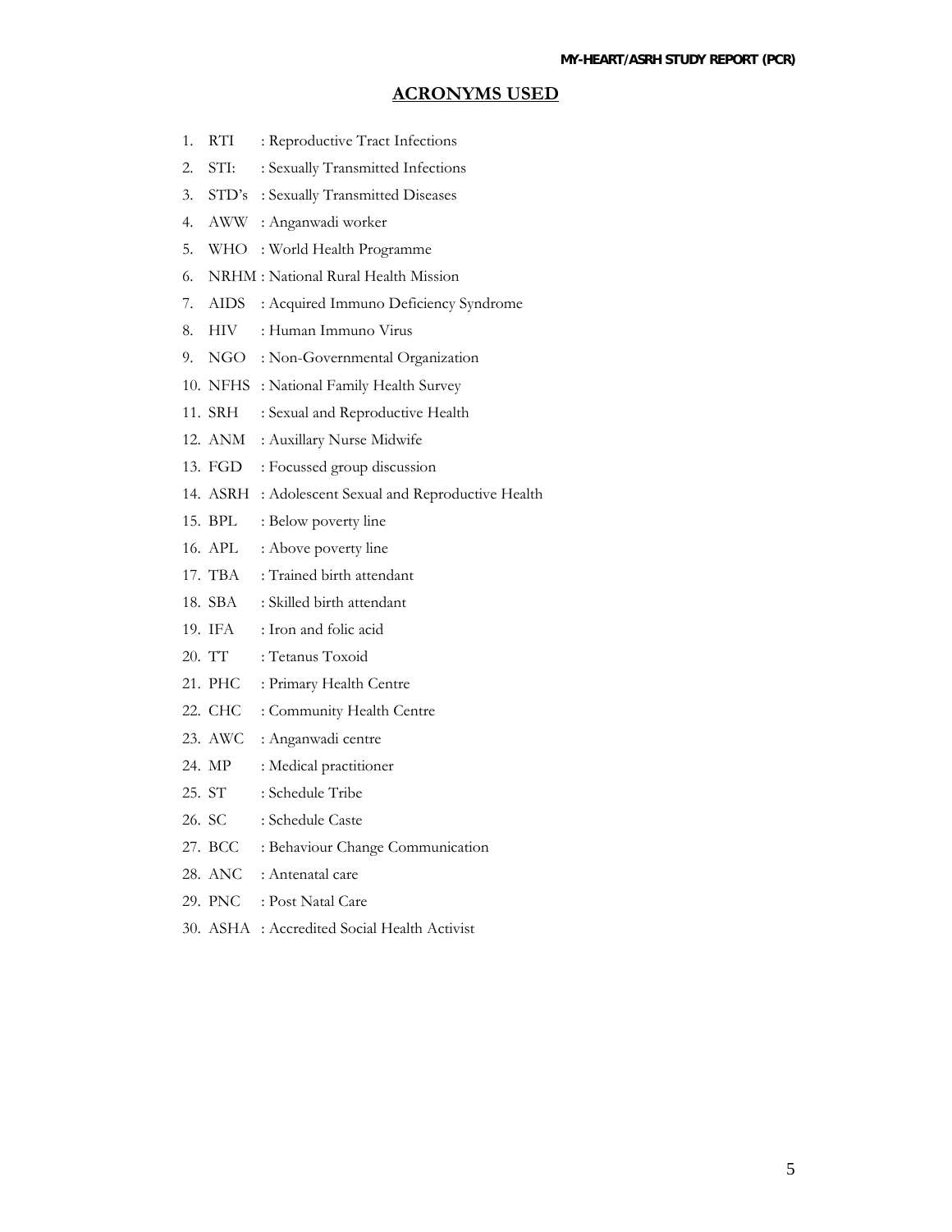## ACRONYMS USED

1. RTI : Reproductive Tract Infections
2. STI: : Sexually Transmitted Infections
3. STD's : Sexually Transmitted Diseases
4. AWW : Anganwadi worker
5. WHO : World Health Programme
6. NRHM : National Rural Health Mission
7. AIDS : Acquired Immuno Deficiency Syndrome
8. HIV : Human Immuno Virus
9. NGO : Non-Governmental Organization
10. NFHS : National Family Health Survey
11. SRH : Sexual and Reproductive Health
12. ANM : Auxillary Nurse Midwife
13. FGD : Focussed group discussion
14. ASRH : Adolescent Sexual and Reproductive Health
15. BPL : Below poverty line
16. APL : Above poverty line
17. TBA : Trained birth attendant
18. SBA : Skilled birth attendant
19. IFA : Iron and folic acid
20. TT : Tetanus Toxoid
21. PHC : Primary Health Centre
22. CHC : Community Health Centre
23. AWC : Anganwadi centre
24. MP : Medical practitioner
25. ST : Schedule Tribe
26. SC : Schedule Caste
27. BCC : Behaviour Change Communication
28. ANC : Antenatal care
29. PNC : Post Natal Care
30. ASHA : Accredited Social Health Activist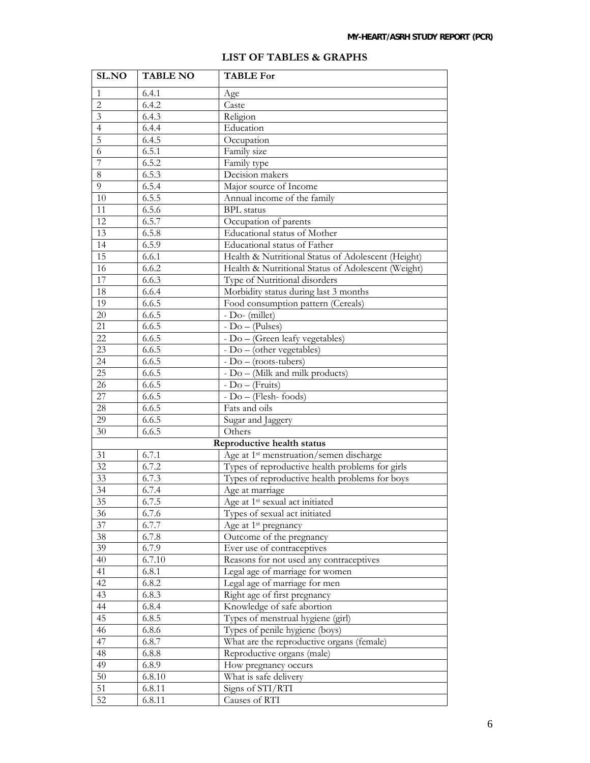## LIST OF TABLES & GRAPHS

| SL.NO | TABLE NO | TABLE For |
|---|---|---|
| 1 | 6.4.1 | Age |
| 2 | 6.4.2 | Caste |
| 3 | 6.4.3 | Religion |
| 4 | 6.4.4 | Education |
| 5 | 6.4.5 | Occupation |
| 6 | 6.5.1 | Family size |
| 7 | 6.5.2 | Family type |
| 8 | 6.5.3 | Decision makers |
| 9 | 6.5.4 | Major source of Income |
| 10 | 6.5.5 | Annual income of the family |
| 11 | 6.5.6 | BPL status |
| 12 | 6.5.7 | Occupation of parents |
| 13 | 6.5.8 | Educational status of Mother |
| 14 | 6.5.9 | Educational status of Father |
| 15 | 6.6.1 | Health & Nutritional Status of Adolescent (Height) |
| 16 | 6.6.2 | Health & Nutritional Status of Adolescent (Weight) |
| 17 | 6.6.3 | Type of Nutritional disorders |
| 18 | 6.6.4 | Morbidity status during last 3 months |
| 19 | 6.6.5 | Food consumption pattern (Cereals) |
| 20 | 6.6.5 | - Do- (millet) |
| 21 | 6.6.5 | - Do – (Pulses) |
| 22 | 6.6.5 | - Do – (Green leafy vegetables) |
| 23 | 6.6.5 | - Do – (other vegetables) |
| 24 | 6.6.5 | - Do – (roots-tubers) |
| 25 | 6.6.5 | - Do – (Milk and milk products) |
| 26 | 6.6.5 | - Do – (Fruits) |
| 27 | 6.6.5 | - Do – (Flesh- foods) |
| 28 | 6.6.5 | Fats and oils |
| 29 | 6.6.5 | Sugar and Jaggery |
| 30 | 6.6.5 | Others |
| | | **Reproductive health status** |
| 31 | 6.7.1 | Age at 1st menstruation/semen discharge |
| 32 | 6.7.2 | Types of reproductive health problems for girls |
| 33 | 6.7.3 | Types of reproductive health problems for boys |
| 34 | 6.7.4 | Age at marriage |
| 35 | 6.7.5 | Age at 1st sexual act initiated |
| 36 | 6.7.6 | Types of sexual act initiated |
| 37 | 6.7.7 | Age at 1st pregnancy |
| 38 | 6.7.8 | Outcome of the pregnancy |
| 39 | 6.7.9 | Ever use of contraceptives |
| 40 | 6.7.10 | Reasons for not used any contraceptives |
| 41 | 6.8.1 | Legal age of marriage for women |
| 42 | 6.8.2 | Legal age of marriage for men |
| 43 | 6.8.3 | Right age of first pregnancy |
| 44 | 6.8.4 | Knowledge of safe abortion |
| 45 | 6.8.5 | Types of menstrual hygiene (girl) |
| 46 | 6.8.6 | Types of penile hygiene (boys) |
| 47 | 6.8.7 | What are the reproductive organs (female) |
| 48 | 6.8.8 | Reproductive organs (male) |
| 49 | 6.8.9 | How pregnancy occurs |
| 50 | 6.8.10 | What is safe delivery |
| 51 | 6.8.11 | Signs of STI/RTI |
| 52 | 6.8.11 | Causes of RTI |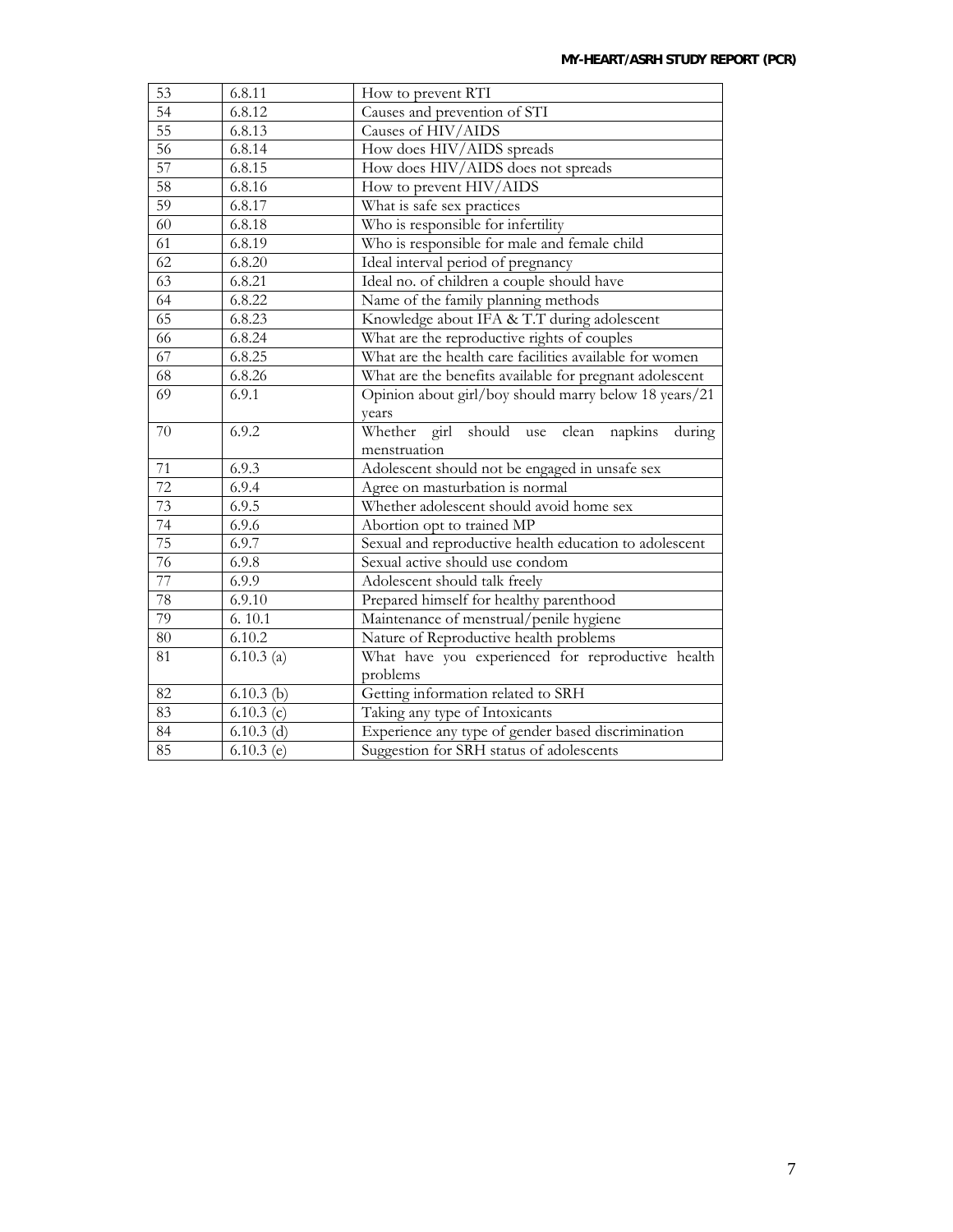| | | |
|---|---|---|
| 53 | 6.8.11 | How to prevent RTI |
| 54 | 6.8.12 | Causes and prevention of STI |
| 55 | 6.8.13 | Causes of HIV/AIDS |
| 56 | 6.8.14 | How does HIV/AIDS spreads |
| 57 | 6.8.15 | How does HIV/AIDS does not spreads |
| 58 | 6.8.16 | How to prevent HIV/AIDS |
| 59 | 6.8.17 | What is safe sex practices |
| 60 | 6.8.18 | Who is responsible for infertility |
| 61 | 6.8.19 | Who is responsible for male and female child |
| 62 | 6.8.20 | Ideal interval period of pregnancy |
| 63 | 6.8.21 | Ideal no. of children a couple should have |
| 64 | 6.8.22 | Name of the family planning methods |
| 65 | 6.8.23 | Knowledge about IFA & T.T during adolescent |
| 66 | 6.8.24 | What are the reproductive rights of couples |
| 67 | 6.8.25 | What are the health care facilities available for women |
| 68 | 6.8.26 | What are the benefits available for pregnant adolescent |
| 69 | 6.9.1 | Opinion about girl/boy should marry below 18 years/21 years |
| 70 | 6.9.2 | Whether girl should use clean napkins during menstruation |
| 71 | 6.9.3 | Adolescent should not be engaged in unsafe sex |
| 72 | 6.9.4 | Agree on masturbation is normal |
| 73 | 6.9.5 | Whether adolescent should avoid home sex |
| 74 | 6.9.6 | Abortion opt to trained MP |
| 75 | 6.9.7 | Sexual and reproductive health education to adolescent |
| 76 | 6.9.8 | Sexual active should use condom |
| 77 | 6.9.9 | Adolescent should talk freely |
| 78 | 6.9.10 | Prepared himself for healthy parenthood |
| 79 | 6. 10.1 | Maintenance of menstrual/penile hygiene |
| 80 | 6.10.2 | Nature of Reproductive health problems |
| 81 | 6.10.3 (a) | What have you experienced for reproductive health problems |
| 82 | 6.10.3 (b) | Getting information related to SRH |
| 83 | 6.10.3 (c) | Taking any type of Intoxicants |
| 84 | 6.10.3 (d) | Experience any type of gender based discrimination |
| 85 | 6.10.3 (e) | Suggestion for SRH status of adolescents |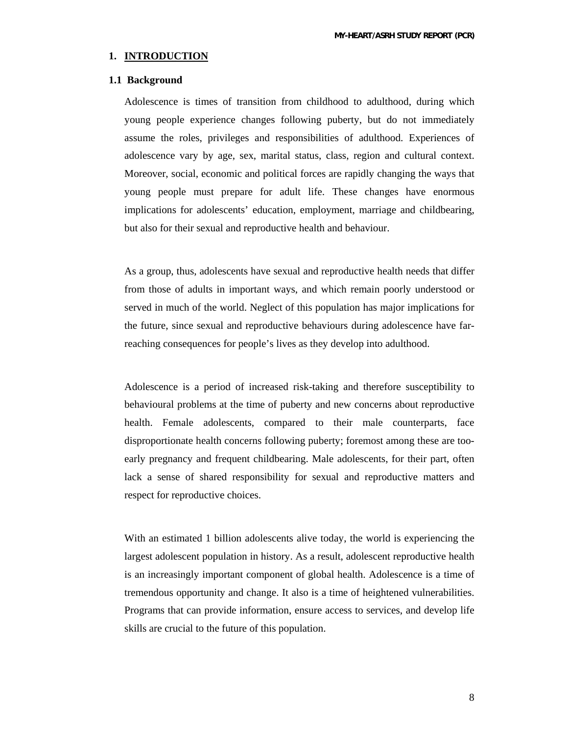# 1. INTRODUCTION

## 1.1 Background

Adolescence is times of transition from childhood to adulthood, during which young people experience changes following puberty, but do not immediately assume the roles, privileges and responsibilities of adulthood. Experiences of adolescence vary by age, sex, marital status, class, region and cultural context. Moreover, social, economic and political forces are rapidly changing the ways that young people must prepare for adult life. These changes have enormous implications for adolescents' education, employment, marriage and childbearing, but also for their sexual and reproductive health and behaviour.

As a group, thus, adolescents have sexual and reproductive health needs that differ from those of adults in important ways, and which remain poorly understood or served in much of the world. Neglect of this population has major implications for the future, since sexual and reproductive behaviours during adolescence have far-reaching consequences for people's lives as they develop into adulthood.

Adolescence is a period of increased risk-taking and therefore susceptibility to behavioural problems at the time of puberty and new concerns about reproductive health. Female adolescents, compared to their male counterparts, face disproportionate health concerns following puberty; foremost among these are too-early pregnancy and frequent childbearing. Male adolescents, for their part, often lack a sense of shared responsibility for sexual and reproductive matters and respect for reproductive choices.

With an estimated 1 billion adolescents alive today, the world is experiencing the largest adolescent population in history. As a result, adolescent reproductive health is an increasingly important component of global health. Adolescence is a time of tremendous opportunity and change. It also is a time of heightened vulnerabilities. Programs that can provide information, ensure access to services, and develop life skills are crucial to the future of this population.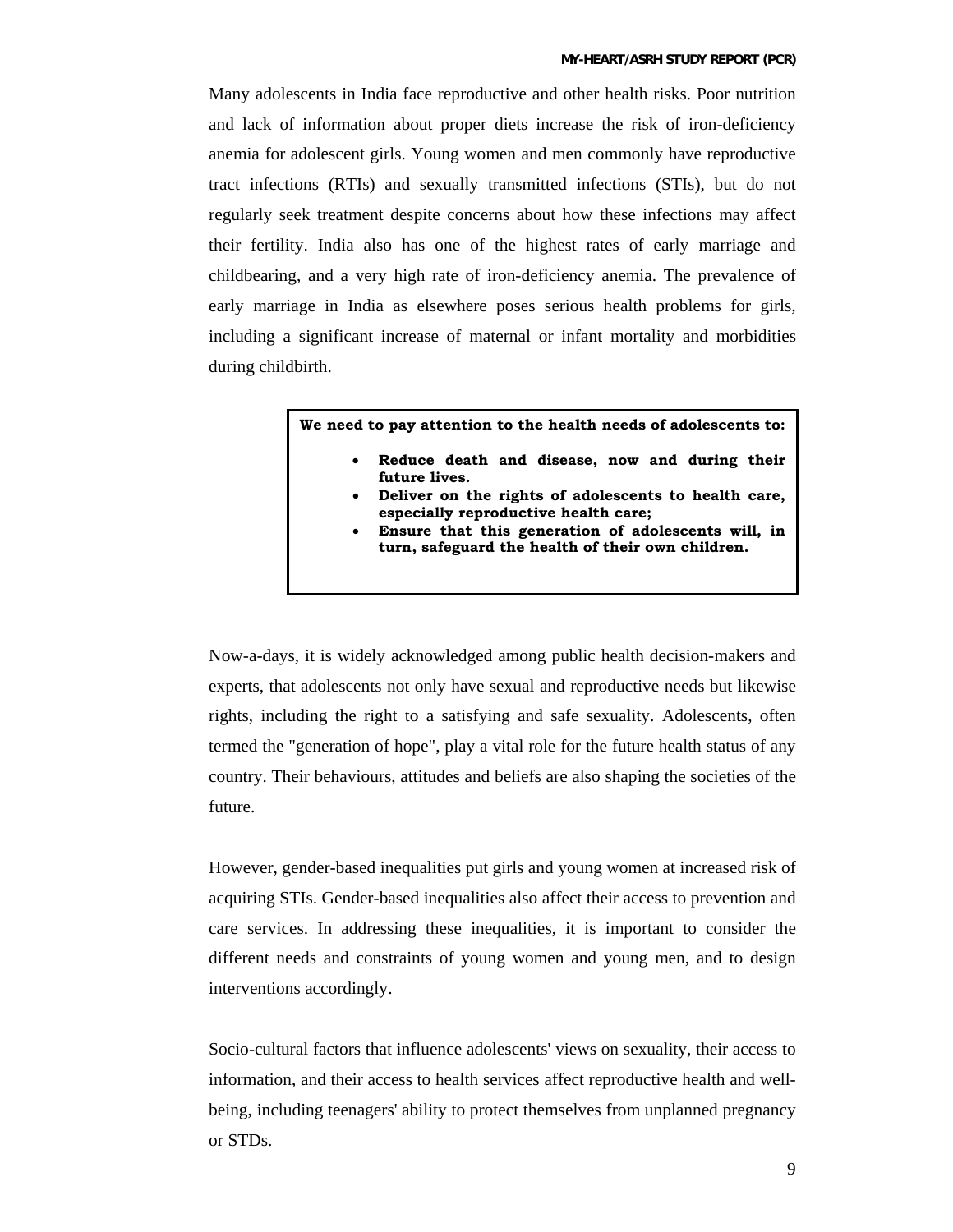Many adolescents in India face reproductive and other health risks. Poor nutrition and lack of information about proper diets increase the risk of iron-deficiency anemia for adolescent girls. Young women and men commonly have reproductive tract infections (RTIs) and sexually transmitted infections (STIs), but do not regularly seek treatment despite concerns about how these infections may affect their fertility. India also has one of the highest rates of early marriage and childbearing, and a very high rate of iron-deficiency anemia. The prevalence of early marriage in India as elsewhere poses serious health problems for girls, including a significant increase of maternal or infant mortality and morbidities during childbirth.

**We need to pay attention to the health needs of adolescents to:**

- **Reduce death and disease, now and during their future lives.**
- **Deliver on the rights of adolescents to health care, especially reproductive health care;**
- **Ensure that this generation of adolescents will, in turn, safeguard the health of their own children.**

Now-a-days, it is widely acknowledged among public health decision-makers and experts, that adolescents not only have sexual and reproductive needs but likewise rights, including the right to a satisfying and safe sexuality. Adolescents, often termed the "generation of hope", play a vital role for the future health status of any country. Their behaviours, attitudes and beliefs are also shaping the societies of the future.

However, gender-based inequalities put girls and young women at increased risk of acquiring STIs. Gender-based inequalities also affect their access to prevention and care services. In addressing these inequalities, it is important to consider the different needs and constraints of young women and young men, and to design interventions accordingly.

Socio-cultural factors that influence adolescents' views on sexuality, their access to information, and their access to health services affect reproductive health and well-being, including teenagers' ability to protect themselves from unplanned pregnancy or STDs.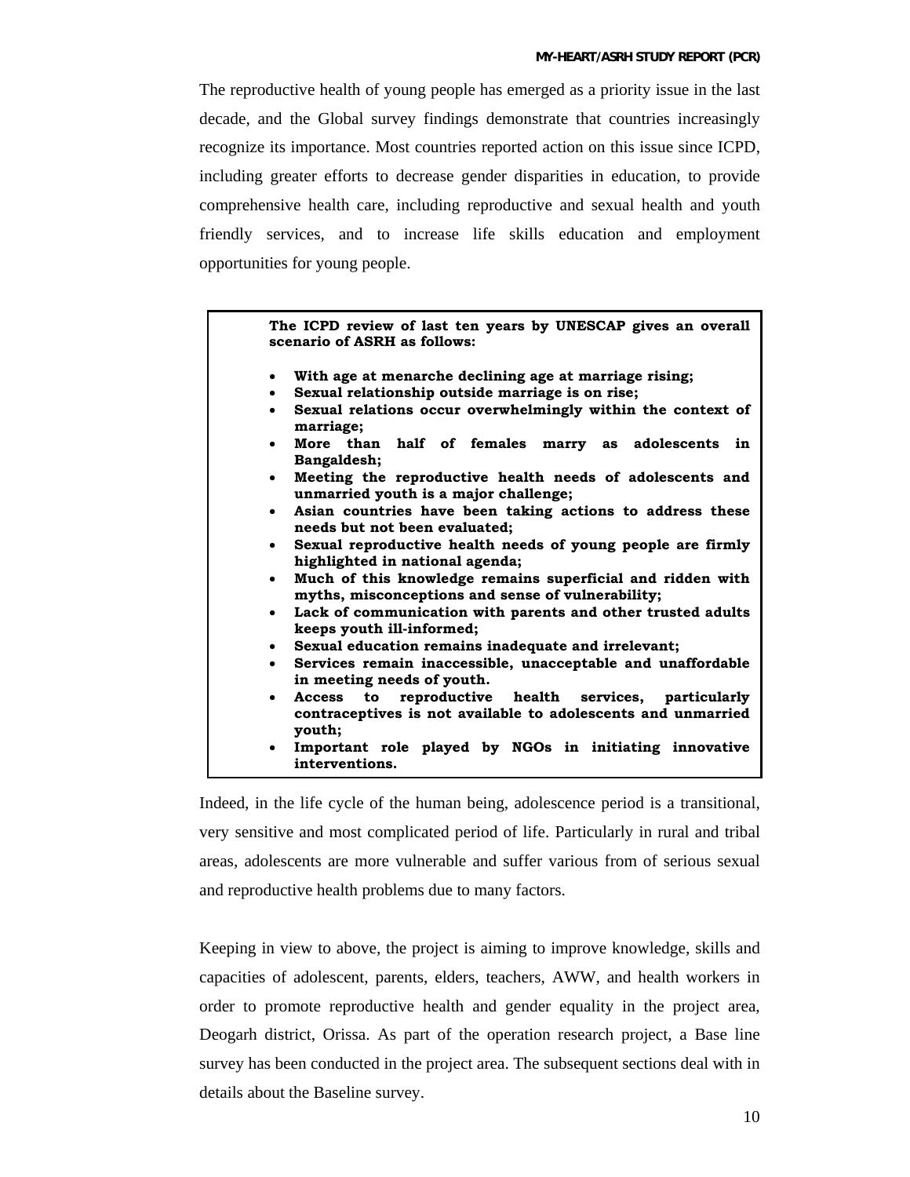The reproductive health of young people has emerged as a priority issue in the last decade, and the Global survey findings demonstrate that countries increasingly recognize its importance. Most countries reported action on this issue since ICPD, including greater efforts to decrease gender disparities in education, to provide comprehensive health care, including reproductive and sexual health and youth friendly services, and to increase life skills education and employment opportunities for young people.

**The ICPD review of last ten years by UNESCAP gives an overall scenario of ASRH as follows:**

- **With age at menarche declining age at marriage rising;**
- **Sexual relationship outside marriage is on rise;**
- **Sexual relations occur overwhelmingly within the context of marriage;**
- **More than half of females marry as adolescents in Bangaldesh;**
- **Meeting the reproductive health needs of adolescents and unmarried youth is a major challenge;**
- **Asian countries have been taking actions to address these needs but not been evaluated;**
- **Sexual reproductive health needs of young people are firmly highlighted in national agenda;**
- **Much of this knowledge remains superficial and ridden with myths, misconceptions and sense of vulnerability;**
- **Lack of communication with parents and other trusted adults keeps youth ill-informed;**
- **Sexual education remains inadequate and irrelevant;**
- **Services remain inaccessible, unacceptable and unaffordable in meeting needs of youth.**
- **Access to reproductive health services, particularly contraceptives is not available to adolescents and unmarried youth;**
- **Important role played by NGOs in initiating innovative interventions.**

Indeed, in the life cycle of the human being, adolescence period is a transitional, very sensitive and most complicated period of life. Particularly in rural and tribal areas, adolescents are more vulnerable and suffer various from of serious sexual and reproductive health problems due to many factors.

Keeping in view to above, the project is aiming to improve knowledge, skills and capacities of adolescent, parents, elders, teachers, AWW, and health workers in order to promote reproductive health and gender equality in the project area, Deogarh district, Orissa. As part of the operation research project, a Base line survey has been conducted in the project area. The subsequent sections deal with in details about the Baseline survey.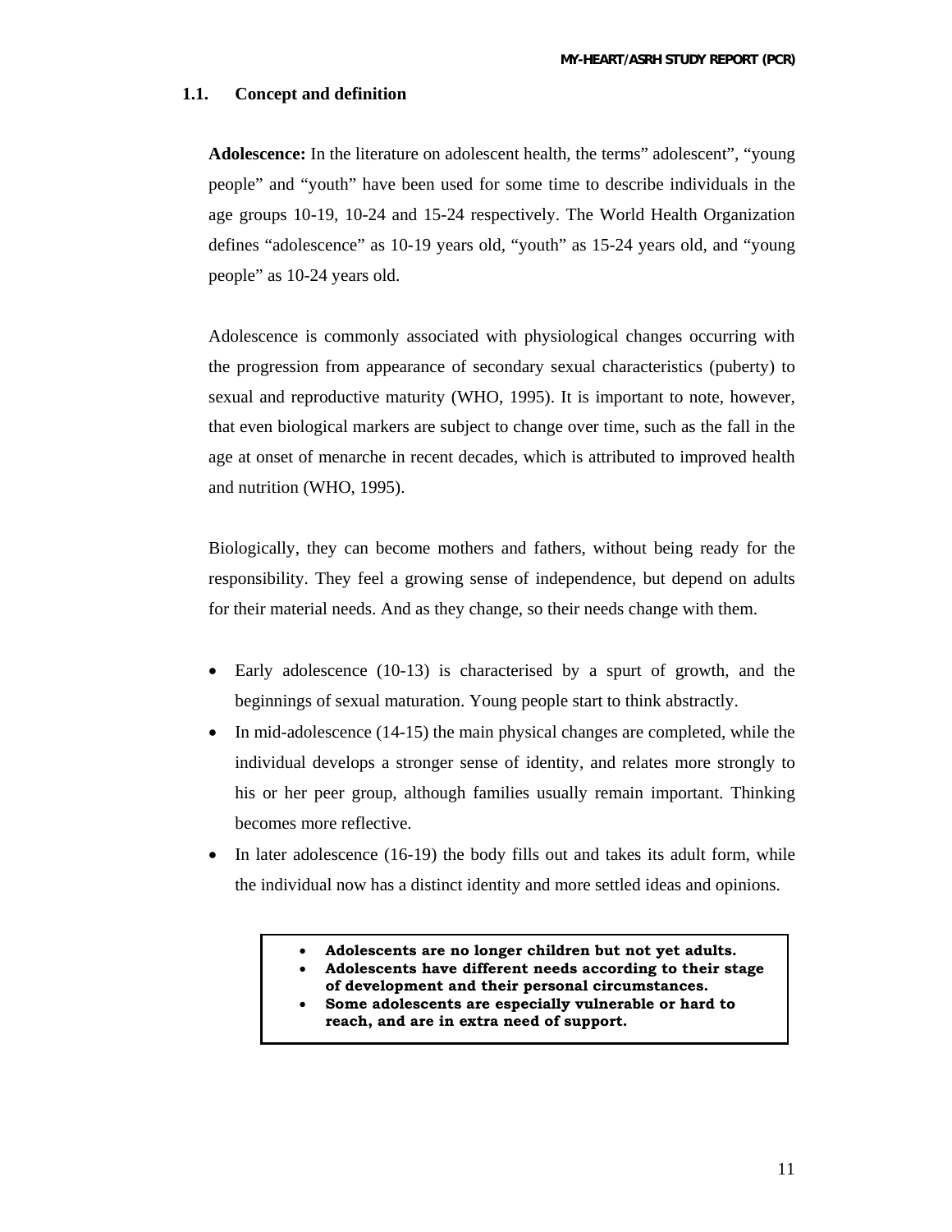## 1.1. Concept and definition

**Adolescence:** In the literature on adolescent health, the terms" adolescent", "young people" and "youth" have been used for some time to describe individuals in the age groups 10-19, 10-24 and 15-24 respectively. The World Health Organization defines "adolescence" as 10-19 years old, "youth" as 15-24 years old, and "young people" as 10-24 years old.

Adolescence is commonly associated with physiological changes occurring with the progression from appearance of secondary sexual characteristics (puberty) to sexual and reproductive maturity (WHO, 1995). It is important to note, however, that even biological markers are subject to change over time, such as the fall in the age at onset of menarche in recent decades, which is attributed to improved health and nutrition (WHO, 1995).

Biologically, they can become mothers and fathers, without being ready for the responsibility. They feel a growing sense of independence, but depend on adults for their material needs. And as they change, so their needs change with them.

- Early adolescence (10-13) is characterised by a spurt of growth, and the beginnings of sexual maturation. Young people start to think abstractly.
- In mid-adolescence (14-15) the main physical changes are completed, while the individual develops a stronger sense of identity, and relates more strongly to his or her peer group, although families usually remain important. Thinking becomes more reflective.
- In later adolescence (16-19) the body fills out and takes its adult form, while the individual now has a distinct identity and more settled ideas and opinions.

> - **Adolescents are no longer children but not yet adults.**
> - **Adolescents have different needs according to their stage of development and their personal circumstances.**
> - **Some adolescents are especially vulnerable or hard to reach, and are in extra need of support.**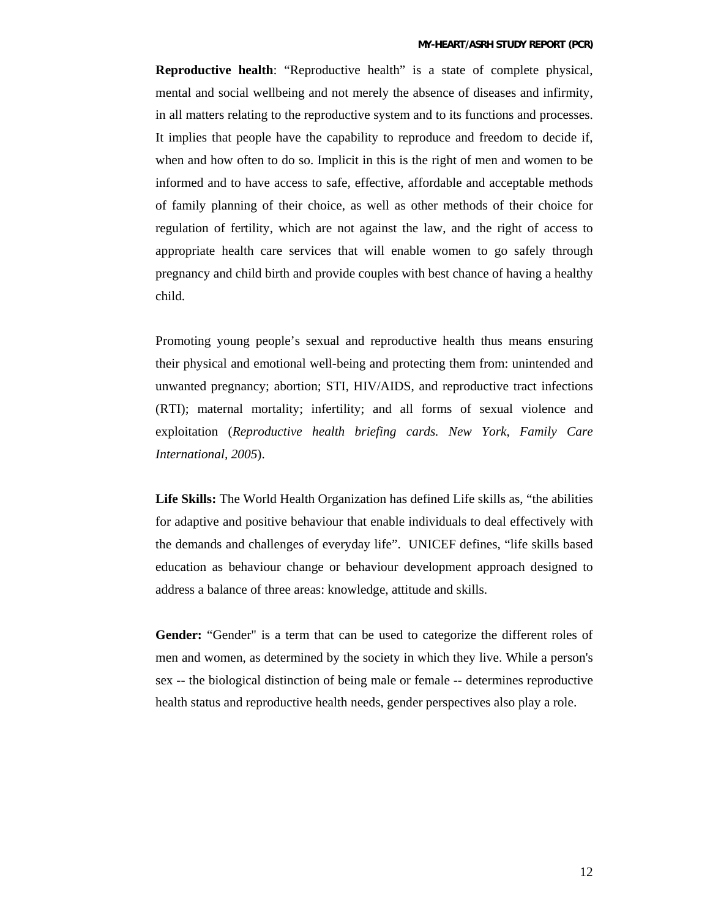**Reproductive health**: "Reproductive health" is a state of complete physical, mental and social wellbeing and not merely the absence of diseases and infirmity, in all matters relating to the reproductive system and to its functions and processes. It implies that people have the capability to reproduce and freedom to decide if, when and how often to do so. Implicit in this is the right of men and women to be informed and to have access to safe, effective, affordable and acceptable methods of family planning of their choice, as well as other methods of their choice for regulation of fertility, which are not against the law, and the right of access to appropriate health care services that will enable women to go safely through pregnancy and child birth and provide couples with best chance of having a healthy child.

Promoting young people's sexual and reproductive health thus means ensuring their physical and emotional well-being and protecting them from: unintended and unwanted pregnancy; abortion; STI, HIV/AIDS, and reproductive tract infections (RTI); maternal mortality; infertility; and all forms of sexual violence and exploitation (*Reproductive health briefing cards. New York, Family Care International, 2005*).

**Life Skills:** The World Health Organization has defined Life skills as, "the abilities for adaptive and positive behaviour that enable individuals to deal effectively with the demands and challenges of everyday life". UNICEF defines, "life skills based education as behaviour change or behaviour development approach designed to address a balance of three areas: knowledge, attitude and skills.

**Gender:** "Gender" is a term that can be used to categorize the different roles of men and women, as determined by the society in which they live. While a person's sex -- the biological distinction of being male or female -- determines reproductive health status and reproductive health needs, gender perspectives also play a role.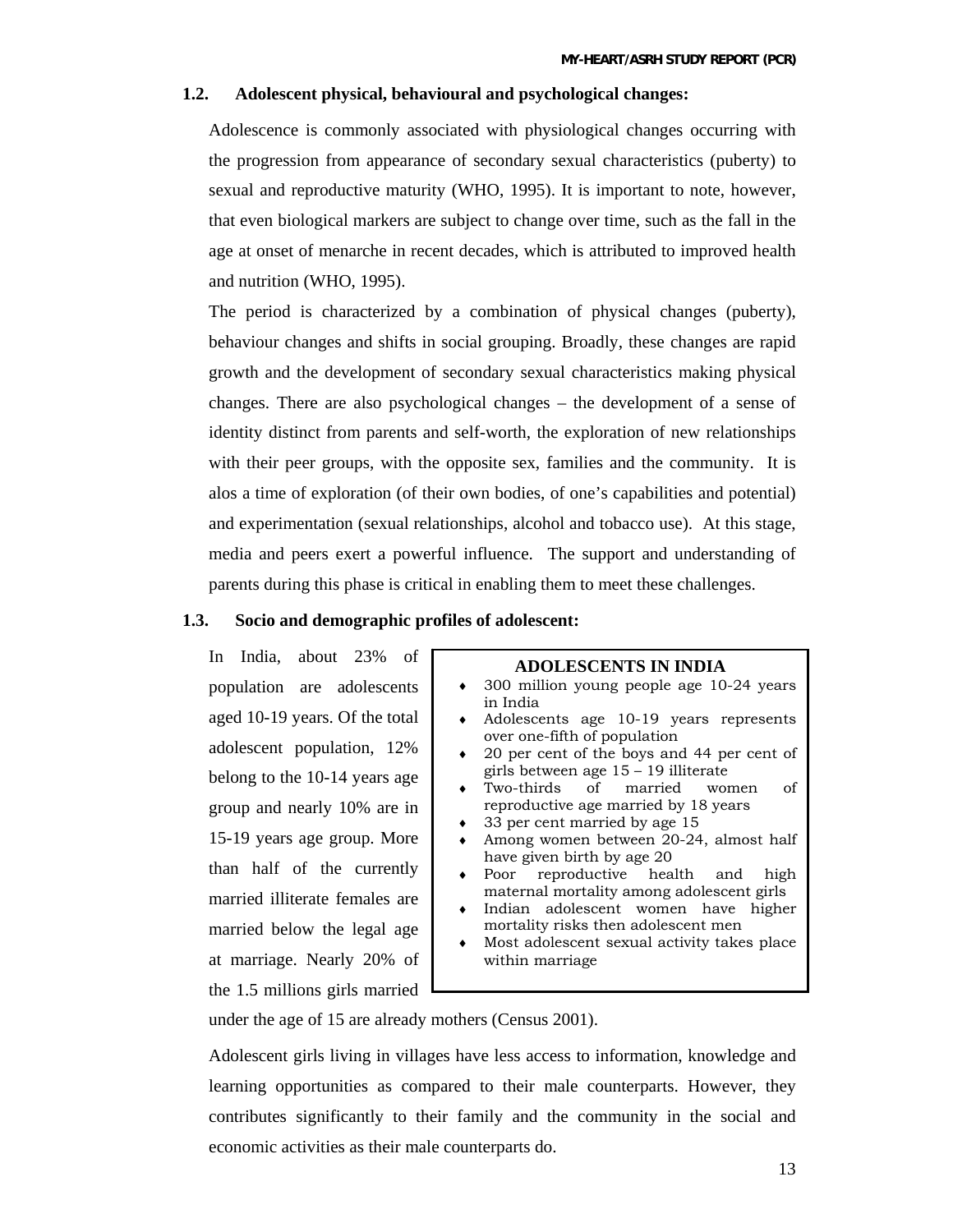### 1.2. Adolescent physical, behavioural and psychological changes:

Adolescence is commonly associated with physiological changes occurring with the progression from appearance of secondary sexual characteristics (puberty) to sexual and reproductive maturity (WHO, 1995). It is important to note, however, that even biological markers are subject to change over time, such as the fall in the age at onset of menarche in recent decades, which is attributed to improved health and nutrition (WHO, 1995).

The period is characterized by a combination of physical changes (puberty), behaviour changes and shifts in social grouping. Broadly, these changes are rapid growth and the development of secondary sexual characteristics making physical changes. There are also psychological changes – the development of a sense of identity distinct from parents and self-worth, the exploration of new relationships with their peer groups, with the opposite sex, families and the community. It is alos a time of exploration (of their own bodies, of one's capabilities and potential) and experimentation (sexual relationships, alcohol and tobacco use). At this stage, media and peers exert a powerful influence. The support and understanding of parents during this phase is critical in enabling them to meet these challenges.

### 1.3. Socio and demographic profiles of adolescent:

In India, about 23% of population are adolescents aged 10-19 years. Of the total adolescent population, 12% belong to the 10-14 years age group and nearly 10% are in 15-19 years age group. More than half of the currently married illiterate females are married below the legal age at marriage. Nearly 20% of the 1.5 millions girls married under the age of 15 are already mothers (Census 2001).

**ADOLESCENTS IN INDIA**

- 300 million young people age 10-24 years in India
- Adolescents age 10-19 years represents over one-fifth of population
- 20 per cent of the boys and 44 per cent of girls between age 15 – 19 illiterate
- Two-thirds of married women of reproductive age married by 18 years
- 33 per cent married by age 15
- Among women between 20-24, almost half have given birth by age 20
- Poor reproductive health and high maternal mortality among adolescent girls
- Indian adolescent women have higher mortality risks then adolescent men
- Most adolescent sexual activity takes place within marriage

Adolescent girls living in villages have less access to information, knowledge and learning opportunities as compared to their male counterparts. However, they contributes significantly to their family and the community in the social and economic activities as their male counterparts do.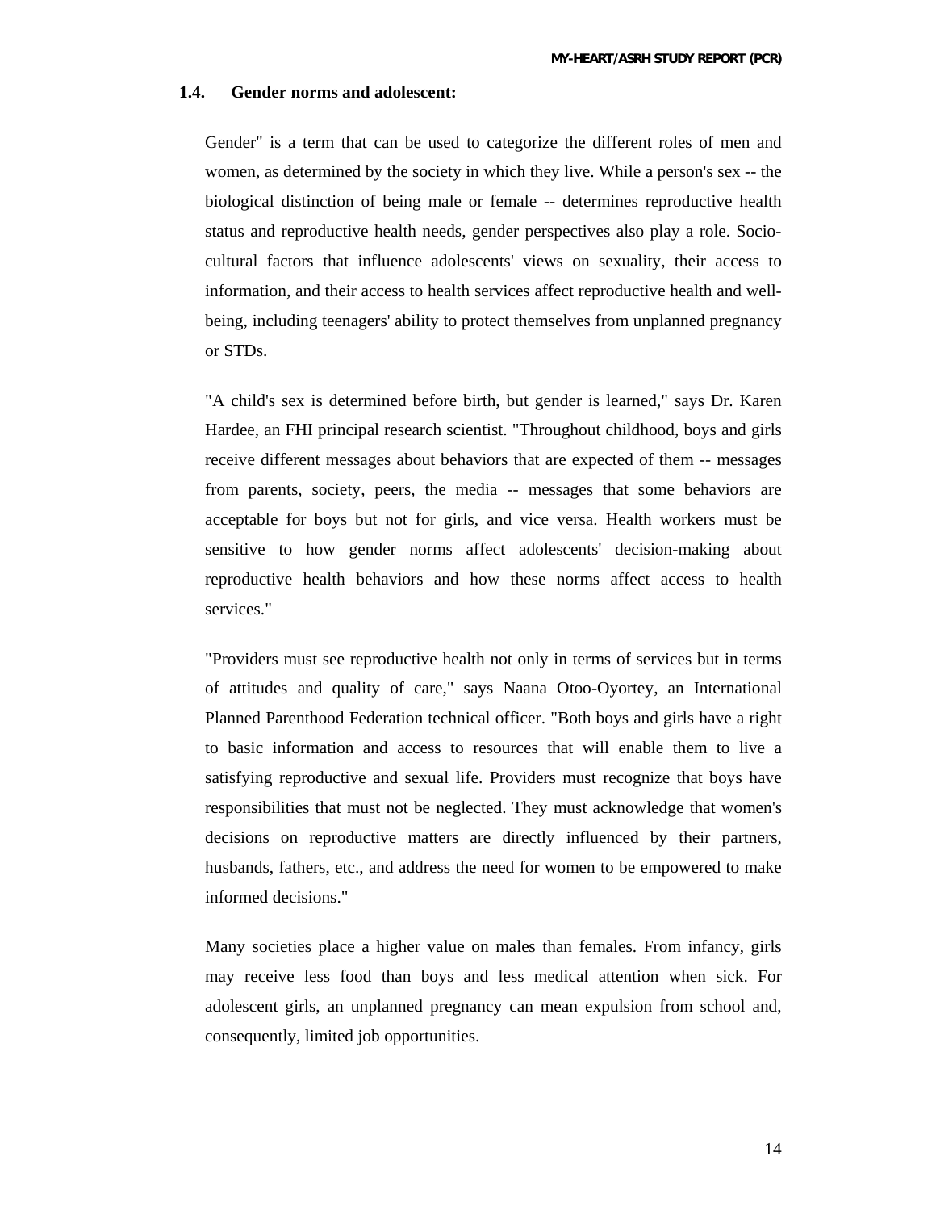### 1.4. Gender norms and adolescent:

Gender" is a term that can be used to categorize the different roles of men and women, as determined by the society in which they live. While a person's sex -- the biological distinction of being male or female -- determines reproductive health status and reproductive health needs, gender perspectives also play a role. Socio-cultural factors that influence adolescents' views on sexuality, their access to information, and their access to health services affect reproductive health and well-being, including teenagers' ability to protect themselves from unplanned pregnancy or STDs.

"A child's sex is determined before birth, but gender is learned," says Dr. Karen Hardee, an FHI principal research scientist. "Throughout childhood, boys and girls receive different messages about behaviors that are expected of them -- messages from parents, society, peers, the media -- messages that some behaviors are acceptable for boys but not for girls, and vice versa. Health workers must be sensitive to how gender norms affect adolescents' decision-making about reproductive health behaviors and how these norms affect access to health services."

"Providers must see reproductive health not only in terms of services but in terms of attitudes and quality of care," says Naana Otoo-Oyortey, an International Planned Parenthood Federation technical officer. "Both boys and girls have a right to basic information and access to resources that will enable them to live a satisfying reproductive and sexual life. Providers must recognize that boys have responsibilities that must not be neglected. They must acknowledge that women's decisions on reproductive matters are directly influenced by their partners, husbands, fathers, etc., and address the need for women to be empowered to make informed decisions."

Many societies place a higher value on males than females. From infancy, girls may receive less food than boys and less medical attention when sick. For adolescent girls, an unplanned pregnancy can mean expulsion from school and, consequently, limited job opportunities.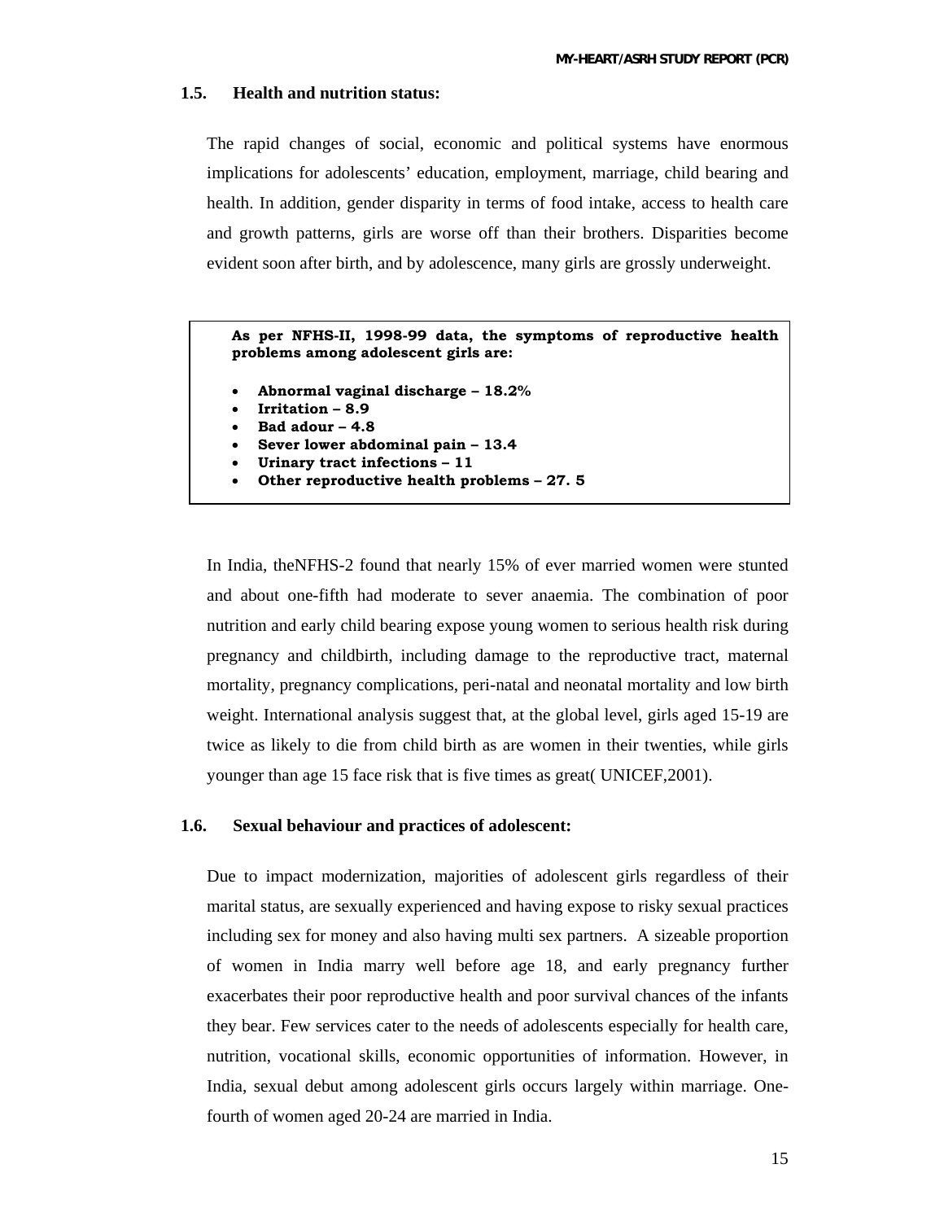### 1.5. Health and nutrition status:

The rapid changes of social, economic and political systems have enormous implications for adolescents' education, employment, marriage, child bearing and health. In addition, gender disparity in terms of food intake, access to health care and growth patterns, girls are worse off than their brothers. Disparities become evident soon after birth, and by adolescence, many girls are grossly underweight.

**As per NFHS-II, 1998-99 data, the symptoms of reproductive health problems among adolescent girls are:**

- **Abnormal vaginal discharge – 18.2%**
- **Irritation – 8.9**
- **Bad adour – 4.8**
- **Sever lower abdominal pain – 13.4**
- **Urinary tract infections – 11**
- **Other reproductive health problems – 27. 5**

In India, theNFHS-2 found that nearly 15% of ever married women were stunted and about one-fifth had moderate to sever anaemia. The combination of poor nutrition and early child bearing expose young women to serious health risk during pregnancy and childbirth, including damage to the reproductive tract, maternal mortality, pregnancy complications, peri-natal and neonatal mortality and low birth weight. International analysis suggest that, at the global level, girls aged 15-19 are twice as likely to die from child birth as are women in their twenties, while girls younger than age 15 face risk that is five times as great( UNICEF,2001).

### 1.6. Sexual behaviour and practices of adolescent:

Due to impact modernization, majorities of adolescent girls regardless of their marital status, are sexually experienced and having expose to risky sexual practices including sex for money and also having multi sex partners. A sizeable proportion of women in India marry well before age 18, and early pregnancy further exacerbates their poor reproductive health and poor survival chances of the infants they bear. Few services cater to the needs of adolescents especially for health care, nutrition, vocational skills, economic opportunities of information. However, in India, sexual debut among adolescent girls occurs largely within marriage. One-fourth of women aged 20-24 are married in India.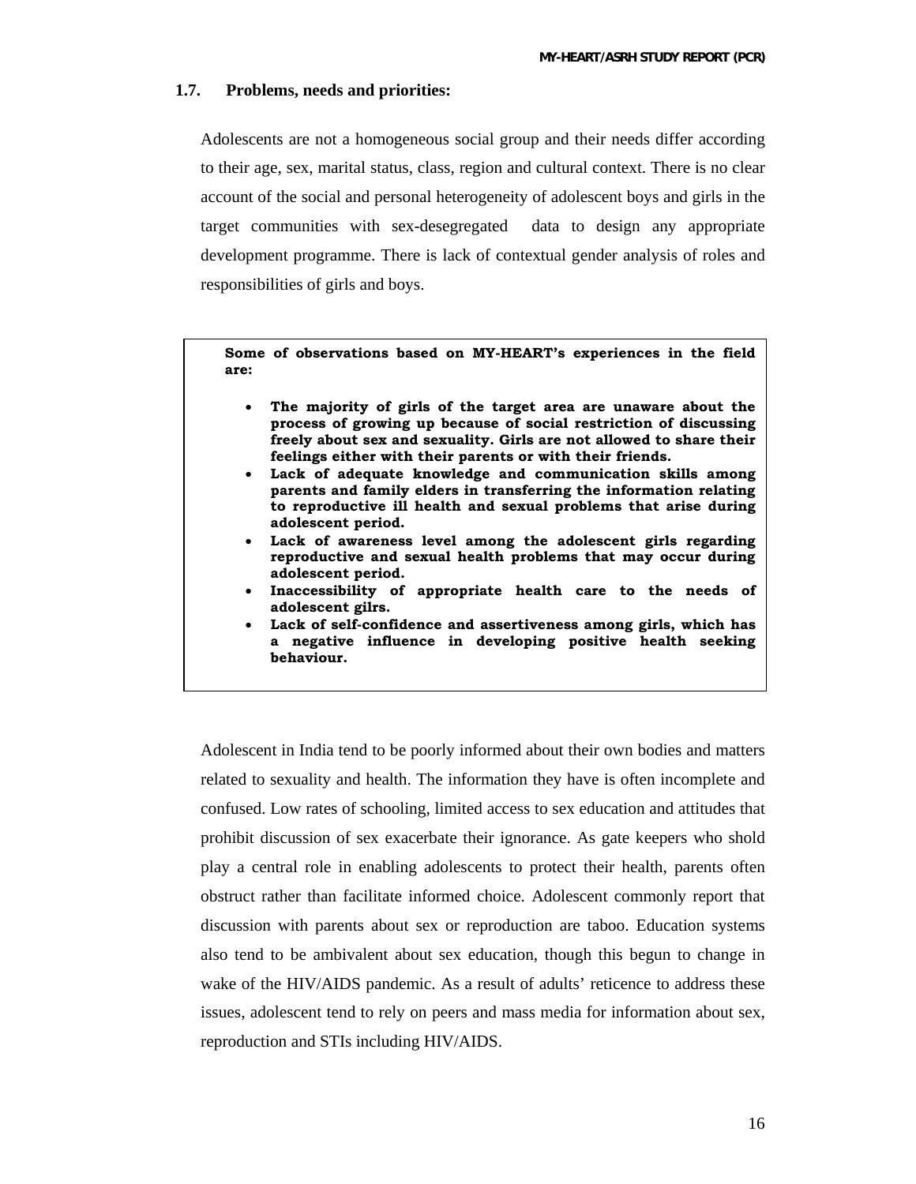## 1.7. Problems, needs and priorities:

Adolescents are not a homogeneous social group and their needs differ according to their age, sex, marital status, class, region and cultural context. There is no clear account of the social and personal heterogeneity of adolescent boys and girls in the target communities with sex-desegregated data to design any appropriate development programme. There is lack of contextual gender analysis of roles and responsibilities of girls and boys.

> **Some of observations based on MY-HEART's experiences in the field are:**
>
> - **The majority of girls of the target area are unaware about the process of growing up because of social restriction of discussing freely about sex and sexuality. Girls are not allowed to share their feelings either with their parents or with their friends.**
> - **Lack of adequate knowledge and communication skills among parents and family elders in transferring the information relating to reproductive ill health and sexual problems that arise during adolescent period.**
> - **Lack of awareness level among the adolescent girls regarding reproductive and sexual health problems that may occur during adolescent period.**
> - **Inaccessibility of appropriate health care to the needs of adolescent gilrs.**
> - **Lack of self-confidence and assertiveness among girls, which has a negative influence in developing positive health seeking behaviour.**

Adolescent in India tend to be poorly informed about their own bodies and matters related to sexuality and health. The information they have is often incomplete and confused. Low rates of schooling, limited access to sex education and attitudes that prohibit discussion of sex exacerbate their ignorance. As gate keepers who shold play a central role in enabling adolescents to protect their health, parents often obstruct rather than facilitate informed choice. Adolescent commonly report that discussion with parents about sex or reproduction are taboo. Education systems also tend to be ambivalent about sex education, though this begun to change in wake of the HIV/AIDS pandemic. As a result of adults' reticence to address these issues, adolescent tend to rely on peers and mass media for information about sex, reproduction and STIs including HIV/AIDS.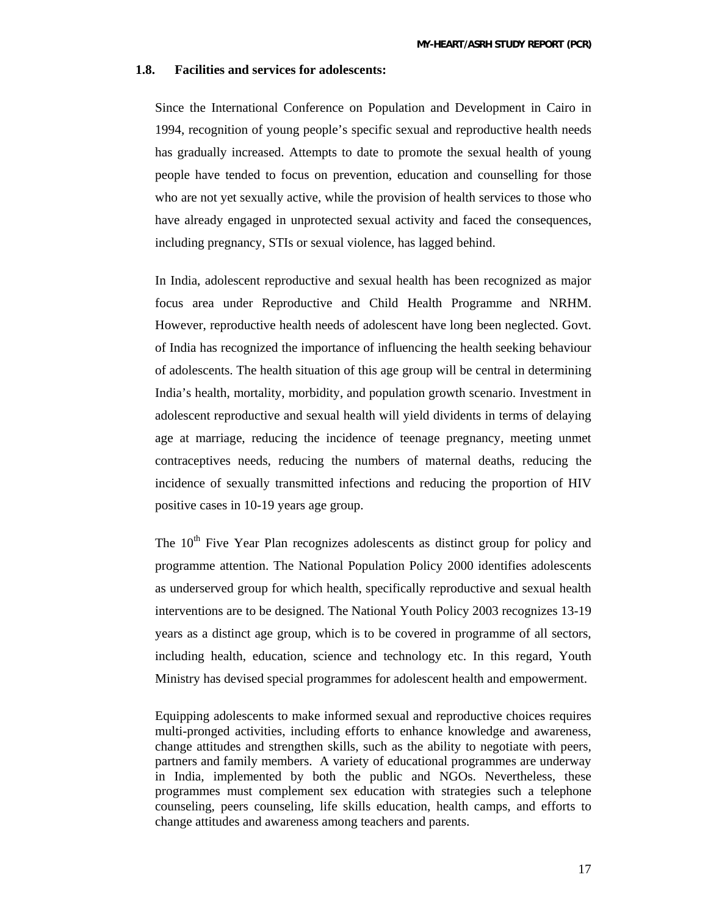### 1.8. Facilities and services for adolescents:

Since the International Conference on Population and Development in Cairo in 1994, recognition of young people's specific sexual and reproductive health needs has gradually increased. Attempts to date to promote the sexual health of young people have tended to focus on prevention, education and counselling for those who are not yet sexually active, while the provision of health services to those who have already engaged in unprotected sexual activity and faced the consequences, including pregnancy, STIs or sexual violence, has lagged behind.

In India, adolescent reproductive and sexual health has been recognized as major focus area under Reproductive and Child Health Programme and NRHM. However, reproductive health needs of adolescent have long been neglected. Govt. of India has recognized the importance of influencing the health seeking behaviour of adolescents. The health situation of this age group will be central in determining India's health, mortality, morbidity, and population growth scenario. Investment in adolescent reproductive and sexual health will yield dividents in terms of delaying age at marriage, reducing the incidence of teenage pregnancy, meeting unmet contraceptives needs, reducing the numbers of maternal deaths, reducing the incidence of sexually transmitted infections and reducing the proportion of HIV positive cases in 10-19 years age group.

The 10th Five Year Plan recognizes adolescents as distinct group for policy and programme attention. The National Population Policy 2000 identifies adolescents as underserved group for which health, specifically reproductive and sexual health interventions are to be designed. The National Youth Policy 2003 recognizes 13-19 years as a distinct age group, which is to be covered in programme of all sectors, including health, education, science and technology etc. In this regard, Youth Ministry has devised special programmes for adolescent health and empowerment.

Equipping adolescents to make informed sexual and reproductive choices requires multi-pronged activities, including efforts to enhance knowledge and awareness, change attitudes and strengthen skills, such as the ability to negotiate with peers, partners and family members. A variety of educational programmes are underway in India, implemented by both the public and NGOs. Nevertheless, these programmes must complement sex education with strategies such a telephone counseling, peers counseling, life skills education, health camps, and efforts to change attitudes and awareness among teachers and parents.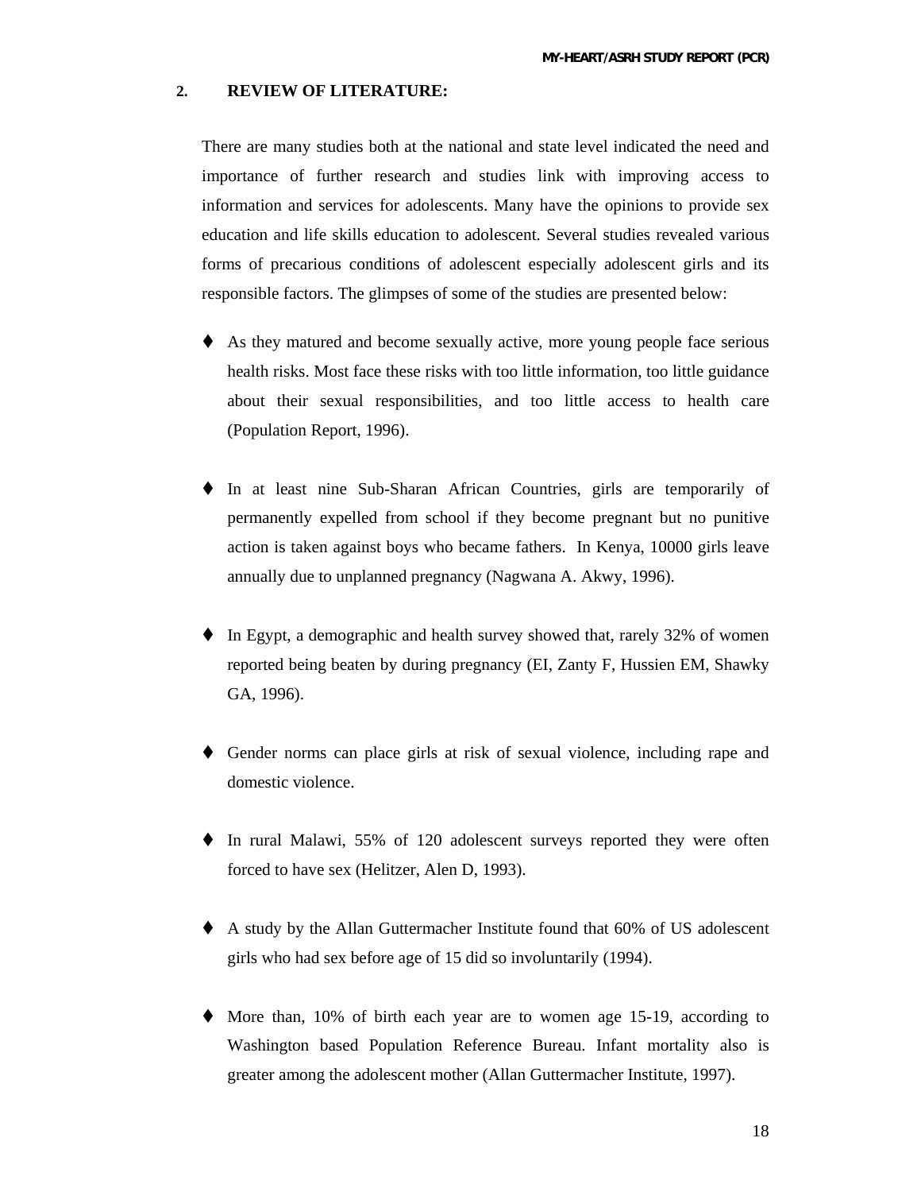## 2. REVIEW OF LITERATURE:

There are many studies both at the national and state level indicated the need and importance of further research and studies link with improving access to information and services for adolescents. Many have the opinions to provide sex education and life skills education to adolescent. Several studies revealed various forms of precarious conditions of adolescent especially adolescent girls and its responsible factors. The glimpses of some of the studies are presented below:

- As they matured and become sexually active, more young people face serious health risks. Most face these risks with too little information, too little guidance about their sexual responsibilities, and too little access to health care (Population Report, 1996).

- In at least nine Sub-Sharan African Countries, girls are temporarily of permanently expelled from school if they become pregnant but no punitive action is taken against boys who became fathers. In Kenya, 10000 girls leave annually due to unplanned pregnancy (Nagwana A. Akwy, 1996).

- In Egypt, a demographic and health survey showed that, rarely 32% of women reported being beaten by during pregnancy (EI, Zanty F, Hussien EM, Shawky GA, 1996).

- Gender norms can place girls at risk of sexual violence, including rape and domestic violence.

- In rural Malawi, 55% of 120 adolescent surveys reported they were often forced to have sex (Helitzer, Alen D, 1993).

- A study by the Allan Guttermacher Institute found that 60% of US adolescent girls who had sex before age of 15 did so involuntarily (1994).

- More than, 10% of birth each year are to women age 15-19, according to Washington based Population Reference Bureau. Infant mortality also is greater among the adolescent mother (Allan Guttermacher Institute, 1997).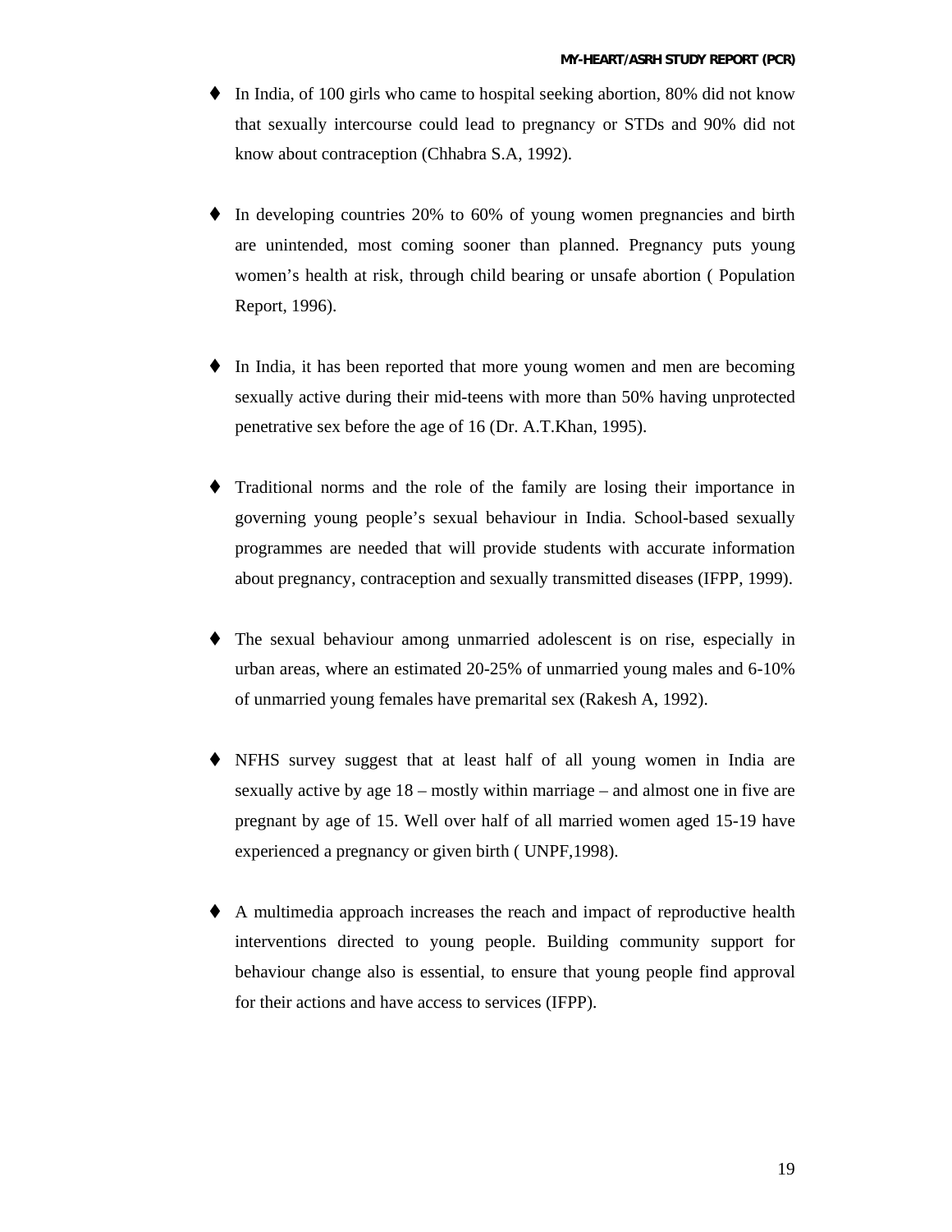- In India, of 100 girls who came to hospital seeking abortion, 80% did not know that sexually intercourse could lead to pregnancy or STDs and 90% did not know about contraception (Chhabra S.A, 1992).

- In developing countries 20% to 60% of young women pregnancies and birth are unintended, most coming sooner than planned. Pregnancy puts young women's health at risk, through child bearing or unsafe abortion ( Population Report, 1996).

- In India, it has been reported that more young women and men are becoming sexually active during their mid-teens with more than 50% having unprotected penetrative sex before the age of 16 (Dr. A.T.Khan, 1995).

- Traditional norms and the role of the family are losing their importance in governing young people's sexual behaviour in India. School-based sexually programmes are needed that will provide students with accurate information about pregnancy, contraception and sexually transmitted diseases (IFPP, 1999).

- The sexual behaviour among unmarried adolescent is on rise, especially in urban areas, where an estimated 20-25% of unmarried young males and 6-10% of unmarried young females have premarital sex (Rakesh A, 1992).

- NFHS survey suggest that at least half of all young women in India are sexually active by age 18 – mostly within marriage – and almost one in five are pregnant by age of 15. Well over half of all married women aged 15-19 have experienced a pregnancy or given birth ( UNPF,1998).

- A multimedia approach increases the reach and impact of reproductive health interventions directed to young people. Building community support for behaviour change also is essential, to ensure that young people find approval for their actions and have access to services (IFPP).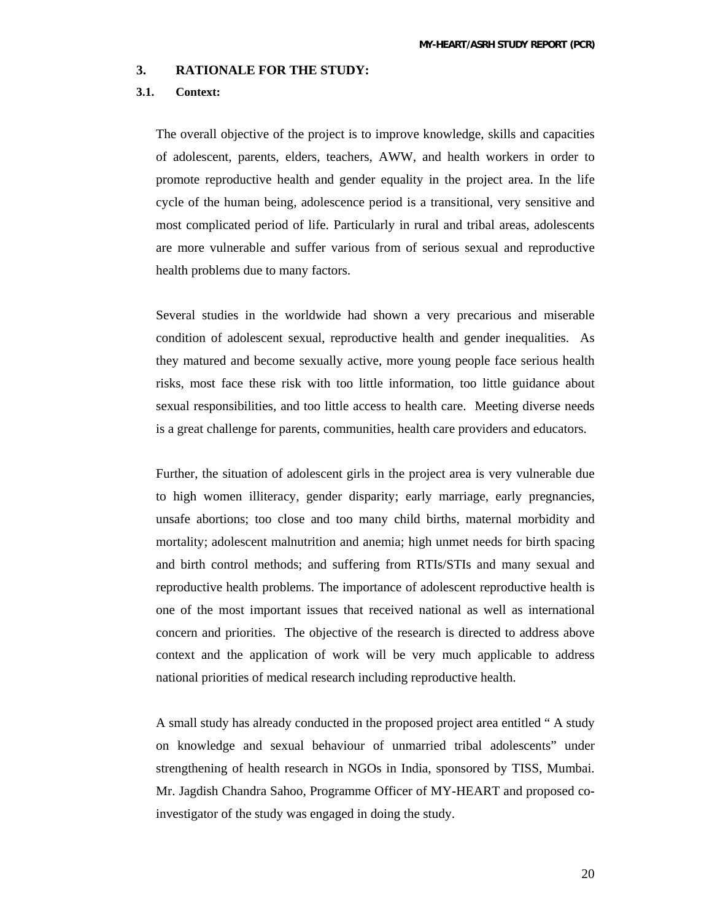## 3. RATIONALE FOR THE STUDY:

### 3.1. Context:

The overall objective of the project is to improve knowledge, skills and capacities of adolescent, parents, elders, teachers, AWW, and health workers in order to promote reproductive health and gender equality in the project area. In the life cycle of the human being, adolescence period is a transitional, very sensitive and most complicated period of life. Particularly in rural and tribal areas, adolescents are more vulnerable and suffer various from of serious sexual and reproductive health problems due to many factors.

Several studies in the worldwide had shown a very precarious and miserable condition of adolescent sexual, reproductive health and gender inequalities. As they matured and become sexually active, more young people face serious health risks, most face these risk with too little information, too little guidance about sexual responsibilities, and too little access to health care. Meeting diverse needs is a great challenge for parents, communities, health care providers and educators.

Further, the situation of adolescent girls in the project area is very vulnerable due to high women illiteracy, gender disparity; early marriage, early pregnancies, unsafe abortions; too close and too many child births, maternal morbidity and mortality; adolescent malnutrition and anemia; high unmet needs for birth spacing and birth control methods; and suffering from RTIs/STIs and many sexual and reproductive health problems. The importance of adolescent reproductive health is one of the most important issues that received national as well as international concern and priorities. The objective of the research is directed to address above context and the application of work will be very much applicable to address national priorities of medical research including reproductive health.

A small study has already conducted in the proposed project area entitled " A study on knowledge and sexual behaviour of unmarried tribal adolescents" under strengthening of health research in NGOs in India, sponsored by TISS, Mumbai. Mr. Jagdish Chandra Sahoo, Programme Officer of MY-HEART and proposed co-investigator of the study was engaged in doing the study.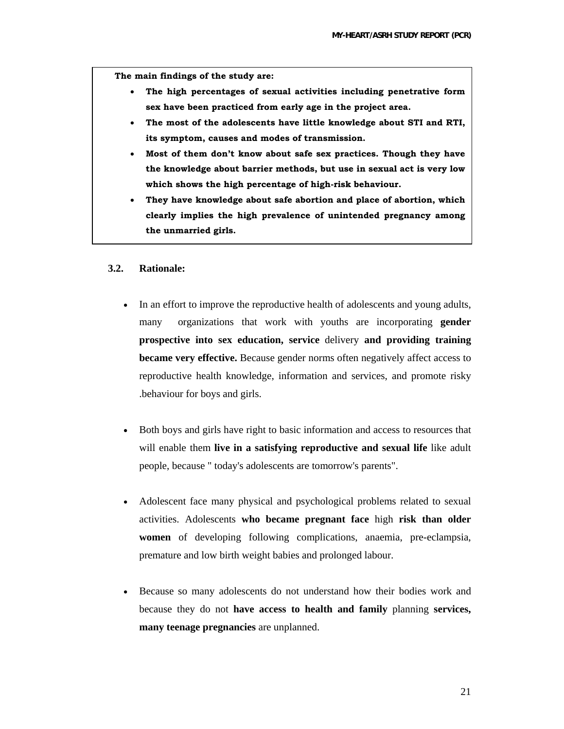**The main findings of the study are:**

- **The high percentages of sexual activities including penetrative form sex have been practiced from early age in the project area.**
- **The most of the adolescents have little knowledge about STI and RTI, its symptom, causes and modes of transmission.**
- **Most of them don't know about safe sex practices. Though they have the knowledge about barrier methods, but use in sexual act is very low which shows the high percentage of high-risk behaviour.**
- **They have knowledge about safe abortion and place of abortion, which clearly implies the high prevalence of unintended pregnancy among the unmarried girls.**

### 3.2. Rationale:

- In an effort to improve the reproductive health of adolescents and young adults, many organizations that work with youths are incorporating **gender prospective into sex education, service** delivery **and providing training became very effective.** Because gender norms often negatively affect access to reproductive health knowledge, information and services, and promote risky .behaviour for boys and girls.

- Both boys and girls have right to basic information and access to resources that will enable them **live in a satisfying reproductive and sexual life** like adult people, because " today's adolescents are tomorrow's parents".

- Adolescent face many physical and psychological problems related to sexual activities. Adolescents **who became pregnant face** high **risk than older women** of developing following complications, anaemia, pre-eclampsia, premature and low birth weight babies and prolonged labour.

- Because so many adolescents do not understand how their bodies work and because they do not **have access to health and family** planning **services, many teenage pregnancies** are unplanned.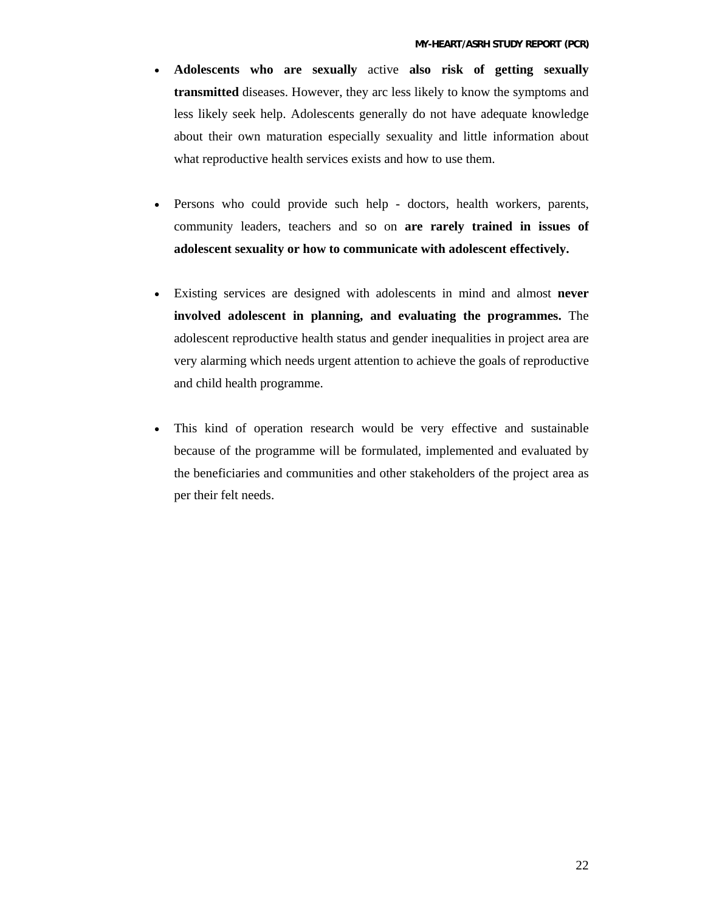- **Adolescents who are sexually** active **also risk of getting sexually transmitted** diseases. However, they arc less likely to know the symptoms and less likely seek help. Adolescents generally do not have adequate knowledge about their own maturation especially sexuality and little information about what reproductive health services exists and how to use them.

- Persons who could provide such help - doctors, health workers, parents, community leaders, teachers and so on **are rarely trained in issues of adolescent sexuality or how to communicate with adolescent effectively.**

- Existing services are designed with adolescents in mind and almost **never involved adolescent in planning, and evaluating the programmes.** The adolescent reproductive health status and gender inequalities in project area are very alarming which needs urgent attention to achieve the goals of reproductive and child health programme.

- This kind of operation research would be very effective and sustainable because of the programme will be formulated, implemented and evaluated by the beneficiaries and communities and other stakeholders of the project area as per their felt needs.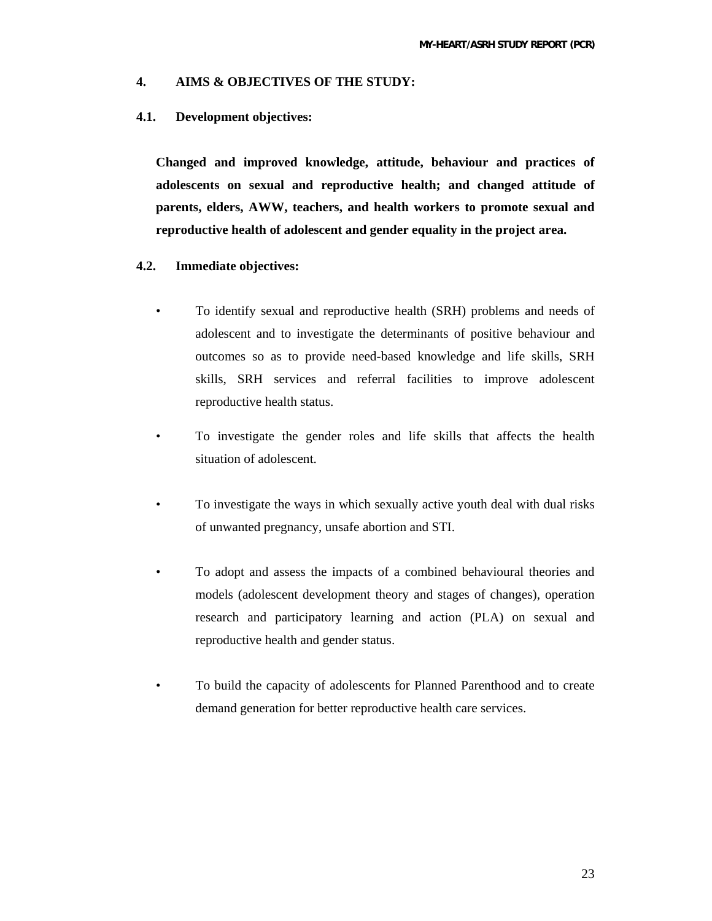## 4. AIMS & OBJECTIVES OF THE STUDY:

### 4.1. Development objectives:

**Changed and improved knowledge, attitude, behaviour and practices of adolescents on sexual and reproductive health; and changed attitude of parents, elders, AWW, teachers, and health workers to promote sexual and reproductive health of adolescent and gender equality in the project area.**

### 4.2. Immediate objectives:

- To identify sexual and reproductive health (SRH) problems and needs of adolescent and to investigate the determinants of positive behaviour and outcomes so as to provide need-based knowledge and life skills, SRH skills, SRH services and referral facilities to improve adolescent reproductive health status.
- To investigate the gender roles and life skills that affects the health situation of adolescent.
- To investigate the ways in which sexually active youth deal with dual risks of unwanted pregnancy, unsafe abortion and STI.
- To adopt and assess the impacts of a combined behavioural theories and models (adolescent development theory and stages of changes), operation research and participatory learning and action (PLA) on sexual and reproductive health and gender status.
- To build the capacity of adolescents for Planned Parenthood and to create demand generation for better reproductive health care services.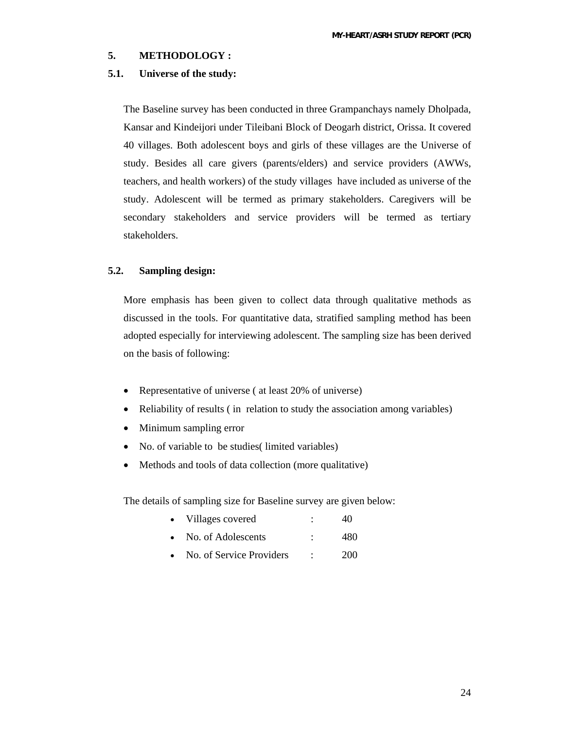## 5. METHODOLOGY :

### 5.1. Universe of the study:

The Baseline survey has been conducted in three Grampanchays namely Dholpada, Kansar and Kindeijori under Tileibani Block of Deogarh district, Orissa. It covered 40 villages. Both adolescent boys and girls of these villages are the Universe of study. Besides all care givers (parents/elders) and service providers (AWWs, teachers, and health workers) of the study villages have included as universe of the study. Adolescent will be termed as primary stakeholders. Caregivers will be secondary stakeholders and service providers will be termed as tertiary stakeholders.

### 5.2. Sampling design:

More emphasis has been given to collect data through qualitative methods as discussed in the tools. For quantitative data, stratified sampling method has been adopted especially for interviewing adolescent. The sampling size has been derived on the basis of following:

- Representative of universe ( at least 20% of universe)
- Reliability of results ( in relation to study the association among variables)
- Minimum sampling error
- No. of variable to be studies( limited variables)
- Methods and tools of data collection (more qualitative)

The details of sampling size for Baseline survey are given below:

- Villages covered : 40
- No. of Adolescents : 480
- No. of Service Providers : 200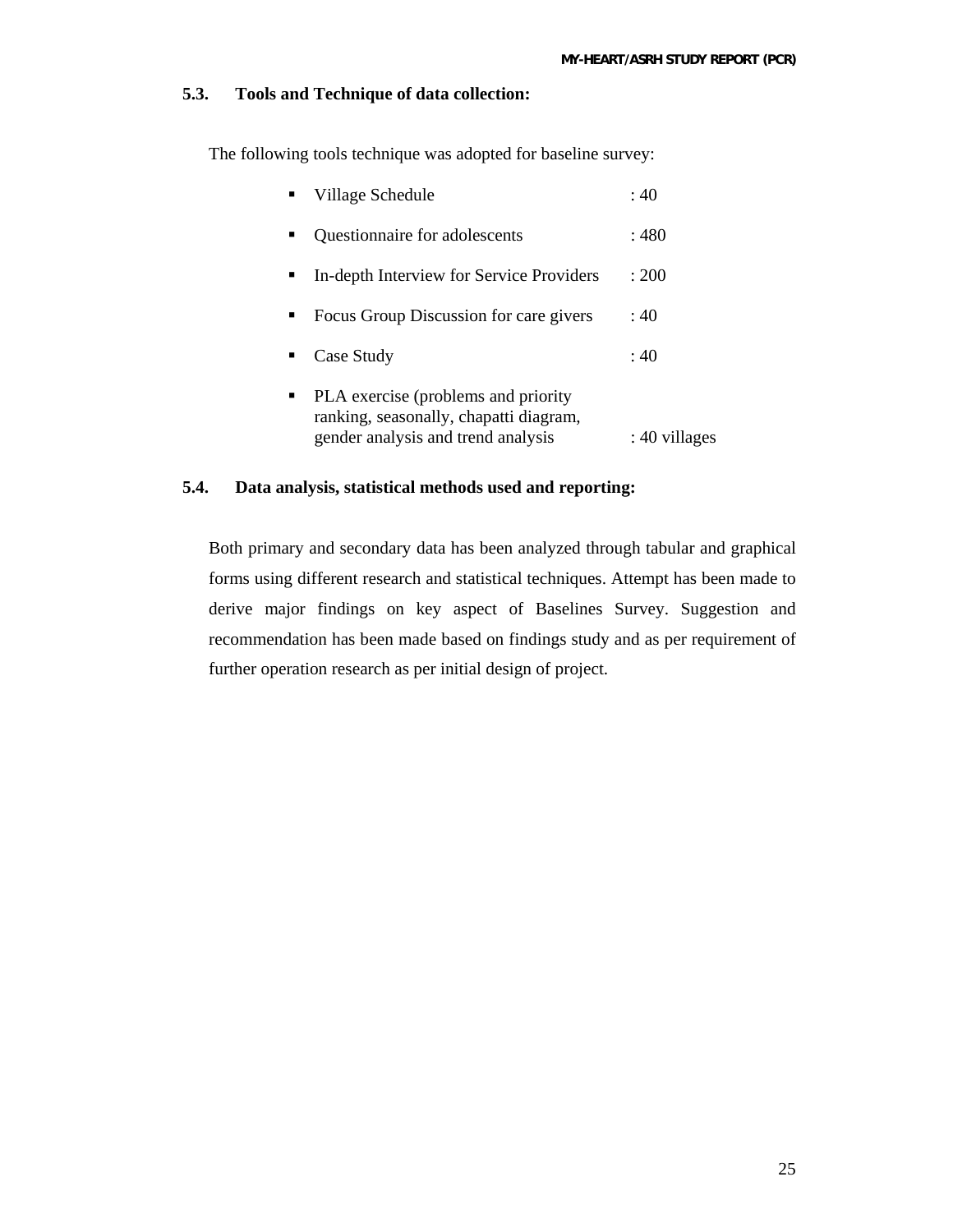### 5.3. Tools and Technique of data collection:

The following tools technique was adopted for baseline survey:

- Village Schedule : 40
- Questionnaire for adolescents : 480
- In-depth Interview for Service Providers : 200
- Focus Group Discussion for care givers : 40
- Case Study : 40
- PLA exercise (problems and priority ranking, seasonally, chapatti diagram, gender analysis and trend analysis : 40 villages

### 5.4. Data analysis, statistical methods used and reporting:

Both primary and secondary data has been analyzed through tabular and graphical forms using different research and statistical techniques. Attempt has been made to derive major findings on key aspect of Baselines Survey. Suggestion and recommendation has been made based on findings study and as per requirement of further operation research as per initial design of project.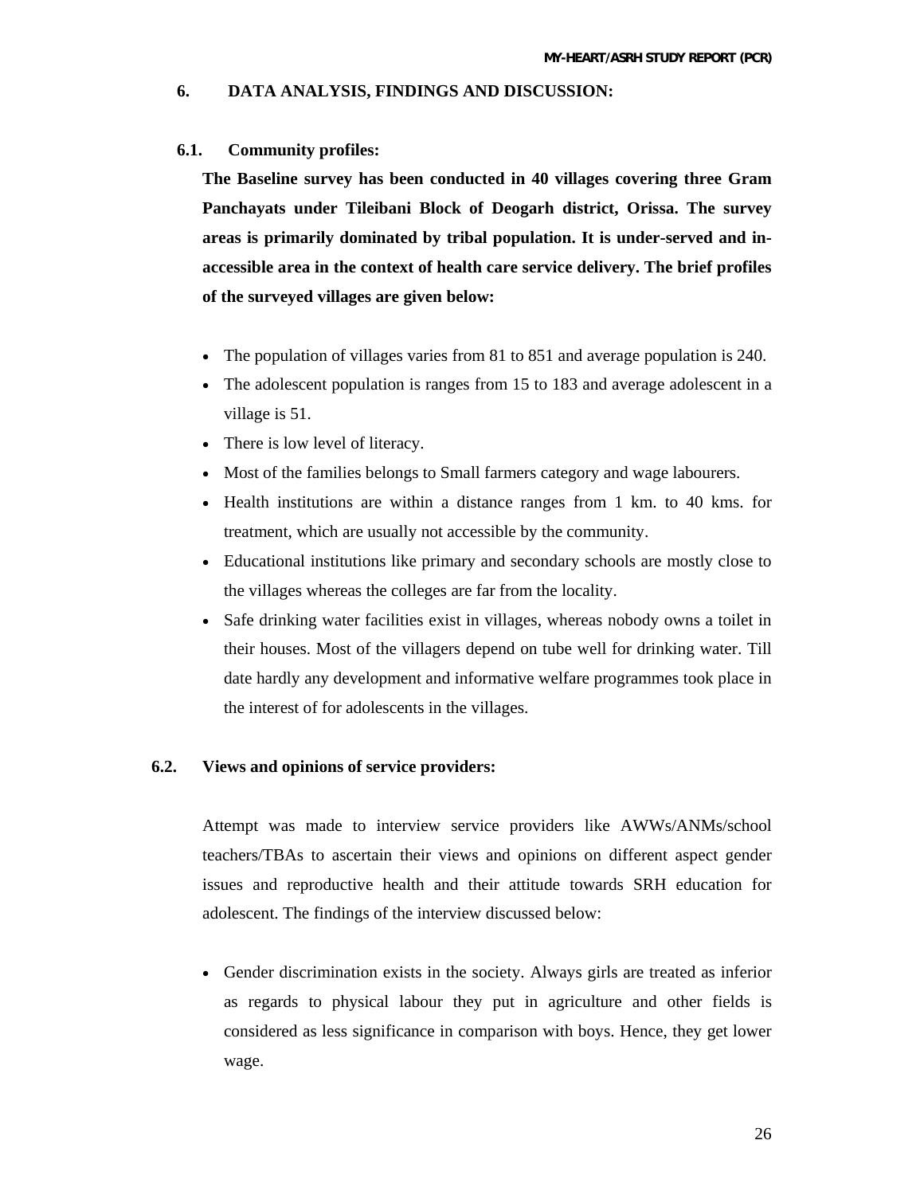## 6. DATA ANALYSIS, FINDINGS AND DISCUSSION:

### 6.1. Community profiles:

**The Baseline survey has been conducted in 40 villages covering three Gram Panchayats under Tileibani Block of Deogarh district, Orissa. The survey areas is primarily dominated by tribal population. It is under-served and in-accessible area in the context of health care service delivery. The brief profiles of the surveyed villages are given below:**

- The population of villages varies from 81 to 851 and average population is 240.
- The adolescent population is ranges from 15 to 183 and average adolescent in a village is 51.
- There is low level of literacy.
- Most of the families belongs to Small farmers category and wage labourers.
- Health institutions are within a distance ranges from 1 km. to 40 kms. for treatment, which are usually not accessible by the community.
- Educational institutions like primary and secondary schools are mostly close to the villages whereas the colleges are far from the locality.
- Safe drinking water facilities exist in villages, whereas nobody owns a toilet in their houses. Most of the villagers depend on tube well for drinking water. Till date hardly any development and informative welfare programmes took place in the interest of for adolescents in the villages.

### 6.2. Views and opinions of service providers:

Attempt was made to interview service providers like AWWs/ANMs/school teachers/TBAs to ascertain their views and opinions on different aspect gender issues and reproductive health and their attitude towards SRH education for adolescent. The findings of the interview discussed below:

- Gender discrimination exists in the society. Always girls are treated as inferior as regards to physical labour they put in agriculture and other fields is considered as less significance in comparison with boys. Hence, they get lower wage.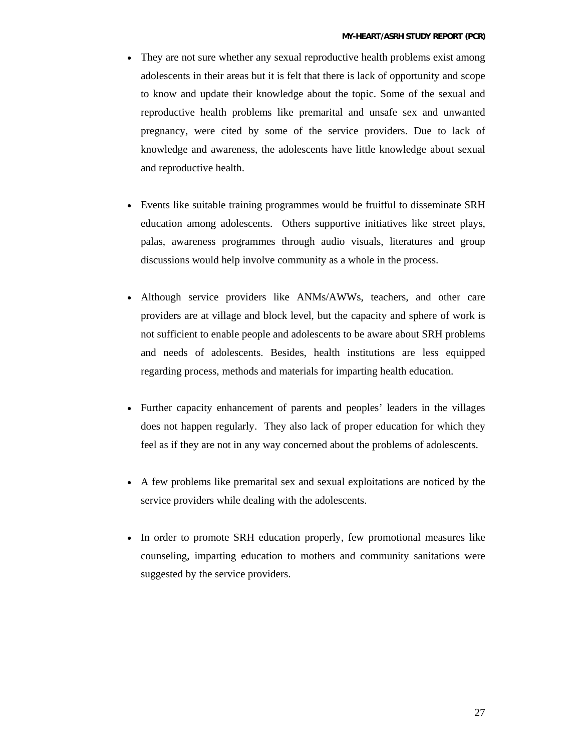- They are not sure whether any sexual reproductive health problems exist among adolescents in their areas but it is felt that there is lack of opportunity and scope to know and update their knowledge about the topic. Some of the sexual and reproductive health problems like premarital and unsafe sex and unwanted pregnancy, were cited by some of the service providers. Due to lack of knowledge and awareness, the adolescents have little knowledge about sexual and reproductive health.

- Events like suitable training programmes would be fruitful to disseminate SRH education among adolescents. Others supportive initiatives like street plays, palas, awareness programmes through audio visuals, literatures and group discussions would help involve community as a whole in the process.

- Although service providers like ANMs/AWWs, teachers, and other care providers are at village and block level, but the capacity and sphere of work is not sufficient to enable people and adolescents to be aware about SRH problems and needs of adolescents. Besides, health institutions are less equipped regarding process, methods and materials for imparting health education.

- Further capacity enhancement of parents and peoples' leaders in the villages does not happen regularly. They also lack of proper education for which they feel as if they are not in any way concerned about the problems of adolescents.

- A few problems like premarital sex and sexual exploitations are noticed by the service providers while dealing with the adolescents.

- In order to promote SRH education properly, few promotional measures like counseling, imparting education to mothers and community sanitations were suggested by the service providers.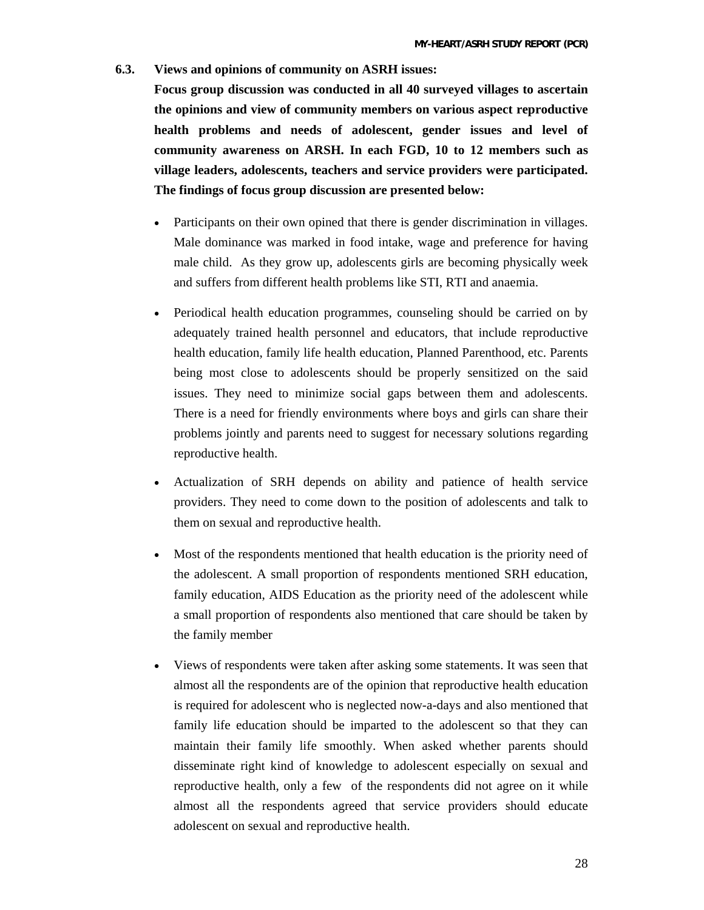### 6.3. Views and opinions of community on ASRH issues:

**Focus group discussion was conducted in all 40 surveyed villages to ascertain the opinions and view of community members on various aspect reproductive health problems and needs of adolescent, gender issues and level of community awareness on ARSH. In each FGD, 10 to 12 members such as village leaders, adolescents, teachers and service providers were participated. The findings of focus group discussion are presented below:**

- Participants on their own opined that there is gender discrimination in villages. Male dominance was marked in food intake, wage and preference for having male child. As they grow up, adolescents girls are becoming physically week and suffers from different health problems like STI, RTI and anaemia.

- Periodical health education programmes, counseling should be carried on by adequately trained health personnel and educators, that include reproductive health education, family life health education, Planned Parenthood, etc. Parents being most close to adolescents should be properly sensitized on the said issues. They need to minimize social gaps between them and adolescents. There is a need for friendly environments where boys and girls can share their problems jointly and parents need to suggest for necessary solutions regarding reproductive health.

- Actualization of SRH depends on ability and patience of health service providers. They need to come down to the position of adolescents and talk to them on sexual and reproductive health.

- Most of the respondents mentioned that health education is the priority need of the adolescent. A small proportion of respondents mentioned SRH education, family education, AIDS Education as the priority need of the adolescent while a small proportion of respondents also mentioned that care should be taken by the family member

- Views of respondents were taken after asking some statements. It was seen that almost all the respondents are of the opinion that reproductive health education is required for adolescent who is neglected now-a-days and also mentioned that family life education should be imparted to the adolescent so that they can maintain their family life smoothly. When asked whether parents should disseminate right kind of knowledge to adolescent especially on sexual and reproductive health, only a few of the respondents did not agree on it while almost all the respondents agreed that service providers should educate adolescent on sexual and reproductive health.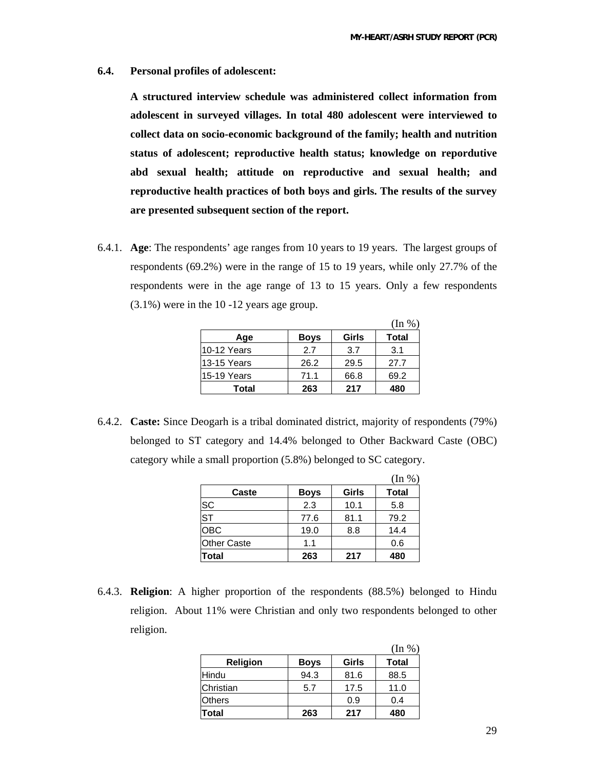## 6.4. Personal profiles of adolescent:

**A structured interview schedule was administered collect information from adolescent in surveyed villages. In total 480 adolescent were interviewed to collect data on socio-economic background of the family; health and nutrition status of adolescent; reproductive health status; knowledge on repordutive abd sexual health; attitude on reproductive and sexual health; and reproductive health practices of both boys and girls. The results of the survey are presented subsequent section of the report.**

6.4.1. **Age**: The respondents' age ranges from 10 years to 19 years. The largest groups of respondents (69.2%) were in the range of 15 to 19 years, while only 27.7% of the respondents were in the age range of 13 to 15 years. Only a few respondents (3.1%) were in the 10 -12 years age group.

(In %)

| Age | Boys | Girls | Total |
|---|---|---|---|
| 10-12 Years | 2.7 | 3.7 | 3.1 |
| 13-15 Years | 26.2 | 29.5 | 27.7 |
| 15-19 Years | 71.1 | 66.8 | 69.2 |
| **Total** | **263** | **217** | **480** |

6.4.2. **Caste:** Since Deogarh is a tribal dominated district, majority of respondents (79%) belonged to ST category and 14.4% belonged to Other Backward Caste (OBC) category while a small proportion (5.8%) belonged to SC category.

(In %)

| Caste | Boys | Girls | Total |
|---|---|---|---|
| SC | 2.3 | 10.1 | 5.8 |
| ST | 77.6 | 81.1 | 79.2 |
| OBC | 19.0 | 8.8 | 14.4 |
| Other Caste | 1.1 | | 0.6 |
| **Total** | **263** | **217** | **480** |

6.4.3. **Religion**: A higher proportion of the respondents (88.5%) belonged to Hindu religion. About 11% were Christian and only two respondents belonged to other religion.

(In %)

| Religion | Boys | Girls | Total |
|---|---|---|---|
| Hindu | 94.3 | 81.6 | 88.5 |
| Christian | 5.7 | 17.5 | 11.0 |
| Others | | 0.9 | 0.4 |
| **Total** | **263** | **217** | **480** |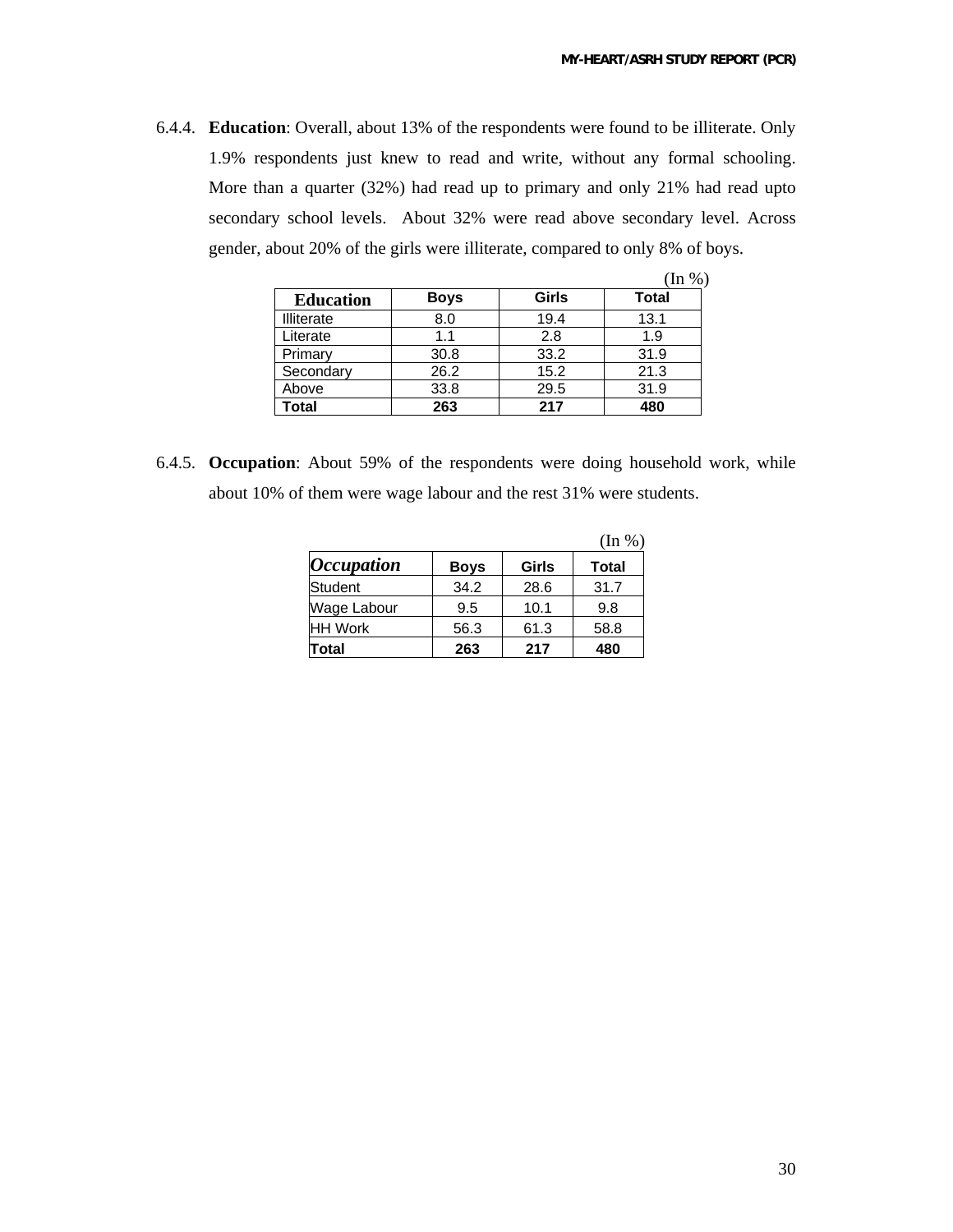6.4.4. **Education**: Overall, about 13% of the respondents were found to be illiterate. Only 1.9% respondents just knew to read and write, without any formal schooling. More than a quarter (32%) had read up to primary and only 21% had read upto secondary school levels. About 32% were read above secondary level. Across gender, about 20% of the girls were illiterate, compared to only 8% of boys.

(In %)

| Education | Boys | Girls | Total |
|---|---|---|---|
| Illiterate | 8.0 | 19.4 | 13.1 |
| Literate | 1.1 | 2.8 | 1.9 |
| Primary | 30.8 | 33.2 | 31.9 |
| Secondary | 26.2 | 15.2 | 21.3 |
| Above | 33.8 | 29.5 | 31.9 |
| **Total** | **263** | **217** | **480** |

6.4.5. **Occupation**: About 59% of the respondents were doing household work, while about 10% of them were wage labour and the rest 31% were students.

(In %)

| *Occupation* | Boys | Girls | Total |
|---|---|---|---|
| Student | 34.2 | 28.6 | 31.7 |
| Wage Labour | 9.5 | 10.1 | 9.8 |
| HH Work | 56.3 | 61.3 | 58.8 |
| **Total** | **263** | **217** | **480** |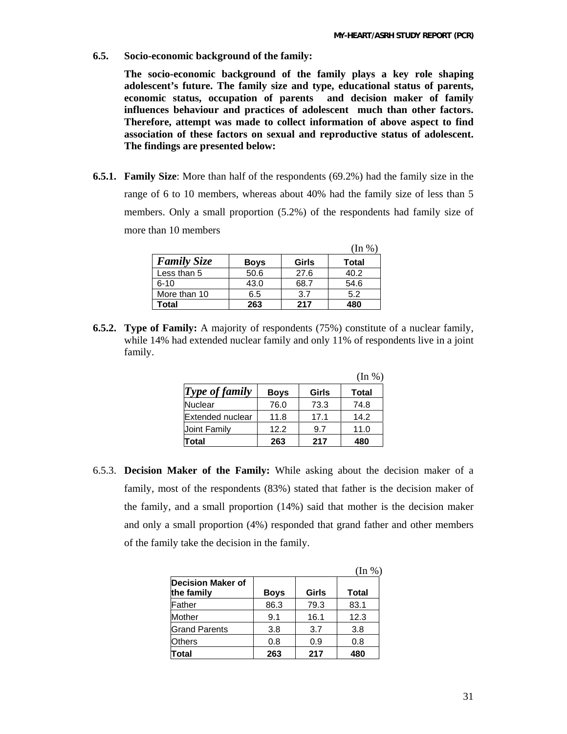## 6.5. Socio-economic background of the family:

**The socio-economic background of the family plays a key role shaping adolescent's future. The family size and type, educational status of parents, economic status, occupation of parents and decision maker of family influences behaviour and practices of adolescent much than other factors. Therefore, attempt was made to collect information of above aspect to find association of these factors on sexual and reproductive status of adolescent. The findings are presented below:**

**6.5.1. Family Size**: More than half of the respondents (69.2%) had the family size in the range of 6 to 10 members, whereas about 40% had the family size of less than 5 members. Only a small proportion (5.2%) of the respondents had family size of more than 10 members

(In %)

| *Family Size* | Boys | Girls | Total |
|---|---|---|---|
| Less than 5 | 50.6 | 27.6 | 40.2 |
| 6-10 | 43.0 | 68.7 | 54.6 |
| More than 10 | 6.5 | 3.7 | 5.2 |
| **Total** | **263** | **217** | **480** |

**6.5.2. Type of Family:** A majority of respondents (75%) constitute of a nuclear family, while 14% had extended nuclear family and only 11% of respondents live in a joint family.

(In %)

| *Type of family* | Boys | Girls | Total |
|---|---|---|---|
| Nuclear | 76.0 | 73.3 | 74.8 |
| Extended nuclear | 11.8 | 17.1 | 14.2 |
| Joint Family | 12.2 | 9.7 | 11.0 |
| **Total** | **263** | **217** | **480** |

6.5.3. **Decision Maker of the Family:** While asking about the decision maker of a family, most of the respondents (83%) stated that father is the decision maker of the family, and a small proportion (14%) said that mother is the decision maker and only a small proportion (4%) responded that grand father and other members of the family take the decision in the family.

(In %)

| Decision Maker of the family | Boys | Girls | Total |
|---|---|---|---|
| Father | 86.3 | 79.3 | 83.1 |
| Mother | 9.1 | 16.1 | 12.3 |
| Grand Parents | 3.8 | 3.7 | 3.8 |
| Others | 0.8 | 0.9 | 0.8 |
| **Total** | **263** | **217** | **480** |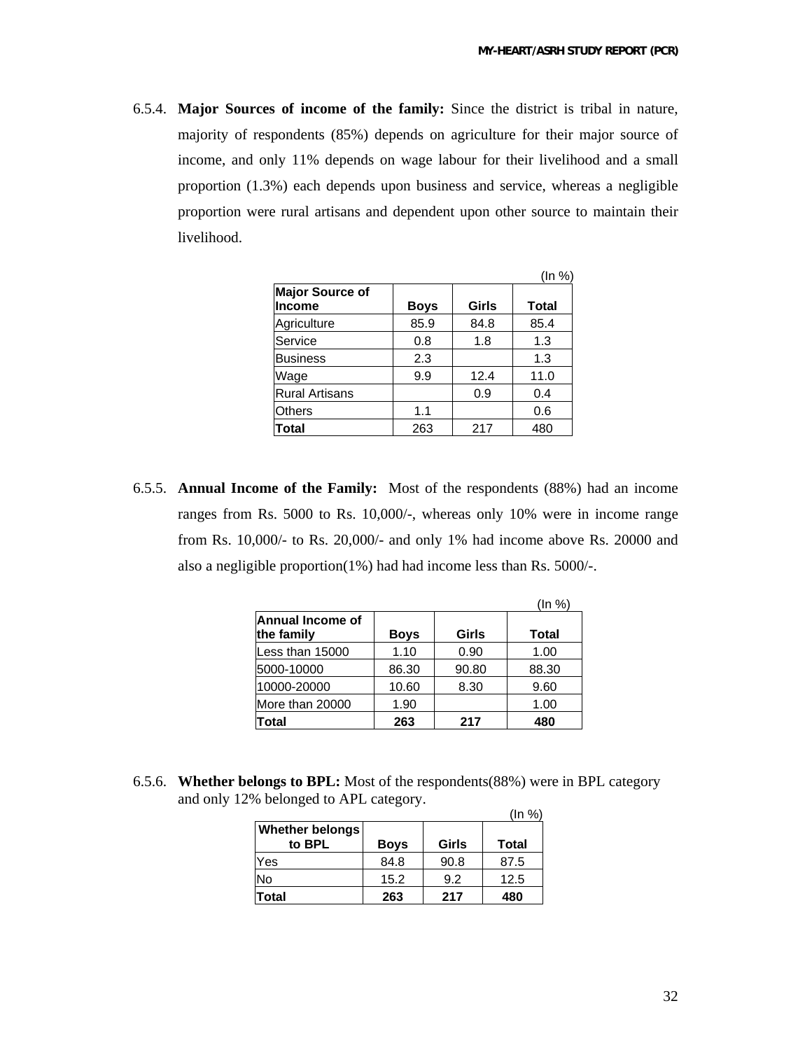6.5.4. **Major Sources of income of the family:** Since the district is tribal in nature, majority of respondents (85%) depends on agriculture for their major source of income, and only 11% depends on wage labour for their livelihood and a small proportion (1.3%) each depends upon business and service, whereas a negligible proportion were rural artisans and dependent upon other source to maintain their livelihood.

(In %)

| Major Source of Income | Boys | Girls | Total |
|---|---|---|---|
| Agriculture | 85.9 | 84.8 | 85.4 |
| Service | 0.8 | 1.8 | 1.3 |
| Business | 2.3 | | 1.3 |
| Wage | 9.9 | 12.4 | 11.0 |
| Rural Artisans | | 0.9 | 0.4 |
| Others | 1.1 | | 0.6 |
| **Total** | 263 | 217 | 480 |

6.5.5. **Annual Income of the Family:** Most of the respondents (88%) had an income ranges from Rs. 5000 to Rs. 10,000/-, whereas only 10% were in income range from Rs. 10,000/- to Rs. 20,000/- and only 1% had income above Rs. 20000 and also a negligible proportion(1%) had had income less than Rs. 5000/-.

(In %)

| Annual Income of the family | Boys | Girls | Total |
|---|---|---|---|
| Less than 15000 | 1.10 | 0.90 | 1.00 |
| 5000-10000 | 86.30 | 90.80 | 88.30 |
| 10000-20000 | 10.60 | 8.30 | 9.60 |
| More than 20000 | 1.90 | | 1.00 |
| **Total** | **263** | **217** | **480** |

6.5.6. **Whether belongs to BPL:** Most of the respondents(88%) were in BPL category and only 12% belonged to APL category.

(In %)

| Whether belongs to BPL | Boys | Girls | Total |
|---|---|---|---|
| Yes | 84.8 | 90.8 | 87.5 |
| No | 15.2 | 9.2 | 12.5 |
| **Total** | **263** | **217** | **480** |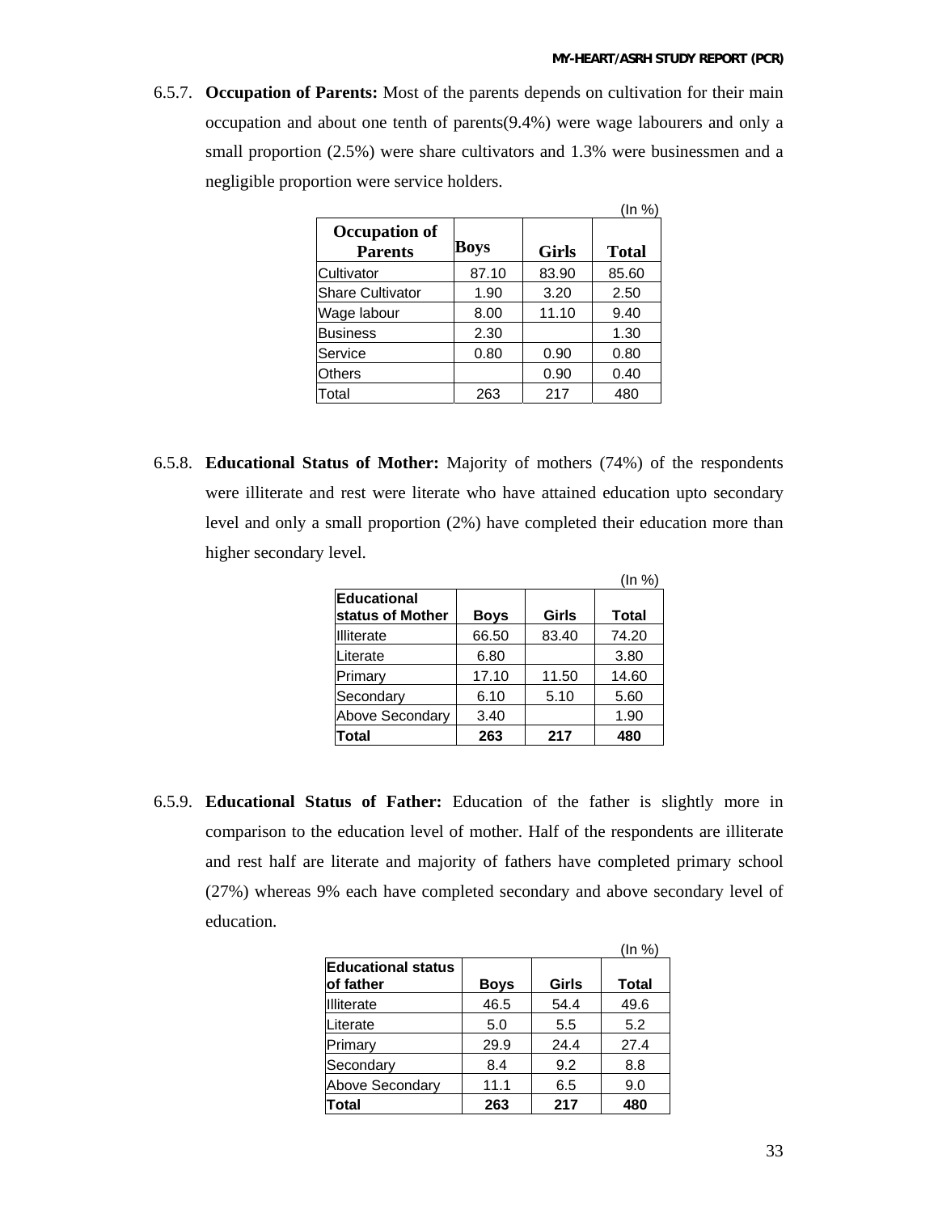6.5.7. **Occupation of Parents:** Most of the parents depends on cultivation for their main occupation and about one tenth of parents(9.4%) were wage labourers and only a small proportion (2.5%) were share cultivators and 1.3% were businessmen and a negligible proportion were service holders.

(In %)

| Occupation of Parents | Boys | Girls | Total |
|---|---|---|---|
| Cultivator | 87.10 | 83.90 | 85.60 |
| Share Cultivator | 1.90 | 3.20 | 2.50 |
| Wage labour | 8.00 | 11.10 | 9.40 |
| Business | 2.30 | | 1.30 |
| Service | 0.80 | 0.90 | 0.80 |
| Others | | 0.90 | 0.40 |
| Total | 263 | 217 | 480 |

6.5.8. **Educational Status of Mother:** Majority of mothers (74%) of the respondents were illiterate and rest were literate who have attained education upto secondary level and only a small proportion (2%) have completed their education more than higher secondary level.

(In %)

| Educational status of Mother | Boys | Girls | Total |
|---|---|---|---|
| Illiterate | 66.50 | 83.40 | 74.20 |
| Literate | 6.80 | | 3.80 |
| Primary | 17.10 | 11.50 | 14.60 |
| Secondary | 6.10 | 5.10 | 5.60 |
| Above Secondary | 3.40 | | 1.90 |
| **Total** | **263** | **217** | **480** |

6.5.9. **Educational Status of Father:** Education of the father is slightly more in comparison to the education level of mother. Half of the respondents are illiterate and rest half are literate and majority of fathers have completed primary school (27%) whereas 9% each have completed secondary and above secondary level of education.

(In %)

| Educational status of father | Boys | Girls | Total |
|---|---|---|---|
| Illiterate | 46.5 | 54.4 | 49.6 |
| Literate | 5.0 | 5.5 | 5.2 |
| Primary | 29.9 | 24.4 | 27.4 |
| Secondary | 8.4 | 9.2 | 8.8 |
| Above Secondary | 11.1 | 6.5 | 9.0 |
| **Total** | **263** | **217** | **480** |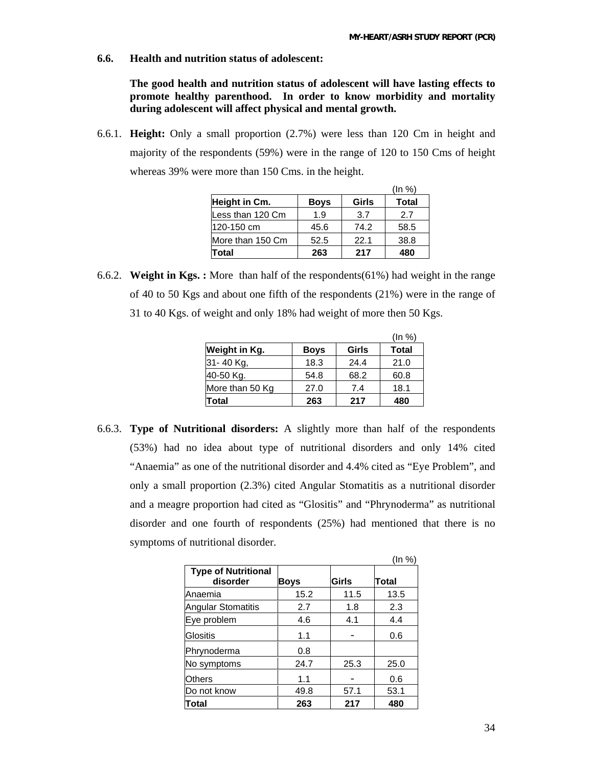### 6.6. Health and nutrition status of adolescent:

**The good health and nutrition status of adolescent will have lasting effects to promote healthy parenthood. In order to know morbidity and mortality during adolescent will affect physical and mental growth.**

6.6.1. **Height:** Only a small proportion (2.7%) were less than 120 Cm in height and majority of the respondents (59%) were in the range of 120 to 150 Cms of height whereas 39% were more than 150 Cms. in the height.

(In %)

| Height in Cm. | Boys | Girls | Total |
|---|---|---|---|
| Less than 120 Cm | 1.9 | 3.7 | 2.7 |
| 120-150 cm | 45.6 | 74.2 | 58.5 |
| More than 150 Cm | 52.5 | 22.1 | 38.8 |
| **Total** | **263** | **217** | **480** |

6.6.2. **Weight in Kgs. :** More than half of the respondents(61%) had weight in the range of 40 to 50 Kgs and about one fifth of the respondents (21%) were in the range of 31 to 40 Kgs. of weight and only 18% had weight of more then 50 Kgs.

(In %)

| Weight in Kg. | Boys | Girls | Total |
|---|---|---|---|
| 31- 40 Kg, | 18.3 | 24.4 | 21.0 |
| 40-50 Kg. | 54.8 | 68.2 | 60.8 |
| More than 50 Kg | 27.0 | 7.4 | 18.1 |
| **Total** | **263** | **217** | **480** |

6.6.3. **Type of Nutritional disorders:** A slightly more than half of the respondents (53%) had no idea about type of nutritional disorders and only 14% cited "Anaemia" as one of the nutritional disorder and 4.4% cited as "Eye Problem", and only a small proportion (2.3%) cited Angular Stomatitis as a nutritional disorder and a meagre proportion had cited as "Glositis" and "Phrynoderma" as nutritional disorder and one fourth of respondents (25%) had mentioned that there is no symptoms of nutritional disorder.

(In %)

| Type of Nutritional disorder | Boys | Girls | Total |
|---|---|---|---|
| Anaemia | 15.2 | 11.5 | 13.5 |
| Angular Stomatitis | 2.7 | 1.8 | 2.3 |
| Eye problem | 4.6 | 4.1 | 4.4 |
| Glositis | 1.1 | - | 0.6 |
| Phrynoderma | 0.8 | | |
| No symptoms | 24.7 | 25.3 | 25.0 |
| Others | 1.1 | - | 0.6 |
| Do not know | 49.8 | 57.1 | 53.1 |
| **Total** | **263** | **217** | **480** |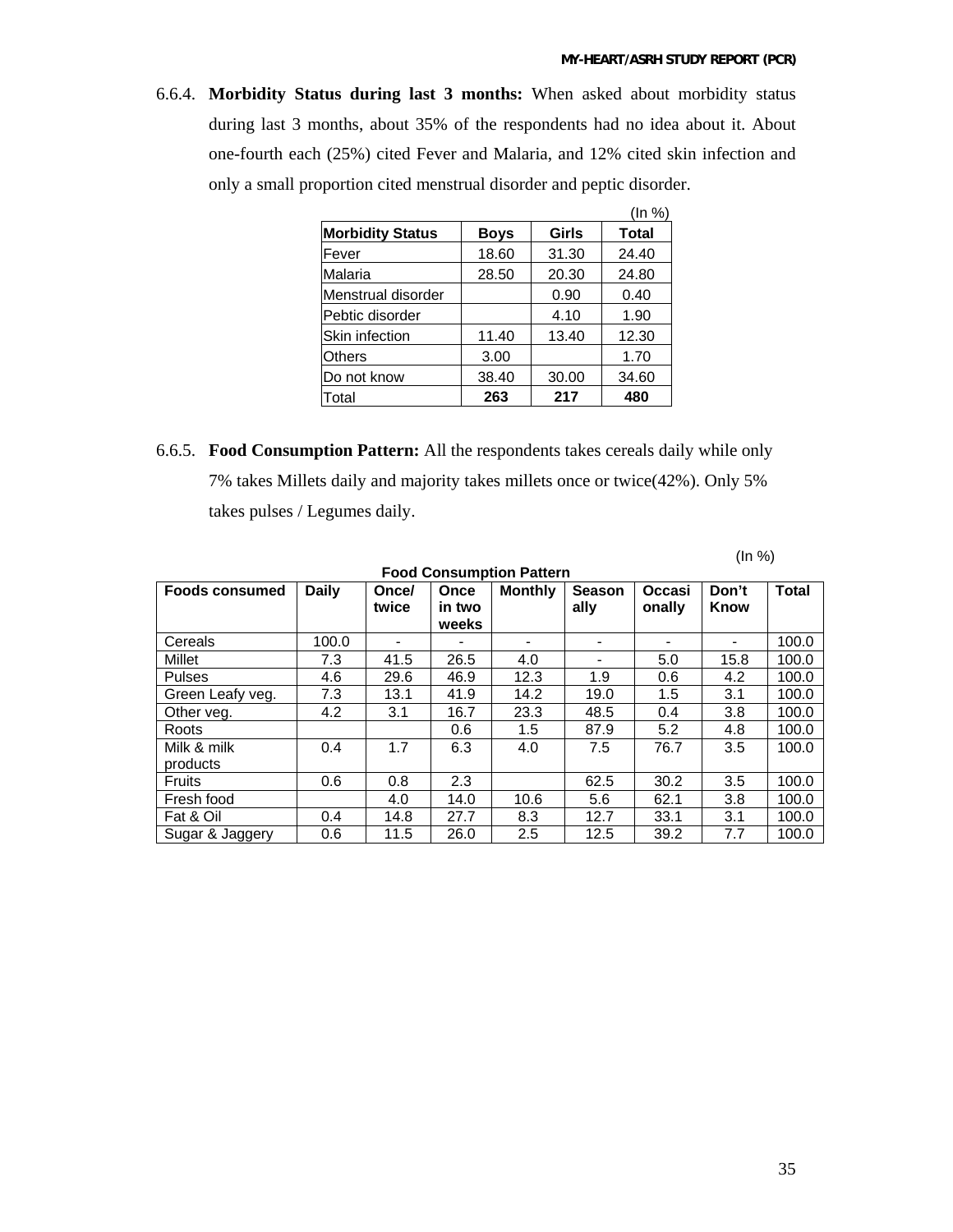6.6.4. **Morbidity Status during last 3 months:** When asked about morbidity status during last 3 months, about 35% of the respondents had no idea about it. About one-fourth each (25%) cited Fever and Malaria, and 12% cited skin infection and only a small proportion cited menstrual disorder and peptic disorder.

(In %)

| Morbidity Status | Boys | Girls | Total |
|---|---|---|---|
| Fever | 18.60 | 31.30 | 24.40 |
| Malaria | 28.50 | 20.30 | 24.80 |
| Menstrual disorder | | 0.90 | 0.40 |
| Pebtic disorder | | 4.10 | 1.90 |
| Skin infection | 11.40 | 13.40 | 12.30 |
| Others | 3.00 | | 1.70 |
| Do not know | 38.40 | 30.00 | 34.60 |
| Total | **263** | **217** | **480** |

6.6.5. **Food Consumption Pattern:** All the respondents takes cereals daily while only 7% takes Millets daily and majority takes millets once or twice(42%). Only 5% takes pulses / Legumes daily.

(In %)

**Food Consumption Pattern**

| Foods consumed | Daily | Once/ twice | Once in two weeks | Monthly | Seasonally | Occasionally | Don't Know | Total |
|---|---|---|---|---|---|---|---|---|
| Cereals | 100.0 | - | - | - | - | - | - | 100.0 |
| Millet | 7.3 | 41.5 | 26.5 | 4.0 | - | 5.0 | 15.8 | 100.0 |
| Pulses | 4.6 | 29.6 | 46.9 | 12.3 | 1.9 | 0.6 | 4.2 | 100.0 |
| Green Leafy veg. | 7.3 | 13.1 | 41.9 | 14.2 | 19.0 | 1.5 | 3.1 | 100.0 |
| Other veg. | 4.2 | 3.1 | 16.7 | 23.3 | 48.5 | 0.4 | 3.8 | 100.0 |
| Roots | | | 0.6 | 1.5 | 87.9 | 5.2 | 4.8 | 100.0 |
| Milk & milk products | 0.4 | 1.7 | 6.3 | 4.0 | 7.5 | 76.7 | 3.5 | 100.0 |
| Fruits | 0.6 | 0.8 | 2.3 | | 62.5 | 30.2 | 3.5 | 100.0 |
| Fresh food | | 4.0 | 14.0 | 10.6 | 5.6 | 62.1 | 3.8 | 100.0 |
| Fat & Oil | 0.4 | 14.8 | 27.7 | 8.3 | 12.7 | 33.1 | 3.1 | 100.0 |
| Sugar & Jaggery | 0.6 | 11.5 | 26.0 | 2.5 | 12.5 | 39.2 | 7.7 | 100.0 |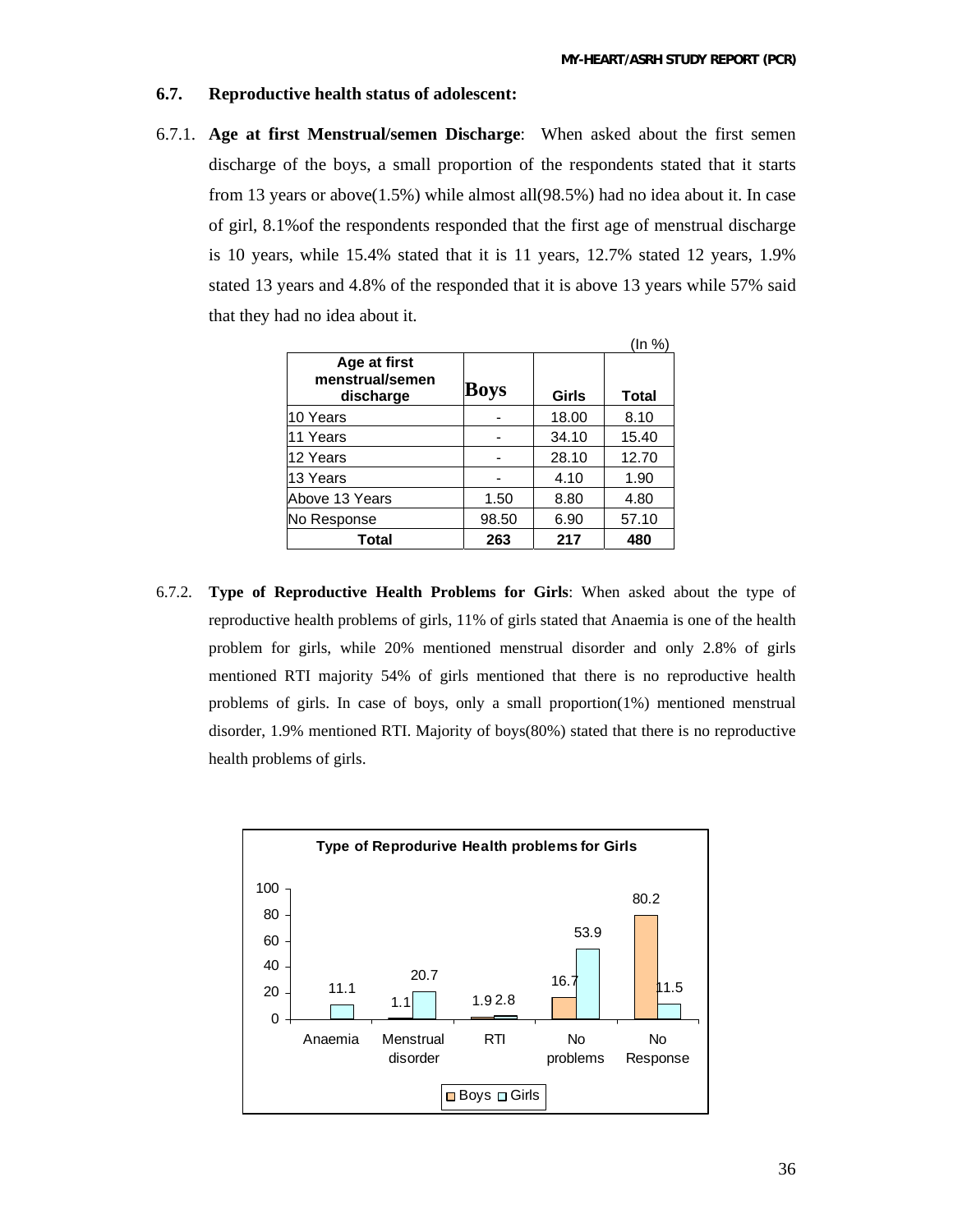### 6.7. Reproductive health status of adolescent:

6.7.1. **Age at first Menstrual/semen Discharge**: When asked about the first semen discharge of the boys, a small proportion of the respondents stated that it starts from 13 years or above(1.5%) while almost all(98.5%) had no idea about it. In case of girl, 8.1%of the respondents responded that the first age of menstrual discharge is 10 years, while 15.4% stated that it is 11 years, 12.7% stated 12 years, 1.9% stated 13 years and 4.8% of the responded that it is above 13 years while 57% said that they had no idea about it.

(In %)

| Age at first menstrual/semen discharge | Boys | Girls | Total |
|---|---|---|---|
| 10 Years | - | 18.00 | 8.10 |
| 11 Years | - | 34.10 | 15.40 |
| 12 Years | - | 28.10 | 12.70 |
| 13 Years | - | 4.10 | 1.90 |
| Above 13 Years | 1.50 | 8.80 | 4.80 |
| No Response | 98.50 | 6.90 | 57.10 |
| **Total** | **263** | **217** | **480** |

6.7.2. **Type of Reproductive Health Problems for Girls**: When asked about the type of reproductive health problems of girls, 11% of girls stated that Anaemia is one of the health problem for girls, while 20% mentioned menstrual disorder and only 2.8% of girls mentioned RTI majority 54% of girls mentioned that there is no reproductive health problems of girls. In case of boys, only a small proportion(1%) mentioned menstrual disorder, 1.9% mentioned RTI. Majority of boys(80%) stated that there is no reproductive health problems of girls.

Type of Reprodurive Health problems for Girls

100
80
60
40
20
0

11.1
1.1 20.7
1.9 2.8
16.7 53.9
80.2 11.5

Anaemia
Menstrual disorder
RTI
No problems
No Response

Boys Girls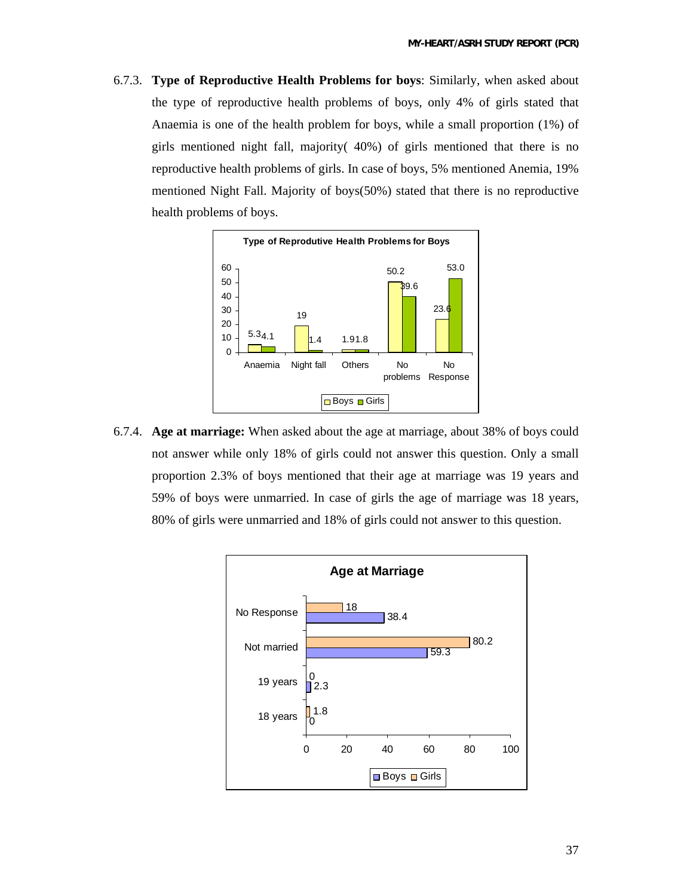6.7.3. **Type of Reproductive Health Problems for boys**: Similarly, when asked about the type of reproductive health problems of boys, only 4% of girls stated that Anaemia is one of the health problem for boys, while a small proportion (1%) of girls mentioned night fall, majority( 40%) of girls mentioned that there is no reproductive health problems of girls. In case of boys, 5% mentioned Anemia, 19% mentioned Night Fall. Majority of boys(50%) stated that there is no reproductive health problems of boys.

**Type of Reprodutive Health Problems for Boys**

60
50
40
30
20
10
0

5.3 4.1
19 1.4
1.9 1.8
50.2 39.6
23.6 53.0

Anaemia
Night fall
Others
No problems
No Response

Boys Girls

6.7.4. **Age at marriage:** When asked about the age at marriage, about 38% of boys could not answer while only 18% of girls could not answer this question. Only a small proportion 2.3% of boys mentioned that their age at marriage was 19 years and 59% of boys were unmarried. In case of girls the age of marriage was 18 years, 80% of girls were unmarried and 18% of girls could not answer to this question.

**Age at Marriage**

No Response
18
38.4

Not married
80.2
59.3

19 years
0
2.3

18 years
1.8
0

0 20 40 60 80 100

Boys Girls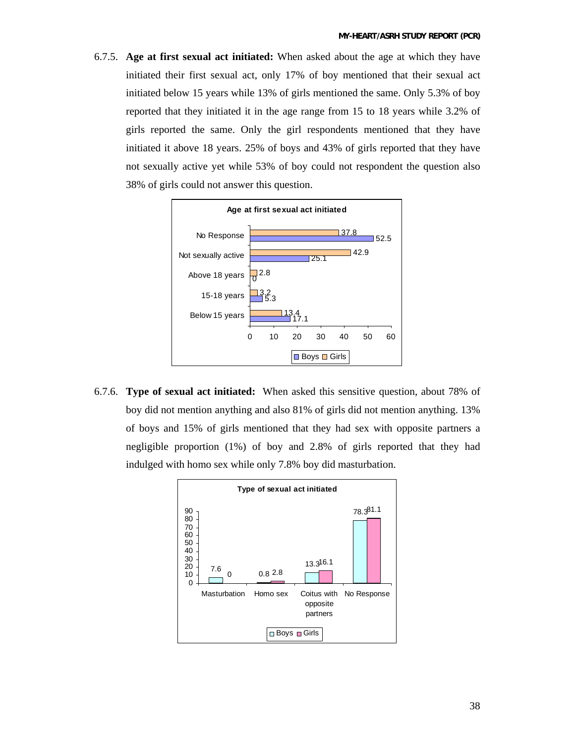6.7.5. **Age at first sexual act initiated:** When asked about the age at which they have initiated their first sexual act, only 17% of boy mentioned that their sexual act initiated below 15 years while 13% of girls mentioned the same. Only 5.3% of boy reported that they initiated it in the age range from 15 to 18 years while 3.2% of girls reported the same. Only the girl respondents mentioned that they have initiated it above 18 years. 25% of boys and 43% of girls reported that they have not sexually active yet while 53% of boy could not respondent the question also 38% of girls could not answer this question.

Age at first sexual act initiated

No Response 37.8 52.5
Not sexually active 42.9 25.1
Above 18 years 2.8 0
15-18 years 3.2 5.3
Below 15 years 13.4 17.1

0 10 20 30 40 50 60

Boys Girls

6.7.6. **Type of sexual act initiated:** When asked this sensitive question, about 78% of boy did not mention anything and also 81% of girls did not mention anything. 13% of boys and 15% of girls mentioned that they had sex with opposite partners a negligible proportion (1%) of boy and 2.8% of girls reported that they had indulged with homo sex while only 7.8% boy did masturbation.

Type of sexual act initiated

90 80 70 60 50 40 30 20 10 0

Masturbation 7.6 0
Homo sex 0.8 2.8
Coitus with opposite partners 13.3 16.1
No Response 78.3 81.1

Boys Girls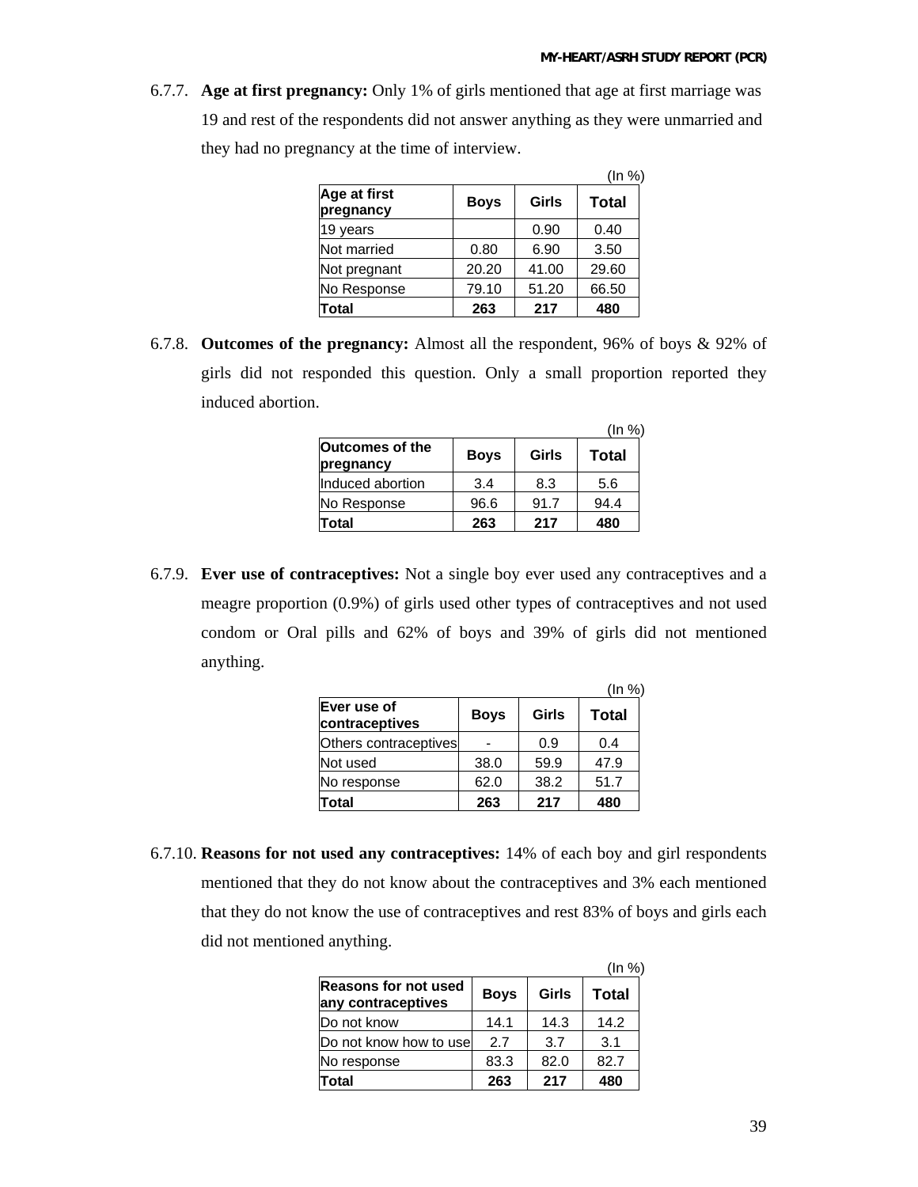6.7.7. **Age at first pregnancy:** Only 1% of girls mentioned that age at first marriage was 19 and rest of the respondents did not answer anything as they were unmarried and they had no pregnancy at the time of interview.

(In %)

| Age at first pregnancy | Boys | Girls | Total |
|---|---|---|---|
| 19 years | | 0.90 | 0.40 |
| Not married | 0.80 | 6.90 | 3.50 |
| Not pregnant | 20.20 | 41.00 | 29.60 |
| No Response | 79.10 | 51.20 | 66.50 |
| **Total** | **263** | **217** | **480** |

6.7.8. **Outcomes of the pregnancy:** Almost all the respondent, 96% of boys & 92% of girls did not responded this question. Only a small proportion reported they induced abortion.

(In %)

| Outcomes of the pregnancy | Boys | Girls | Total |
|---|---|---|---|
| Induced abortion | 3.4 | 8.3 | 5.6 |
| No Response | 96.6 | 91.7 | 94.4 |
| **Total** | **263** | **217** | **480** |

6.7.9. **Ever use of contraceptives:** Not a single boy ever used any contraceptives and a meagre proportion (0.9%) of girls used other types of contraceptives and not used condom or Oral pills and 62% of boys and 39% of girls did not mentioned anything.

(In %)

| Ever use of contraceptives | Boys | Girls | Total |
|---|---|---|---|
| Others contraceptives | - | 0.9 | 0.4 |
| Not used | 38.0 | 59.9 | 47.9 |
| No response | 62.0 | 38.2 | 51.7 |
| **Total** | **263** | **217** | **480** |

6.7.10. **Reasons for not used any contraceptives:** 14% of each boy and girl respondents mentioned that they do not know about the contraceptives and 3% each mentioned that they do not know the use of contraceptives and rest 83% of boys and girls each did not mentioned anything.

(In %)

| Reasons for not used any contraceptives | Boys | Girls | Total |
|---|---|---|---|
| Do not know | 14.1 | 14.3 | 14.2 |
| Do not know how to use | 2.7 | 3.7 | 3.1 |
| No response | 83.3 | 82.0 | 82.7 |
| **Total** | **263** | **217** | **480** |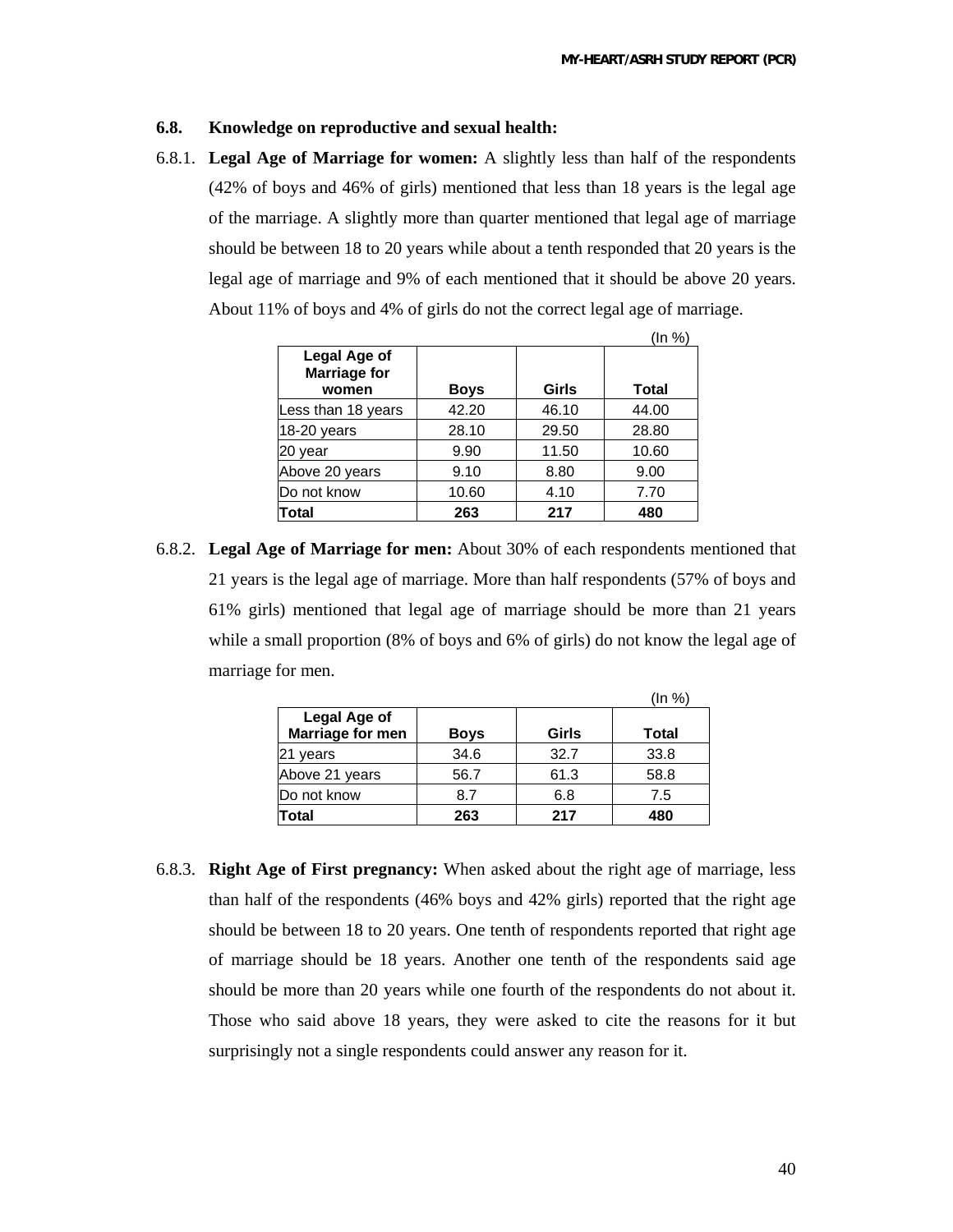### 6.8. Knowledge on reproductive and sexual health:

6.8.1. **Legal Age of Marriage for women:** A slightly less than half of the respondents (42% of boys and 46% of girls) mentioned that less than 18 years is the legal age of the marriage. A slightly more than quarter mentioned that legal age of marriage should be between 18 to 20 years while about a tenth responded that 20 years is the legal age of marriage and 9% of each mentioned that it should be above 20 years. About 11% of boys and 4% of girls do not the correct legal age of marriage.

(In %)

| Legal Age of Marriage for women | Boys | Girls | Total |
|---|---|---|---|
| Less than 18 years | 42.20 | 46.10 | 44.00 |
| 18-20 years | 28.10 | 29.50 | 28.80 |
| 20 year | 9.90 | 11.50 | 10.60 |
| Above 20 years | 9.10 | 8.80 | 9.00 |
| Do not know | 10.60 | 4.10 | 7.70 |
| **Total** | **263** | **217** | **480** |

6.8.2. **Legal Age of Marriage for men:** About 30% of each respondents mentioned that 21 years is the legal age of marriage. More than half respondents (57% of boys and 61% girls) mentioned that legal age of marriage should be more than 21 years while a small proportion (8% of boys and 6% of girls) do not know the legal age of marriage for men.

(In %)

| Legal Age of Marriage for men | Boys | Girls | Total |
|---|---|---|---|
| 21 years | 34.6 | 32.7 | 33.8 |
| Above 21 years | 56.7 | 61.3 | 58.8 |
| Do not know | 8.7 | 6.8 | 7.5 |
| **Total** | **263** | **217** | **480** |

6.8.3. **Right Age of First pregnancy:** When asked about the right age of marriage, less than half of the respondents (46% boys and 42% girls) reported that the right age should be between 18 to 20 years. One tenth of respondents reported that right age of marriage should be 18 years. Another one tenth of the respondents said age should be more than 20 years while one fourth of the respondents do not about it. Those who said above 18 years, they were asked to cite the reasons for it but surprisingly not a single respondents could answer any reason for it.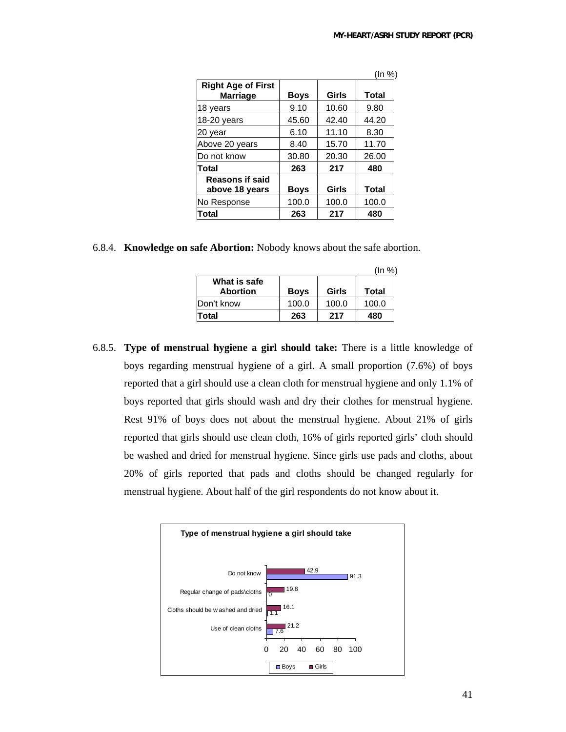(In %)

| Right Age of First Marriage | Boys | Girls | Total |
|---|---|---|---|
| 18 years | 9.10 | 10.60 | 9.80 |
| 18-20 years | 45.60 | 42.40 | 44.20 |
| 20 year | 6.10 | 11.10 | 8.30 |
| Above 20 years | 8.40 | 15.70 | 11.70 |
| Do not know | 30.80 | 20.30 | 26.00 |
| **Total** | **263** | **217** | **480** |
| **Reasons if said above 18 years** | **Boys** | **Girls** | **Total** |
| No Response | 100.0 | 100.0 | 100.0 |
| **Total** | **263** | **217** | **480** |

6.8.4. **Knowledge on safe Abortion:** Nobody knows about the safe abortion.

(In %)

| What is safe Abortion | Boys | Girls | Total |
|---|---|---|---|
| Don't know | 100.0 | 100.0 | 100.0 |
| **Total** | **263** | **217** | **480** |

6.8.5. **Type of menstrual hygiene a girl should take:** There is a little knowledge of boys regarding menstrual hygiene of a girl. A small proportion (7.6%) of boys reported that a girl should use a clean cloth for menstrual hygiene and only 1.1% of boys reported that girls should wash and dry their clothes for menstrual hygiene. Rest 91% of boys does not about the menstrual hygiene. About 21% of girls reported that girls should use clean cloth, 16% of girls reported girls' cloth should be washed and dried for menstrual hygiene. Since girls use pads and cloths, about 20% of girls reported that pads and cloths should be changed regularly for menstrual hygiene. About half of the girl respondents do not know about it.

Type of menstrual hygiene a girl should take

Do not know 42.9 91.3
Regular change of pads\cloths 19.8 0
Cloths should be w ashed and dried 16.1 1.1
Use of clean cloths 21.2 7.6

0 20 40 60 80 100

Boys Girls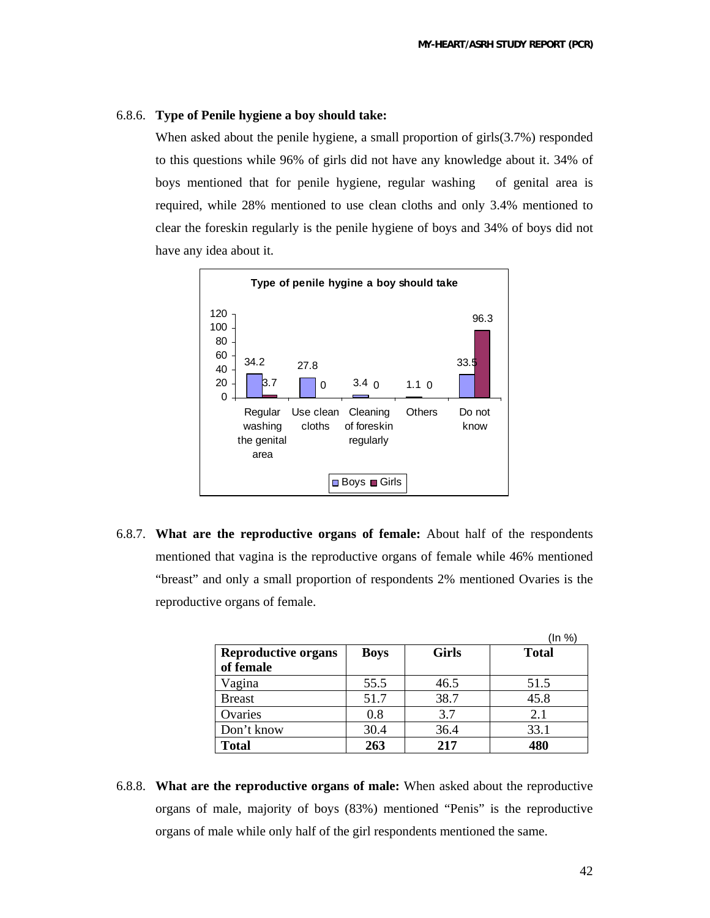6.8.6. **Type of Penile hygiene a boy should take:**

When asked about the penile hygiene, a small proportion of girls(3.7%) responded to this questions while 96% of girls did not have any knowledge about it. 34% of boys mentioned that for penile hygiene, regular washing of genital area is required, while 28% mentioned to use clean cloths and only 3.4% mentioned to clear the foreskin regularly is the penile hygiene of boys and 34% of boys did not have any idea about it.

Type of penile hygine a boy should take

120
100
80
60
40
20
0

34.2
3.7
27.8
0
3.4
0
1.1
0
33.5
96.3

Regular washing the genital area
Use clean cloths
Cleaning of foreskin regularly
Others
Do not know

Boys
Girls

6.8.7. **What are the reproductive organs of female:** About half of the respondents mentioned that vagina is the reproductive organs of female while 46% mentioned "breast" and only a small proportion of respondents 2% mentioned Ovaries is the reproductive organs of female.

(In %)

| Reproductive organs of female | Boys | Girls | Total |
|---|---|---|---|
| Vagina | 55.5 | 46.5 | 51.5 |
| Breast | 51.7 | 38.7 | 45.8 |
| Ovaries | 0.8 | 3.7 | 2.1 |
| Don't know | 30.4 | 36.4 | 33.1 |
| **Total** | **263** | **217** | **480** |

6.8.8. **What are the reproductive organs of male:** When asked about the reproductive organs of male, majority of boys (83%) mentioned "Penis" is the reproductive organs of male while only half of the girl respondents mentioned the same.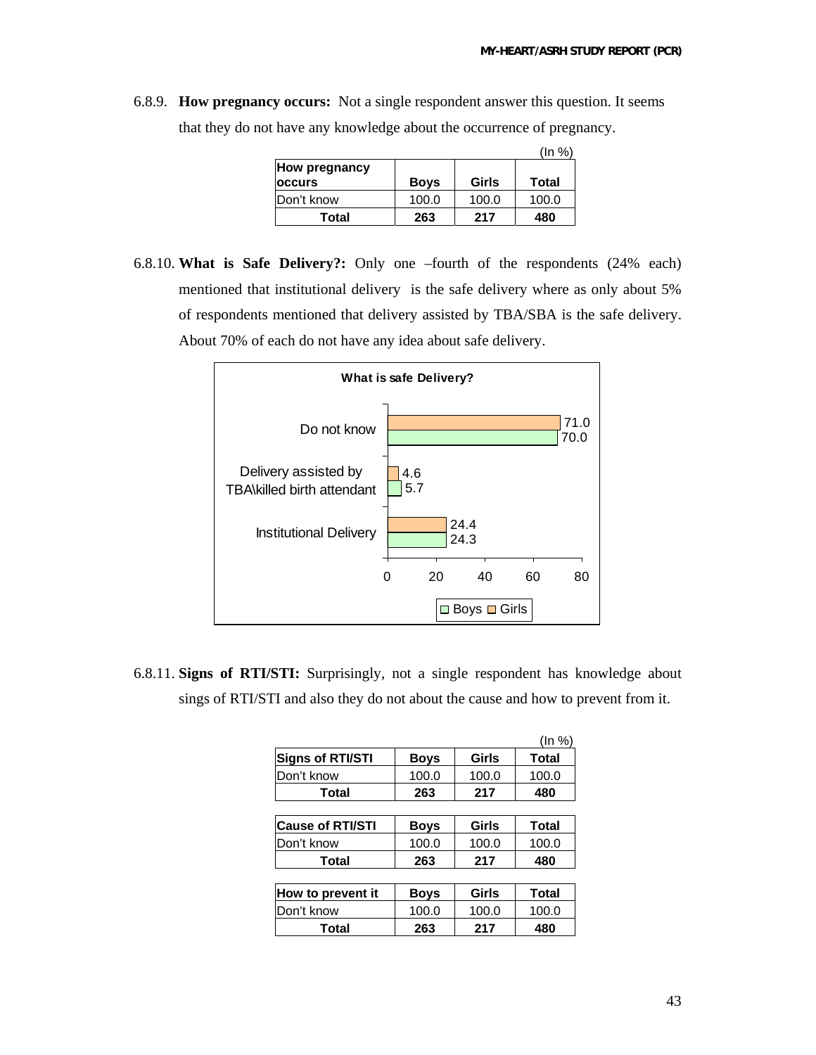6.8.9. **How pregnancy occurs:** Not a single respondent answer this question. It seems that they do not have any knowledge about the occurrence of pregnancy.

(In %)

| How pregnancy occurs | Boys | Girls | Total |
|---|---|---|---|
| Don't know | 100.0 | 100.0 | 100.0 |
| **Total** | **263** | **217** | **480** |

6.8.10. **What is Safe Delivery?:** Only one –fourth of the respondents (24% each) mentioned that institutional delivery is the safe delivery where as only about 5% of respondents mentioned that delivery assisted by TBA/SBA is the safe delivery. About 70% of each do not have any idea about safe delivery.

**What is safe Delivery?**

Do not know
71.0
70.0

Delivery assisted by TBA\killed birth attendant
4.6
5.7

Institutional Delivery
24.4
24.3

0 20 40 60 80

Boys Girls

6.8.11. **Signs of RTI/STI:** Surprisingly, not a single respondent has knowledge about sings of RTI/STI and also they do not about the cause and how to prevent from it.

(In %)

| Signs of RTI/STI | Boys | Girls | Total |
|---|---|---|---|
| Don't know | 100.0 | 100.0 | 100.0 |
| **Total** | **263** | **217** | **480** |

| Cause of RTI/STI | Boys | Girls | Total |
|---|---|---|---|
| Don't know | 100.0 | 100.0 | 100.0 |
| **Total** | **263** | **217** | **480** |

| How to prevent it | Boys | Girls | Total |
|---|---|---|---|
| Don't know | 100.0 | 100.0 | 100.0 |
| **Total** | **263** | **217** | **480** |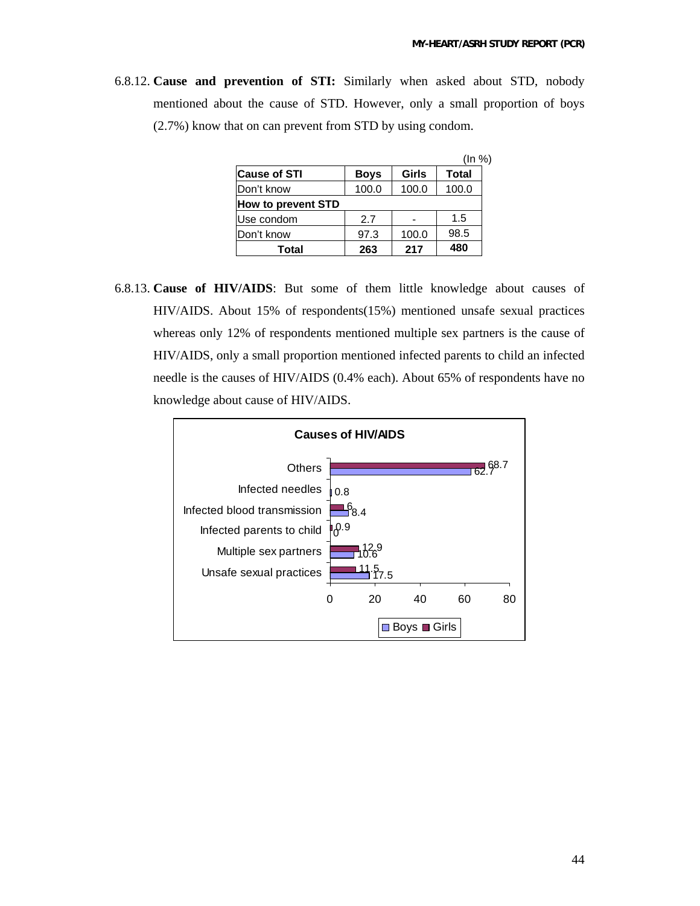6.8.12. **Cause and prevention of STI:** Similarly when asked about STD, nobody mentioned about the cause of STD. However, only a small proportion of boys (2.7%) know that on can prevent from STD by using condom.

(In %)

| Cause of STI | Boys | Girls | Total |
|---|---|---|---|
| Don't know | 100.0 | 100.0 | 100.0 |
| **How to prevent STD** | | | |
| Use condom | 2.7 | - | 1.5 |
| Don't know | 97.3 | 100.0 | 98.5 |
| **Total** | **263** | **217** | **480** |

6.8.13. **Cause of HIV/AIDS**: But some of them little knowledge about causes of HIV/AIDS. About 15% of respondents(15%) mentioned unsafe sexual practices whereas only 12% of respondents mentioned multiple sex partners is the cause of HIV/AIDS, only a small proportion mentioned infected parents to child an infected needle is the causes of HIV/AIDS (0.4% each). About 65% of respondents have no knowledge about cause of HIV/AIDS.

Causes of HIV/AIDS

Others 68.7 62.7
Infected needles 0.8
Infected blood transmission 6 8.4
Infected parents to child 0.9 0
Multiple sex partners 12.9 10.6
Unsafe sexual practices 11.5 17.5

0 20 40 60 80

Boys Girls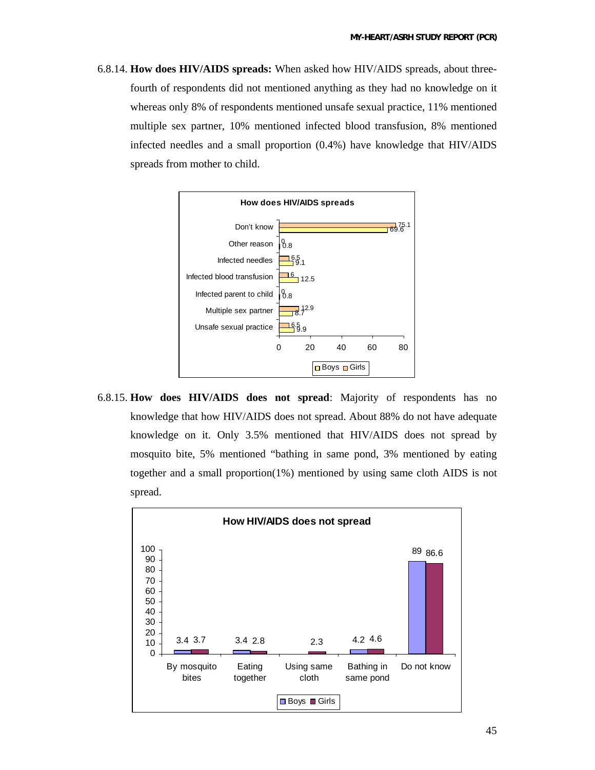6.8.14. **How does HIV/AIDS spreads:** When asked how HIV/AIDS spreads, about three-fourth of respondents did not mentioned anything as they had no knowledge on it whereas only 8% of respondents mentioned unsafe sexual practice, 11% mentioned multiple sex partner, 10% mentioned infected blood transfusion, 8% mentioned infected needles and a small proportion (0.4%) have knowledge that HIV/AIDS spreads from mother to child.

How does HIV/AIDS spreads

Don't know 75.1 69.6
Other reason 0 0.8
Infected needles 6.5 9.1
Infected blood transfusion 6 12.5
Infected parent to child 0 0.8
Multiple sex partner 12.9 8.7
Unsafe sexual practice 6.5 9.9

0 20 40 60 80

Boys Girls

6.8.15. **How does HIV/AIDS does not spread**: Majority of respondents has no knowledge that how HIV/AIDS does not spread. About 88% do not have adequate knowledge on it. Only 3.5% mentioned that HIV/AIDS does not spread by mosquito bite, 5% mentioned "bathing in same pond, 3% mentioned by eating together and a small proportion(1%) mentioned by using same cloth AIDS is not spread.

How HIV/AIDS does not spread

100 90 80 70 60 50 40 30 20 10 0

By mosquito bites 3.4 3.7
Eating together 3.4 2.8
Using same cloth 2.3
Bathing in same pond 4.2 4.6
Do not know 89 86.6

Boys Girls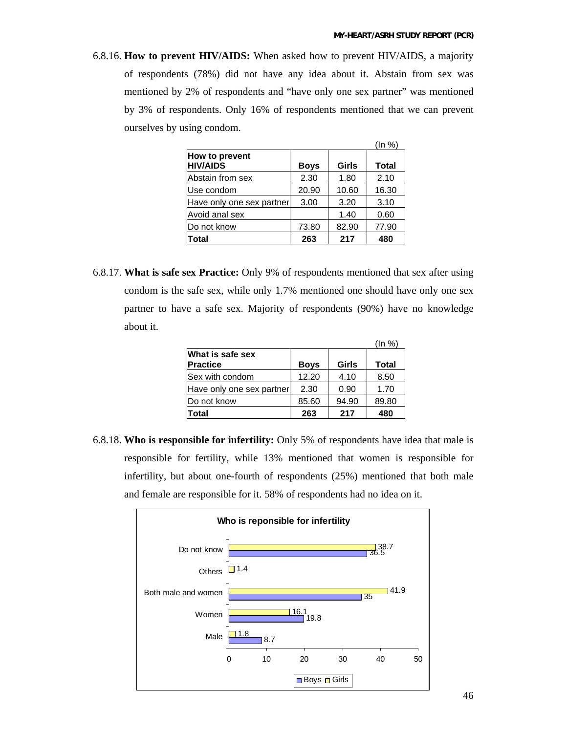6.8.16. **How to prevent HIV/AIDS:** When asked how to prevent HIV/AIDS, a majority of respondents (78%) did not have any idea about it. Abstain from sex was mentioned by 2% of respondents and "have only one sex partner" was mentioned by 3% of respondents. Only 16% of respondents mentioned that we can prevent ourselves by using condom.

(In %)

| How to prevent HIV/AIDS | Boys | Girls | Total |
|---|---|---|---|
| Abstain from sex | 2.30 | 1.80 | 2.10 |
| Use condom | 20.90 | 10.60 | 16.30 |
| Have only one sex partner | 3.00 | 3.20 | 3.10 |
| Avoid anal sex | | 1.40 | 0.60 |
| Do not know | 73.80 | 82.90 | 77.90 |
| **Total** | **263** | **217** | **480** |

6.8.17. **What is safe sex Practice:** Only 9% of respondents mentioned that sex after using condom is the safe sex, while only 1.7% mentioned one should have only one sex partner to have a safe sex. Majority of respondents (90%) have no knowledge about it.

(In %)

| What is safe sex Practice | Boys | Girls | Total |
|---|---|---|---|
| Sex with condom | 12.20 | 4.10 | 8.50 |
| Have only one sex partner | 2.30 | 0.90 | 1.70 |
| Do not know | 85.60 | 94.90 | 89.80 |
| **Total** | **263** | **217** | **480** |

6.8.18. **Who is responsible for infertility:** Only 5% of respondents have idea that male is responsible for fertility, while 13% mentioned that women is responsible for infertility, but about one-fourth of respondents (25%) mentioned that both male and female are responsible for it. 58% of respondents had no idea on it.

Who is reponsible for infertility

Do not know 38.7 36.5

Others 1.4

Both male and women 41.9 35

Women 16.1 19.8

Male 1.8 8.7

0 10 20 30 40 50

Boys Girls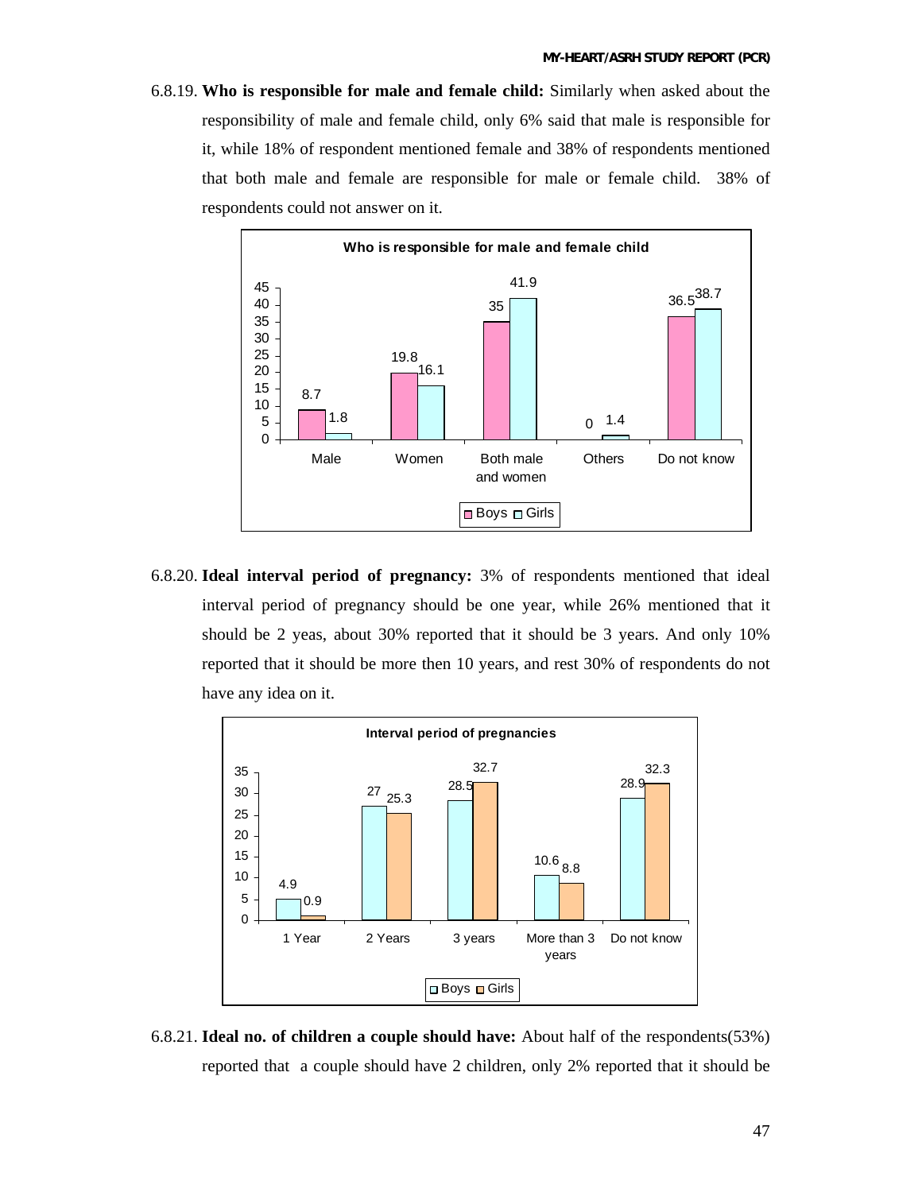6.8.19. **Who is responsible for male and female child:** Similarly when asked about the responsibility of male and female child, only 6% said that male is responsible for it, while 18% of respondent mentioned female and 38% of respondents mentioned that both male and female are responsible for male or female child. 38% of respondents could not answer on it.

**Who is responsible for male and female child**

45
40
35
30
25
20
15
10
5
0

8.7 1.8
19.8 16.1
35 41.9
0 1.4
36.5 38.7

Male
Women
Both male and women
Others
Do not know

Boys Girls

6.8.20. **Ideal interval period of pregnancy:** 3% of respondents mentioned that ideal interval period of pregnancy should be one year, while 26% mentioned that it should be 2 yeas, about 30% reported that it should be 3 years. And only 10% reported that it should be more then 10 years, and rest 30% of respondents do not have any idea on it.

**Interval period of pregnancies**

35
30
25
20
15
10
5
0

4.9 0.9
27 25.3
28.5 32.7
10.6 8.8
28.9 32.3

1 Year
2 Years
3 years
More than 3 years
Do not know

Boys Girls

6.8.21. **Ideal no. of children a couple should have:** About half of the respondents(53%) reported that a couple should have 2 children, only 2% reported that it should be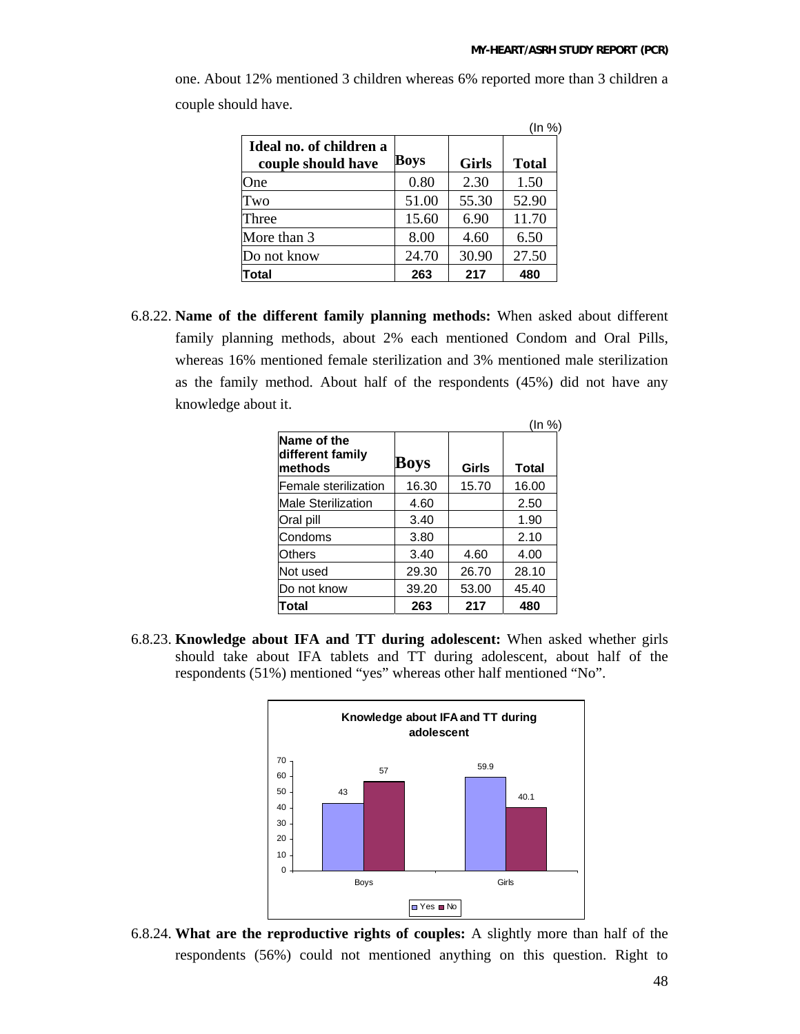one. About 12% mentioned 3 children whereas 6% reported more than 3 children a couple should have.

(In %)

| Ideal no. of children a couple should have | Boys | Girls | Total |
|---|---|---|---|
| One | 0.80 | 2.30 | 1.50 |
| Two | 51.00 | 55.30 | 52.90 |
| Three | 15.60 | 6.90 | 11.70 |
| More than 3 | 8.00 | 4.60 | 6.50 |
| Do not know | 24.70 | 30.90 | 27.50 |
| **Total** | **263** | **217** | **480** |

6.8.22. **Name of the different family planning methods:** When asked about different family planning methods, about 2% each mentioned Condom and Oral Pills, whereas 16% mentioned female sterilization and 3% mentioned male sterilization as the family method. About half of the respondents (45%) did not have any knowledge about it.

(In %)

| Name of the different family methods | Boys | Girls | Total |
|---|---|---|---|
| Female sterilization | 16.30 | 15.70 | 16.00 |
| Male Sterilization | 4.60 | | 2.50 |
| Oral pill | 3.40 | | 1.90 |
| Condoms | 3.80 | | 2.10 |
| Others | 3.40 | 4.60 | 4.00 |
| Not used | 29.30 | 26.70 | 28.10 |
| Do not know | 39.20 | 53.00 | 45.40 |
| **Total** | **263** | **217** | **480** |

6.8.23. **Knowledge about IFA and TT during adolescent:** When asked whether girls should take about IFA tablets and TT during adolescent, about half of the respondents (51%) mentioned "yes" whereas other half mentioned "No".

Knowledge about IFA and TT during adolescent

70
60
50
40
30
20
10
0

43
57
59.9
40.1

Boys
Girls

Yes No

6.8.24. **What are the reproductive rights of couples:** A slightly more than half of the respondents (56%) could not mentioned anything on this question. Right to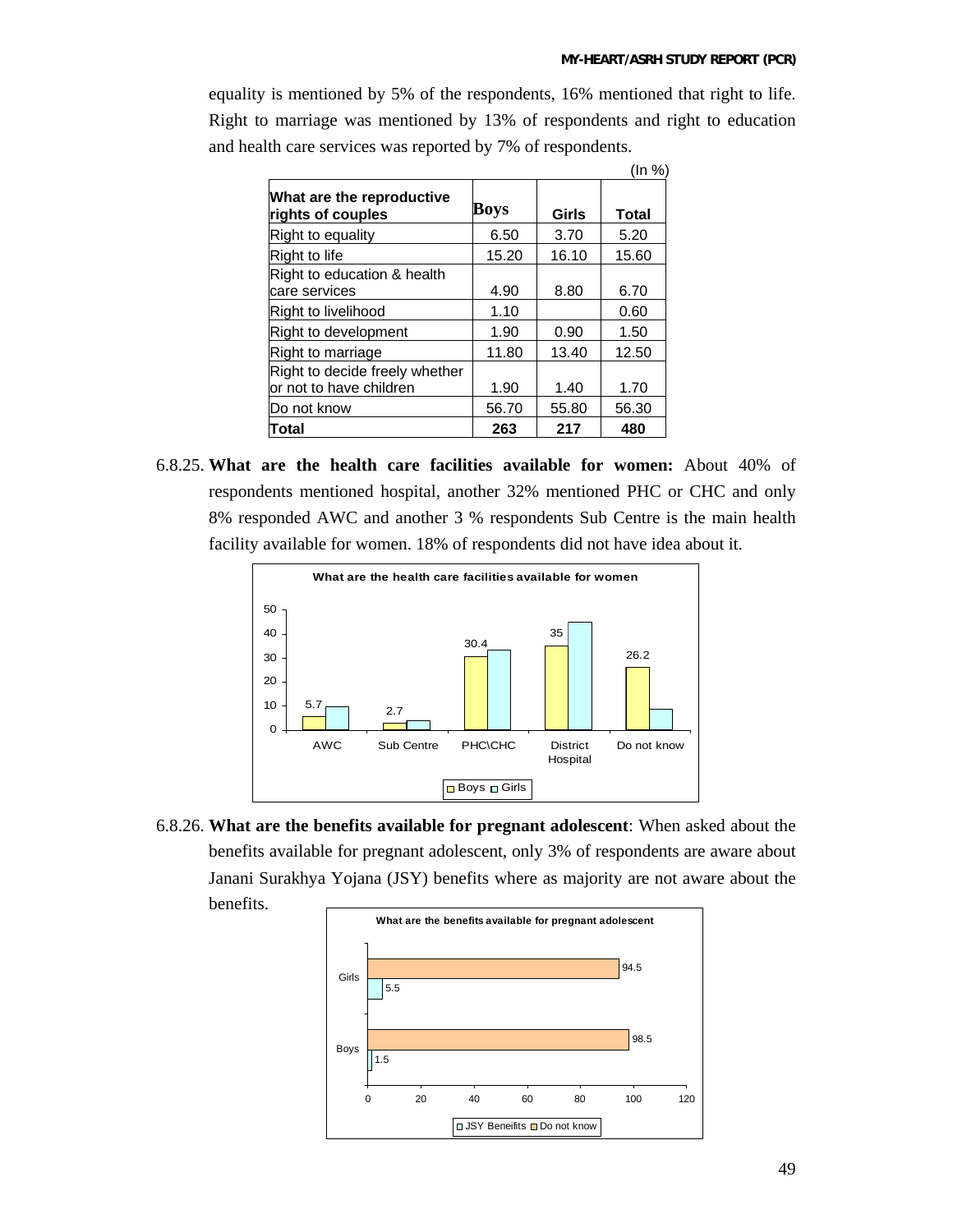equality is mentioned by 5% of the respondents, 16% mentioned that right to life. Right to marriage was mentioned by 13% of respondents and right to education and health care services was reported by 7% of respondents.

(In %)

| What are the reproductive rights of couples | Boys | Girls | Total |
|---|---|---|---|
| Right to equality | 6.50 | 3.70 | 5.20 |
| Right to life | 15.20 | 16.10 | 15.60 |
| Right to education & health care services | 4.90 | 8.80 | 6.70 |
| Right to livelihood | 1.10 | | 0.60 |
| Right to development | 1.90 | 0.90 | 1.50 |
| Right to marriage | 11.80 | 13.40 | 12.50 |
| Right to decide freely whether or not to have children | 1.90 | 1.40 | 1.70 |
| Do not know | 56.70 | 55.80 | 56.30 |
| **Total** | **263** | **217** | **480** |

6.8.25. **What are the health care facilities available for women:** About 40% of respondents mentioned hospital, another 32% mentioned PHC or CHC and only 8% responded AWC and another 3 % respondents Sub Centre is the main health facility available for women. 18% of respondents did not have idea about it.

**What are the health care facilities available for women**

| | AWC | Sub Centre | PHC\CHC | District Hospital | Do not know |
|---|---|---|---|---|---|
| Boys | 5.7 | 2.7 | 30.4 | 35 | 26.2 |

6.8.26. **What are the benefits available for pregnant adolescent**: When asked about the benefits available for pregnant adolescent, only 3% of respondents are aware about Janani Surakhya Yojana (JSY) benefits where as majority are not aware about the benefits.

**What are the benefits available for pregnant adolescent**

| | JSY Beneifits | Do not know |
|---|---|---|
| Girls | 5.5 | 94.5 |
| Boys | 1.5 | 98.5 |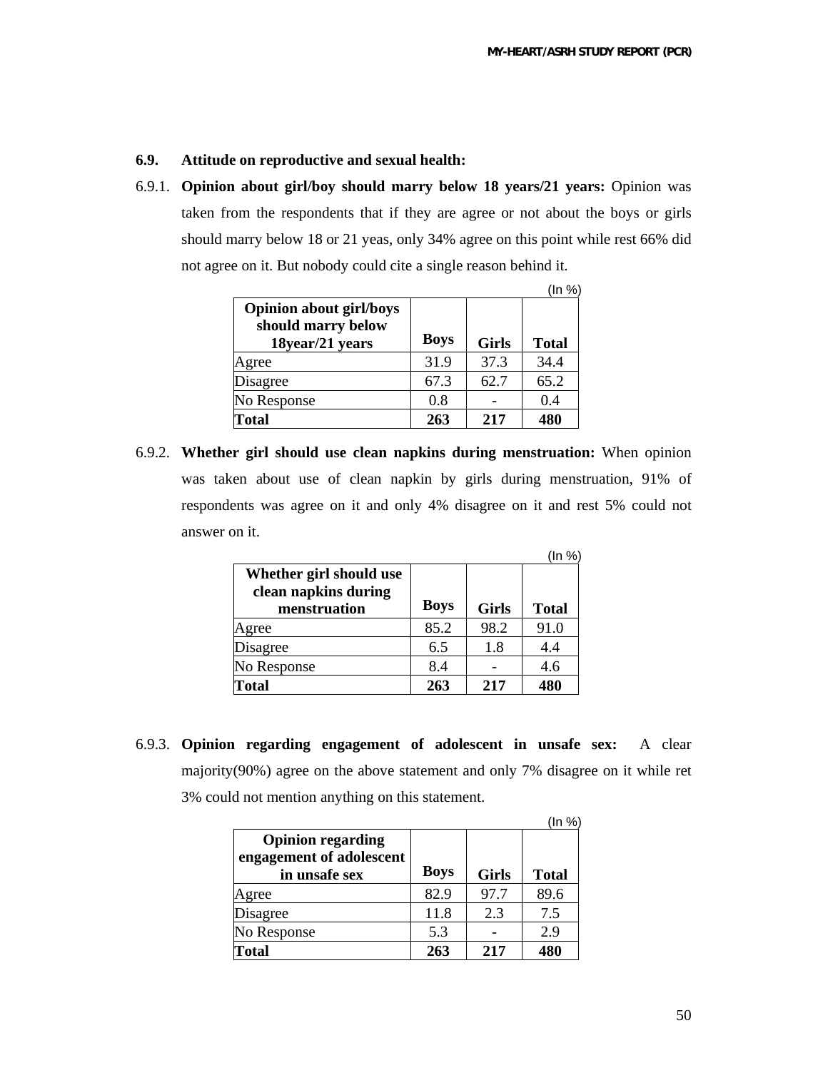### 6.9. Attitude on reproductive and sexual health:

6.9.1. **Opinion about girl/boy should marry below 18 years/21 years:** Opinion was taken from the respondents that if they are agree or not about the boys or girls should marry below 18 or 21 yeas, only 34% agree on this point while rest 66% did not agree on it. But nobody could cite a single reason behind it.

(In %)

| Opinion about girl/boys should marry below 18year/21 years | Boys | Girls | Total |
|---|---|---|---|
| Agree | 31.9 | 37.3 | 34.4 |
| Disagree | 67.3 | 62.7 | 65.2 |
| No Response | 0.8 | - | 0.4 |
| **Total** | **263** | **217** | **480** |

6.9.2. **Whether girl should use clean napkins during menstruation:** When opinion was taken about use of clean napkin by girls during menstruation, 91% of respondents was agree on it and only 4% disagree on it and rest 5% could not answer on it.

(In %)

| Whether girl should use clean napkins during menstruation | Boys | Girls | Total |
|---|---|---|---|
| Agree | 85.2 | 98.2 | 91.0 |
| Disagree | 6.5 | 1.8 | 4.4 |
| No Response | 8.4 | - | 4.6 |
| **Total** | **263** | **217** | **480** |

6.9.3. **Opinion regarding engagement of adolescent in unsafe sex:** A clear majority(90%) agree on the above statement and only 7% disagree on it while ret 3% could not mention anything on this statement.

(In %)

| Opinion regarding engagement of adolescent in unsafe sex | Boys | Girls | Total |
|---|---|---|---|
| Agree | 82.9 | 97.7 | 89.6 |
| Disagree | 11.8 | 2.3 | 7.5 |
| No Response | 5.3 | - | 2.9 |
| **Total** | **263** | **217** | **480** |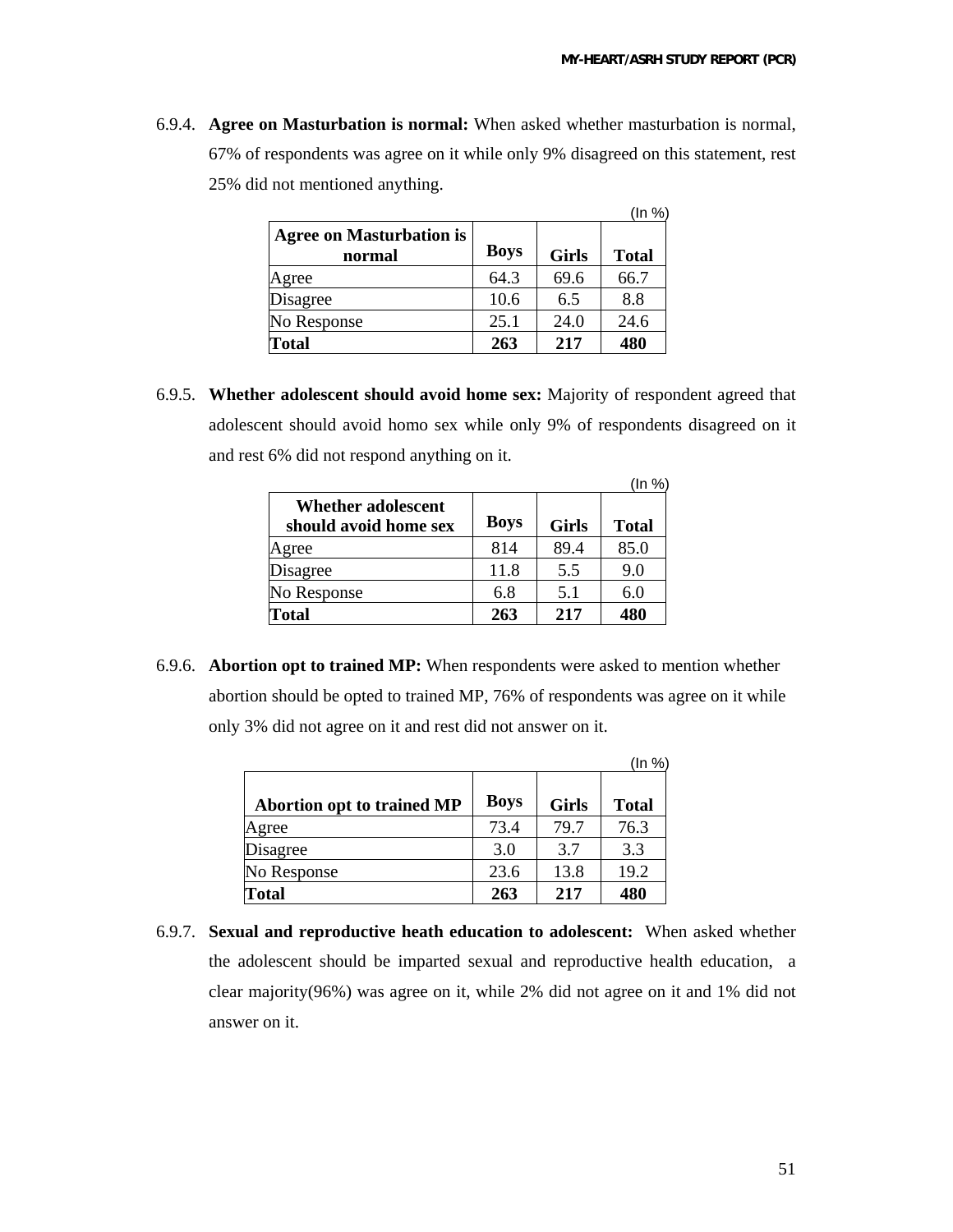6.9.4. **Agree on Masturbation is normal:** When asked whether masturbation is normal, 67% of respondents was agree on it while only 9% disagreed on this statement, rest 25% did not mentioned anything.

(In %)

| Agree on Masturbation is normal | Boys | Girls | Total |
|---|---|---|---|
| Agree | 64.3 | 69.6 | 66.7 |
| Disagree | 10.6 | 6.5 | 8.8 |
| No Response | 25.1 | 24.0 | 24.6 |
| **Total** | **263** | **217** | **480** |

6.9.5. **Whether adolescent should avoid home sex:** Majority of respondent agreed that adolescent should avoid homo sex while only 9% of respondents disagreed on it and rest 6% did not respond anything on it.

(In %)

| Whether adolescent should avoid home sex | Boys | Girls | Total |
|---|---|---|---|
| Agree | 814 | 89.4 | 85.0 |
| Disagree | 11.8 | 5.5 | 9.0 |
| No Response | 6.8 | 5.1 | 6.0 |
| **Total** | **263** | **217** | **480** |

6.9.6. **Abortion opt to trained MP:** When respondents were asked to mention whether abortion should be opted to trained MP, 76% of respondents was agree on it while only 3% did not agree on it and rest did not answer on it.

(In %)

| Abortion opt to trained MP | Boys | Girls | Total |
|---|---|---|---|
| Agree | 73.4 | 79.7 | 76.3 |
| Disagree | 3.0 | 3.7 | 3.3 |
| No Response | 23.6 | 13.8 | 19.2 |
| **Total** | **263** | **217** | **480** |

6.9.7. **Sexual and reproductive heath education to adolescent:** When asked whether the adolescent should be imparted sexual and reproductive health education, a clear majority(96%) was agree on it, while 2% did not agree on it and 1% did not answer on it.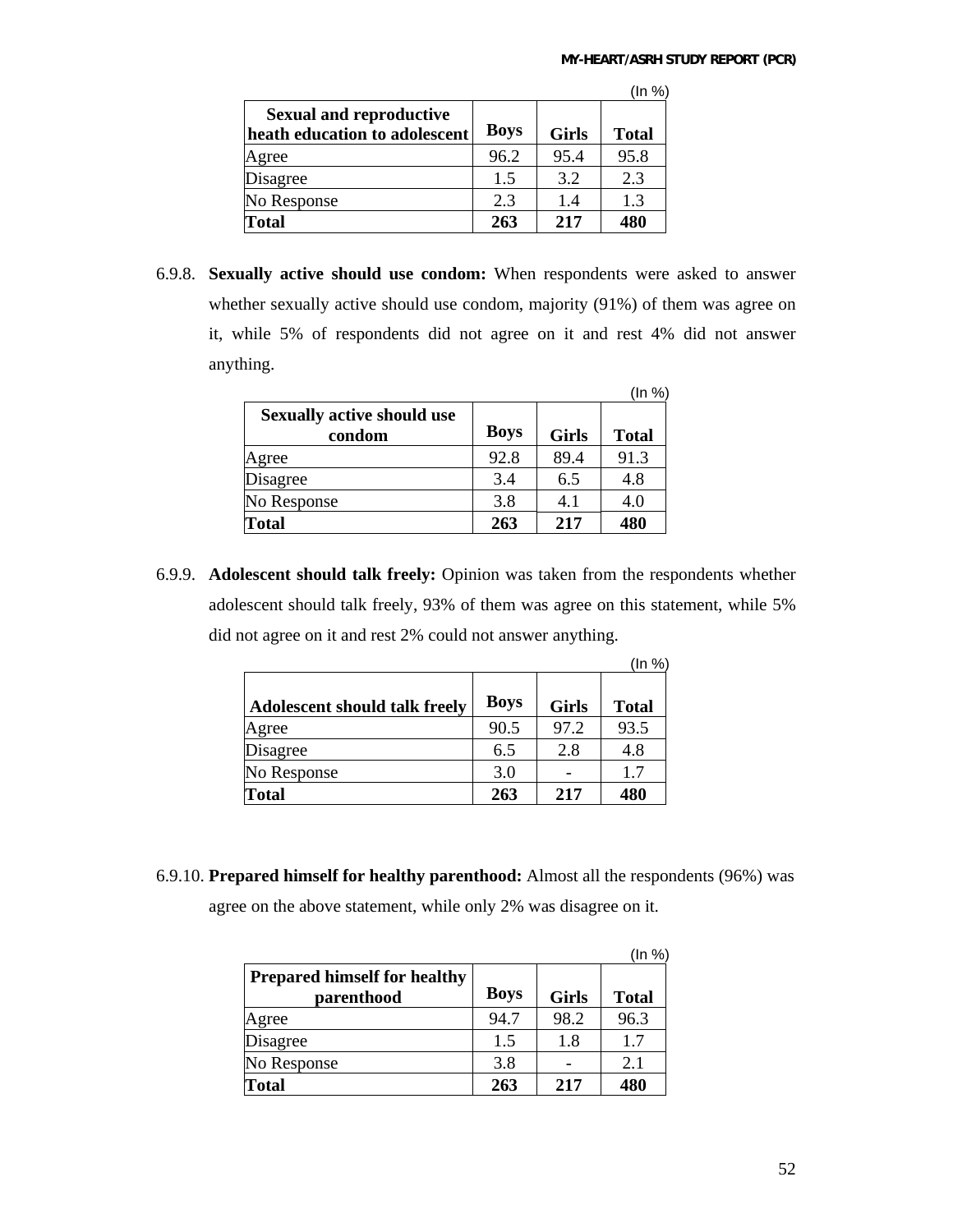(In %)

| Sexual and reproductive heath education to adolescent | Boys | Girls | Total |
|---|---|---|---|
| Agree | 96.2 | 95.4 | 95.8 |
| Disagree | 1.5 | 3.2 | 2.3 |
| No Response | 2.3 | 1.4 | 1.3 |
| **Total** | **263** | **217** | **480** |

6.9.8. **Sexually active should use condom:** When respondents were asked to answer whether sexually active should use condom, majority (91%) of them was agree on it, while 5% of respondents did not agree on it and rest 4% did not answer anything.

(In %)

| Sexually active should use condom | Boys | Girls | Total |
|---|---|---|---|
| Agree | 92.8 | 89.4 | 91.3 |
| Disagree | 3.4 | 6.5 | 4.8 |
| No Response | 3.8 | 4.1 | 4.0 |
| **Total** | **263** | **217** | **480** |

6.9.9. **Adolescent should talk freely:** Opinion was taken from the respondents whether adolescent should talk freely, 93% of them was agree on this statement, while 5% did not agree on it and rest 2% could not answer anything.

(In %)

| Adolescent should talk freely | Boys | Girls | Total |
|---|---|---|---|
| Agree | 90.5 | 97.2 | 93.5 |
| Disagree | 6.5 | 2.8 | 4.8 |
| No Response | 3.0 | - | 1.7 |
| **Total** | **263** | **217** | **480** |

6.9.10. **Prepared himself for healthy parenthood:** Almost all the respondents (96%) was agree on the above statement, while only 2% was disagree on it.

(In %)

| Prepared himself for healthy parenthood | Boys | Girls | Total |
|---|---|---|---|
| Agree | 94.7 | 98.2 | 96.3 |
| Disagree | 1.5 | 1.8 | 1.7 |
| No Response | 3.8 | - | 2.1 |
| **Total** | **263** | **217** | **480** |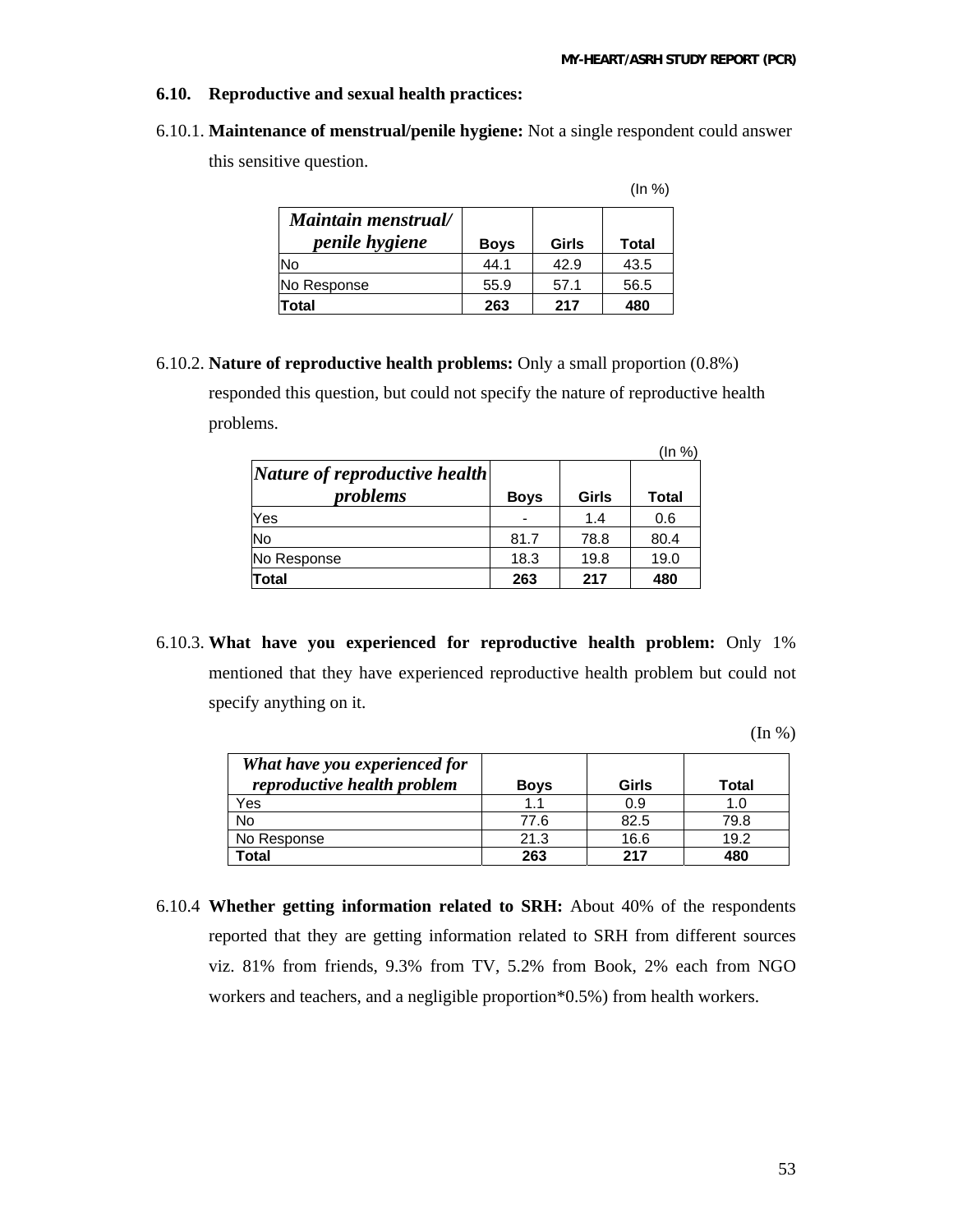## 6.10. Reproductive and sexual health practices:

6.10.1. **Maintenance of menstrual/penile hygiene:** Not a single respondent could answer this sensitive question.

(In %)

| *Maintain menstrual/ penile hygiene* | Boys | Girls | Total |
|---|---|---|---|
| No | 44.1 | 42.9 | 43.5 |
| No Response | 55.9 | 57.1 | 56.5 |
| **Total** | **263** | **217** | **480** |

6.10.2. **Nature of reproductive health problems:** Only a small proportion (0.8%) responded this question, but could not specify the nature of reproductive health problems.

(In %)

| *Nature of reproductive health problems* | Boys | Girls | Total |
|---|---|---|---|
| Yes | - | 1.4 | 0.6 |
| No | 81.7 | 78.8 | 80.4 |
| No Response | 18.3 | 19.8 | 19.0 |
| **Total** | **263** | **217** | **480** |

6.10.3. **What have you experienced for reproductive health problem:** Only 1% mentioned that they have experienced reproductive health problem but could not specify anything on it.

(In %)

| *What have you experienced for reproductive health problem* | Boys | Girls | Total |
|---|---|---|---|
| Yes | 1.1 | 0.9 | 1.0 |
| No | 77.6 | 82.5 | 79.8 |
| No Response | 21.3 | 16.6 | 19.2 |
| **Total** | **263** | **217** | **480** |

6.10.4 **Whether getting information related to SRH:** About 40% of the respondents reported that they are getting information related to SRH from different sources viz. 81% from friends, 9.3% from TV, 5.2% from Book, 2% each from NGO workers and teachers, and a negligible proportion*0.5%) from health workers.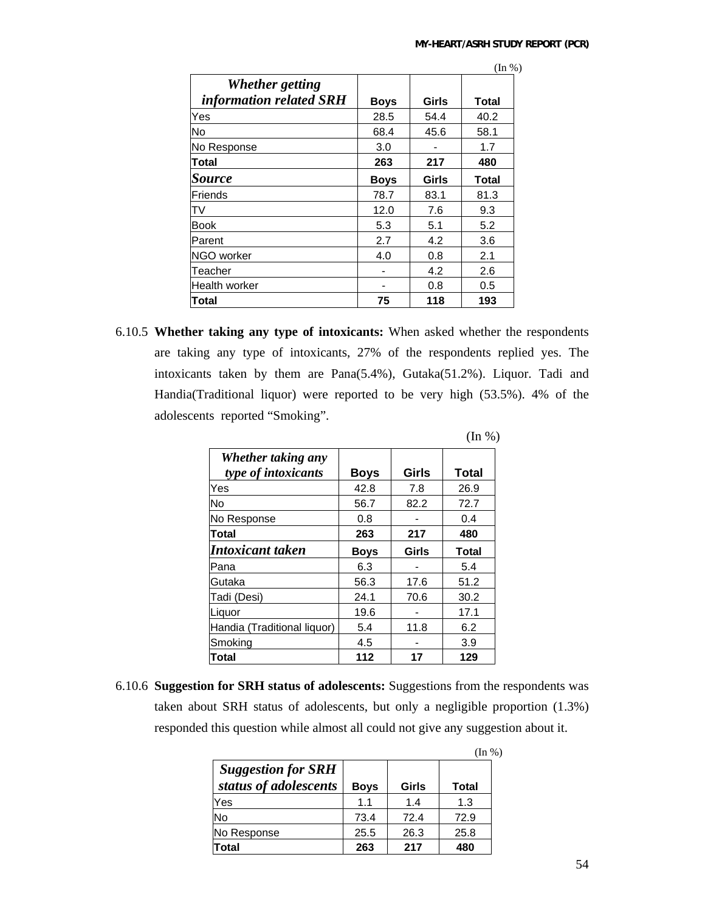(In %)

| *Whether getting information related SRH* | Boys | Girls | Total |
|---|---|---|---|
| Yes | 28.5 | 54.4 | 40.2 |
| No | 68.4 | 45.6 | 58.1 |
| No Response | 3.0 | - | 1.7 |
| **Total** | **263** | **217** | **480** |
| ***Source*** | **Boys** | **Girls** | **Total** |
| Friends | 78.7 | 83.1 | 81.3 |
| TV | 12.0 | 7.6 | 9.3 |
| Book | 5.3 | 5.1 | 5.2 |
| Parent | 2.7 | 4.2 | 3.6 |
| NGO worker | 4.0 | 0.8 | 2.1 |
| Teacher | - | 4.2 | 2.6 |
| Health worker | - | 0.8 | 0.5 |
| **Total** | **75** | **118** | **193** |

6.10.5 **Whether taking any type of intoxicants:** When asked whether the respondents are taking any type of intoxicants, 27% of the respondents replied yes. The intoxicants taken by them are Pana(5.4%), Gutaka(51.2%). Liquor. Tadi and Handia(Traditional liquor) were reported to be very high (53.5%). 4% of the adolescents reported "Smoking".

(In %)

| *Whether taking any type of intoxicants* | Boys | Girls | Total |
|---|---|---|---|
| Yes | 42.8 | 7.8 | 26.9 |
| No | 56.7 | 82.2 | 72.7 |
| No Response | 0.8 | - | 0.4 |
| **Total** | **263** | **217** | **480** |
| ***Intoxicant taken*** | **Boys** | **Girls** | **Total** |
| Pana | 6.3 | - | 5.4 |
| Gutaka | 56.3 | 17.6 | 51.2 |
| Tadi (Desi) | 24.1 | 70.6 | 30.2 |
| Liquor | 19.6 | - | 17.1 |
| Handia (Traditional liquor) | 5.4 | 11.8 | 6.2 |
| Smoking | 4.5 | - | 3.9 |
| **Total** | **112** | **17** | **129** |

6.10.6 **Suggestion for SRH status of adolescents:** Suggestions from the respondents was taken about SRH status of adolescents, but only a negligible proportion (1.3%) responded this question while almost all could not give any suggestion about it.

(In %)

| *Suggestion for SRH status of adolescents* | Boys | Girls | Total |
|---|---|---|---|
| Yes | 1.1 | 1.4 | 1.3 |
| No | 73.4 | 72.4 | 72.9 |
| No Response | 25.5 | 26.3 | 25.8 |
| **Total** | **263** | **217** | **480** |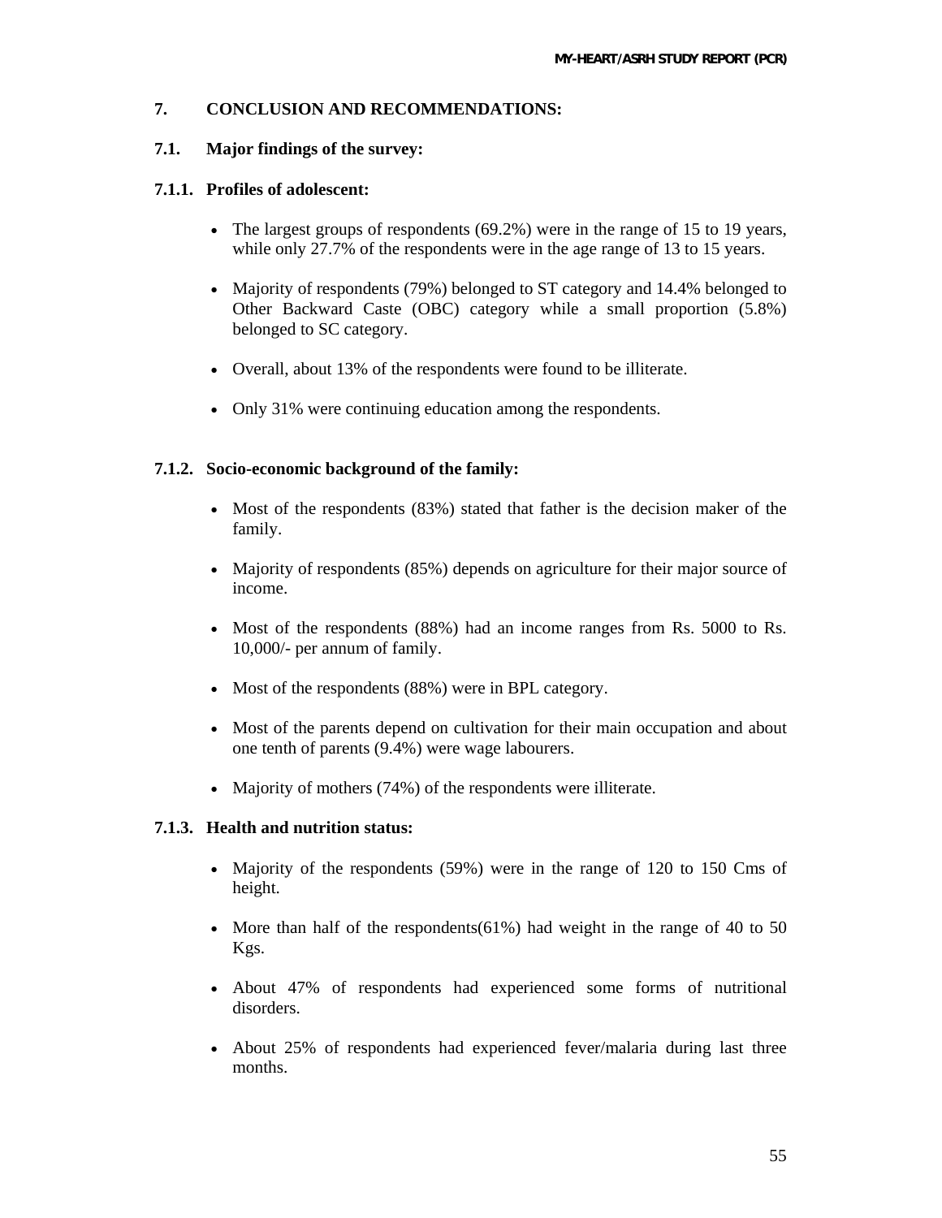# 7. CONCLUSION AND RECOMMENDATIONS:

## 7.1. Major findings of the survey:

### 7.1.1. Profiles of adolescent:

- The largest groups of respondents (69.2%) were in the range of 15 to 19 years, while only 27.7% of the respondents were in the age range of 13 to 15 years.
- Majority of respondents (79%) belonged to ST category and 14.4% belonged to Other Backward Caste (OBC) category while a small proportion (5.8%) belonged to SC category.
- Overall, about 13% of the respondents were found to be illiterate.
- Only 31% were continuing education among the respondents.

### 7.1.2. Socio-economic background of the family:

- Most of the respondents (83%) stated that father is the decision maker of the family.
- Majority of respondents (85%) depends on agriculture for their major source of income.
- Most of the respondents (88%) had an income ranges from Rs. 5000 to Rs. 10,000/- per annum of family.
- Most of the respondents (88%) were in BPL category.
- Most of the parents depend on cultivation for their main occupation and about one tenth of parents (9.4%) were wage labourers.
- Majority of mothers (74%) of the respondents were illiterate.

### 7.1.3. Health and nutrition status:

- Majority of the respondents (59%) were in the range of 120 to 150 Cms of height.
- More than half of the respondents(61%) had weight in the range of 40 to 50 Kgs.
- About 47% of respondents had experienced some forms of nutritional disorders.
- About 25% of respondents had experienced fever/malaria during last three months.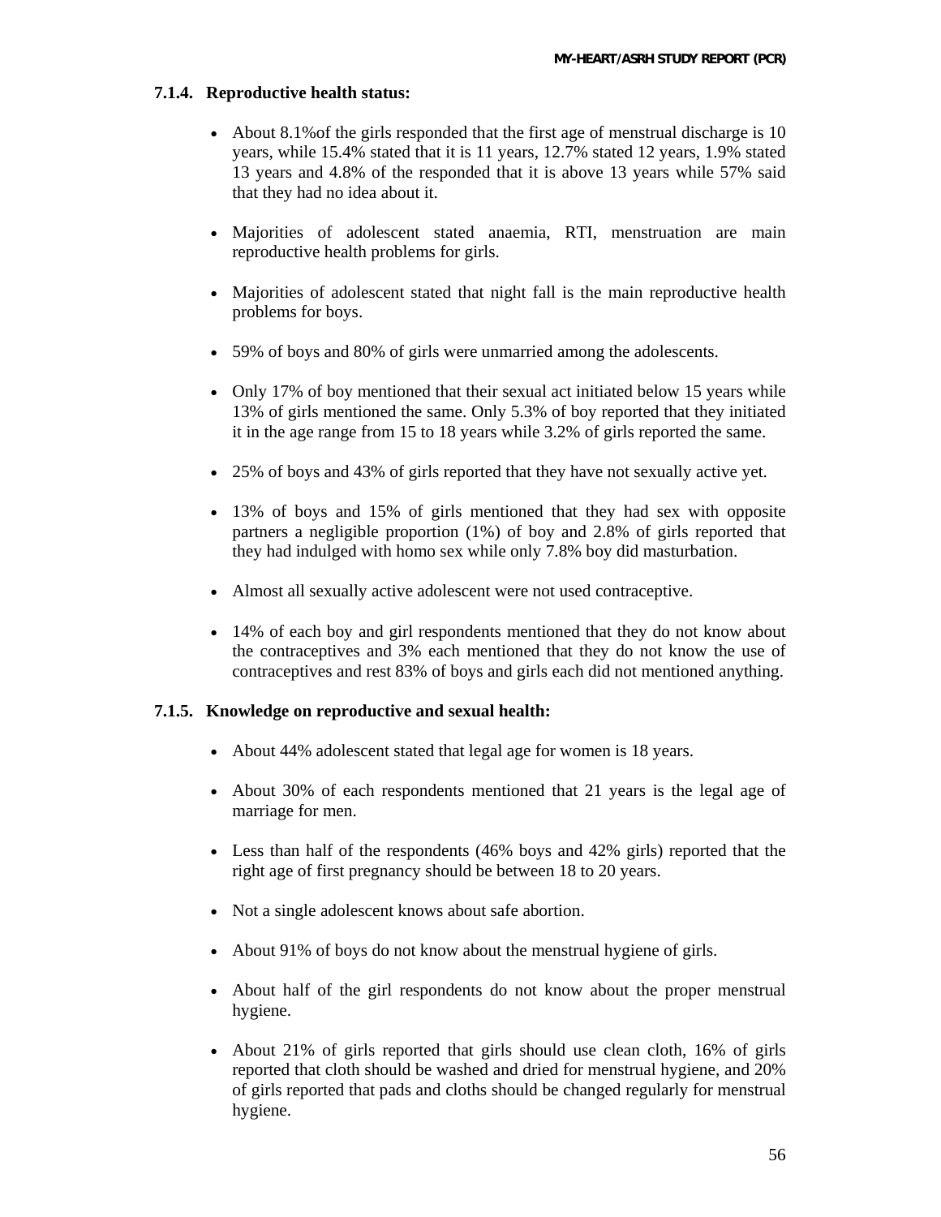### 7.1.4. Reproductive health status:

- About 8.1%of the girls responded that the first age of menstrual discharge is 10 years, while 15.4% stated that it is 11 years, 12.7% stated 12 years, 1.9% stated 13 years and 4.8% of the responded that it is above 13 years while 57% said that they had no idea about it.
- Majorities of adolescent stated anaemia, RTI, menstruation are main reproductive health problems for girls.
- Majorities of adolescent stated that night fall is the main reproductive health problems for boys.
- 59% of boys and 80% of girls were unmarried among the adolescents.
- Only 17% of boy mentioned that their sexual act initiated below 15 years while 13% of girls mentioned the same. Only 5.3% of boy reported that they initiated it in the age range from 15 to 18 years while 3.2% of girls reported the same.
- 25% of boys and 43% of girls reported that they have not sexually active yet.
- 13% of boys and 15% of girls mentioned that they had sex with opposite partners a negligible proportion (1%) of boy and 2.8% of girls reported that they had indulged with homo sex while only 7.8% boy did masturbation.
- Almost all sexually active adolescent were not used contraceptive.
- 14% of each boy and girl respondents mentioned that they do not know about the contraceptives and 3% each mentioned that they do not know the use of contraceptives and rest 83% of boys and girls each did not mentioned anything.

### 7.1.5. Knowledge on reproductive and sexual health:

- About 44% adolescent stated that legal age for women is 18 years.
- About 30% of each respondents mentioned that 21 years is the legal age of marriage for men.
- Less than half of the respondents (46% boys and 42% girls) reported that the right age of first pregnancy should be between 18 to 20 years.
- Not a single adolescent knows about safe abortion.
- About 91% of boys do not know about the menstrual hygiene of girls.
- About half of the girl respondents do not know about the proper menstrual hygiene.
- About 21% of girls reported that girls should use clean cloth, 16% of girls reported that cloth should be washed and dried for menstrual hygiene, and 20% of girls reported that pads and cloths should be changed regularly for menstrual hygiene.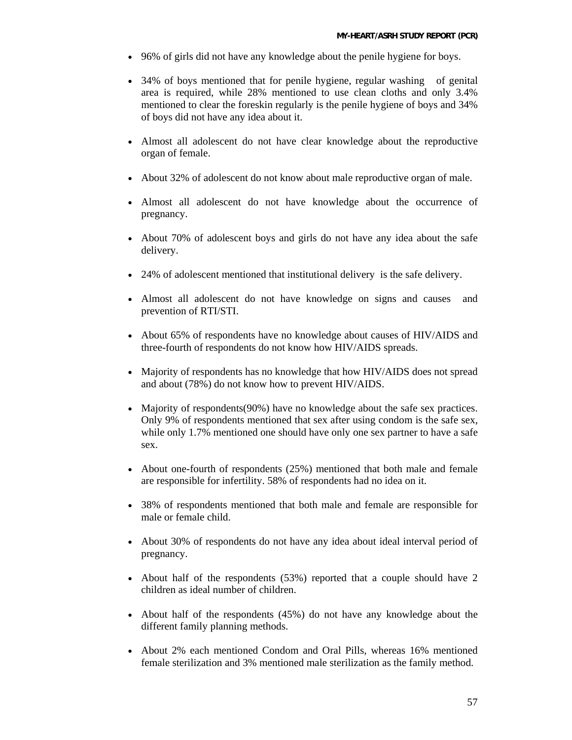- 96% of girls did not have any knowledge about the penile hygiene for boys.
- 34% of boys mentioned that for penile hygiene, regular washing of genital area is required, while 28% mentioned to use clean cloths and only 3.4% mentioned to clear the foreskin regularly is the penile hygiene of boys and 34% of boys did not have any idea about it.
- Almost all adolescent do not have clear knowledge about the reproductive organ of female.
- About 32% of adolescent do not know about male reproductive organ of male.
- Almost all adolescent do not have knowledge about the occurrence of pregnancy.
- About 70% of adolescent boys and girls do not have any idea about the safe delivery.
- 24% of adolescent mentioned that institutional delivery is the safe delivery.
- Almost all adolescent do not have knowledge on signs and causes and prevention of RTI/STI.
- About 65% of respondents have no knowledge about causes of HIV/AIDS and three-fourth of respondents do not know how HIV/AIDS spreads.
- Majority of respondents has no knowledge that how HIV/AIDS does not spread and about (78%) do not know how to prevent HIV/AIDS.
- Majority of respondents(90%) have no knowledge about the safe sex practices. Only 9% of respondents mentioned that sex after using condom is the safe sex, while only 1.7% mentioned one should have only one sex partner to have a safe sex.
- About one-fourth of respondents (25%) mentioned that both male and female are responsible for infertility. 58% of respondents had no idea on it.
- 38% of respondents mentioned that both male and female are responsible for male or female child.
- About 30% of respondents do not have any idea about ideal interval period of pregnancy.
- About half of the respondents (53%) reported that a couple should have 2 children as ideal number of children.
- About half of the respondents (45%) do not have any knowledge about the different family planning methods.
- About 2% each mentioned Condom and Oral Pills, whereas 16% mentioned female sterilization and 3% mentioned male sterilization as the family method.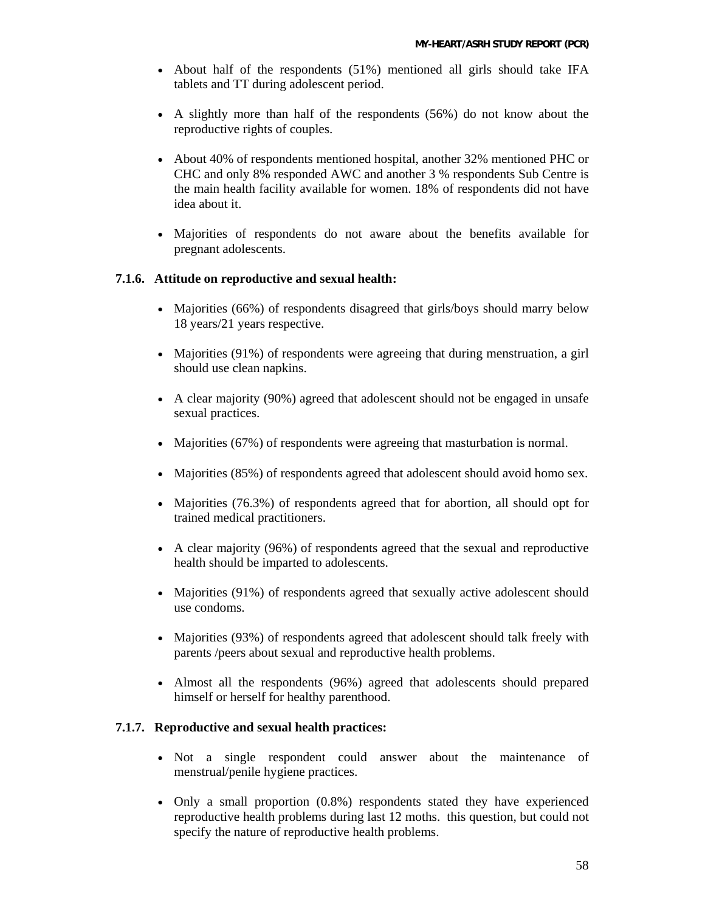- About half of the respondents (51%) mentioned all girls should take IFA tablets and TT during adolescent period.

- A slightly more than half of the respondents (56%) do not know about the reproductive rights of couples.

- About 40% of respondents mentioned hospital, another 32% mentioned PHC or CHC and only 8% responded AWC and another 3 % respondents Sub Centre is the main health facility available for women. 18% of respondents did not have idea about it.

- Majorities of respondents do not aware about the benefits available for pregnant adolescents.

### 7.1.6. Attitude on reproductive and sexual health:

- Majorities (66%) of respondents disagreed that girls/boys should marry below 18 years/21 years respective.

- Majorities (91%) of respondents were agreeing that during menstruation, a girl should use clean napkins.

- A clear majority (90%) agreed that adolescent should not be engaged in unsafe sexual practices.

- Majorities (67%) of respondents were agreeing that masturbation is normal.

- Majorities (85%) of respondents agreed that adolescent should avoid homo sex.

- Majorities (76.3%) of respondents agreed that for abortion, all should opt for trained medical practitioners.

- A clear majority (96%) of respondents agreed that the sexual and reproductive health should be imparted to adolescents.

- Majorities (91%) of respondents agreed that sexually active adolescent should use condoms.

- Majorities (93%) of respondents agreed that adolescent should talk freely with parents /peers about sexual and reproductive health problems.

- Almost all the respondents (96%) agreed that adolescents should prepared himself or herself for healthy parenthood.

### 7.1.7. Reproductive and sexual health practices:

- Not a single respondent could answer about the maintenance of menstrual/penile hygiene practices.

- Only a small proportion (0.8%) respondents stated they have experienced reproductive health problems during last 12 moths. this question, but could not specify the nature of reproductive health problems.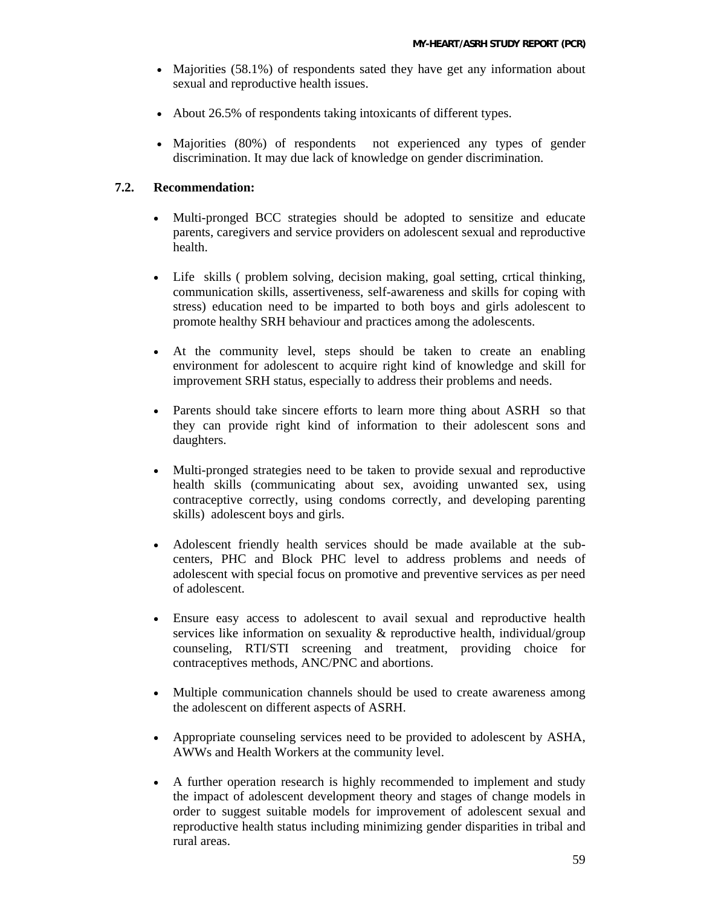- Majorities (58.1%) of respondents sated they have get any information about sexual and reproductive health issues.

- About 26.5% of respondents taking intoxicants of different types.

- Majorities (80%) of respondents not experienced any types of gender discrimination. It may due lack of knowledge on gender discrimination.

## 7.2. Recommendation:

- Multi-pronged BCC strategies should be adopted to sensitize and educate parents, caregivers and service providers on adolescent sexual and reproductive health.

- Life skills ( problem solving, decision making, goal setting, crtical thinking, communication skills, assertiveness, self-awareness and skills for coping with stress) education need to be imparted to both boys and girls adolescent to promote healthy SRH behaviour and practices among the adolescents.

- At the community level, steps should be taken to create an enabling environment for adolescent to acquire right kind of knowledge and skill for improvement SRH status, especially to address their problems and needs.

- Parents should take sincere efforts to learn more thing about ASRH so that they can provide right kind of information to their adolescent sons and daughters.

- Multi-pronged strategies need to be taken to provide sexual and reproductive health skills (communicating about sex, avoiding unwanted sex, using contraceptive correctly, using condoms correctly, and developing parenting skills) adolescent boys and girls.

- Adolescent friendly health services should be made available at the sub-centers, PHC and Block PHC level to address problems and needs of adolescent with special focus on promotive and preventive services as per need of adolescent.

- Ensure easy access to adolescent to avail sexual and reproductive health services like information on sexuality & reproductive health, individual/group counseling, RTI/STI screening and treatment, providing choice for contraceptives methods, ANC/PNC and abortions.

- Multiple communication channels should be used to create awareness among the adolescent on different aspects of ASRH.

- Appropriate counseling services need to be provided to adolescent by ASHA, AWWs and Health Workers at the community level.

- A further operation research is highly recommended to implement and study the impact of adolescent development theory and stages of change models in order to suggest suitable models for improvement of adolescent sexual and reproductive health status including minimizing gender disparities in tribal and rural areas.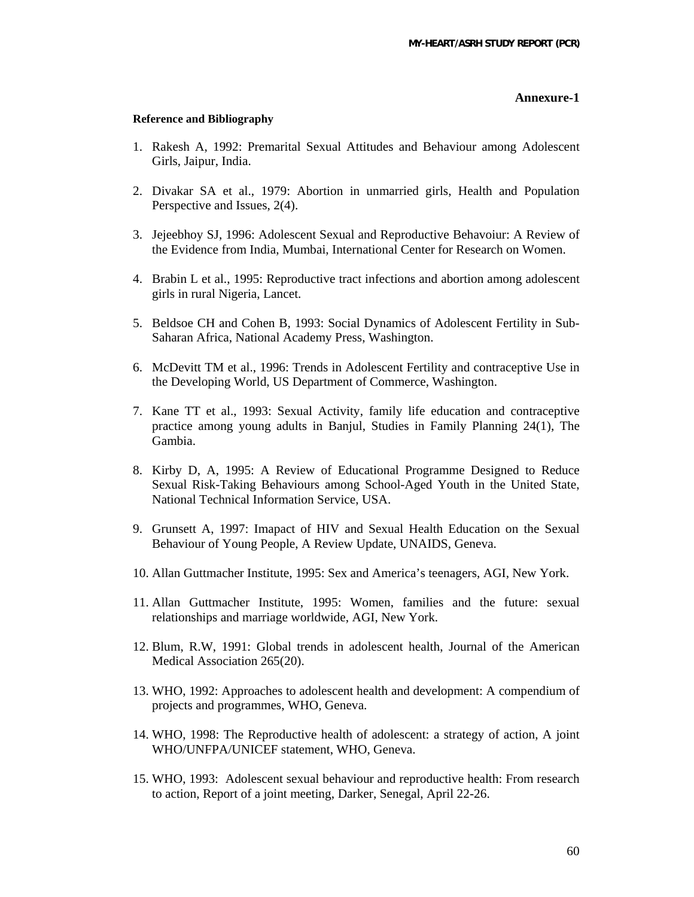**Annexure-1**

**Reference and Bibliography**

1. Rakesh A, 1992: Premarital Sexual Attitudes and Behaviour among Adolescent Girls, Jaipur, India.

2. Divakar SA et al., 1979: Abortion in unmarried girls, Health and Population Perspective and Issues, 2(4).

3. Jejeebhoy SJ, 1996: Adolescent Sexual and Reproductive Behavoiur: A Review of the Evidence from India, Mumbai, International Center for Research on Women.

4. Brabin L et al., 1995: Reproductive tract infections and abortion among adolescent girls in rural Nigeria, Lancet.

5. Beldsoe CH and Cohen B, 1993: Social Dynamics of Adolescent Fertility in Sub-Saharan Africa, National Academy Press, Washington.

6. McDevitt TM et al., 1996: Trends in Adolescent Fertility and contraceptive Use in the Developing World, US Department of Commerce, Washington.

7. Kane TT et al., 1993: Sexual Activity, family life education and contraceptive practice among young adults in Banjul, Studies in Family Planning 24(1), The Gambia.

8. Kirby D, A, 1995: A Review of Educational Programme Designed to Reduce Sexual Risk-Taking Behaviours among School-Aged Youth in the United State, National Technical Information Service, USA.

9. Grunsett A, 1997: Imapact of HIV and Sexual Health Education on the Sexual Behaviour of Young People, A Review Update, UNAIDS, Geneva.

10. Allan Guttmacher Institute, 1995: Sex and America's teenagers, AGI, New York.

11. Allan Guttmacher Institute, 1995: Women, families and the future: sexual relationships and marriage worldwide, AGI, New York.

12. Blum, R.W, 1991: Global trends in adolescent health, Journal of the American Medical Association 265(20).

13. WHO, 1992: Approaches to adolescent health and development: A compendium of projects and programmes, WHO, Geneva.

14. WHO, 1998: The Reproductive health of adolescent: a strategy of action, A joint WHO/UNFPA/UNICEF statement, WHO, Geneva.

15. WHO, 1993: Adolescent sexual behaviour and reproductive health: From research to action, Report of a joint meeting, Darker, Senegal, April 22-26.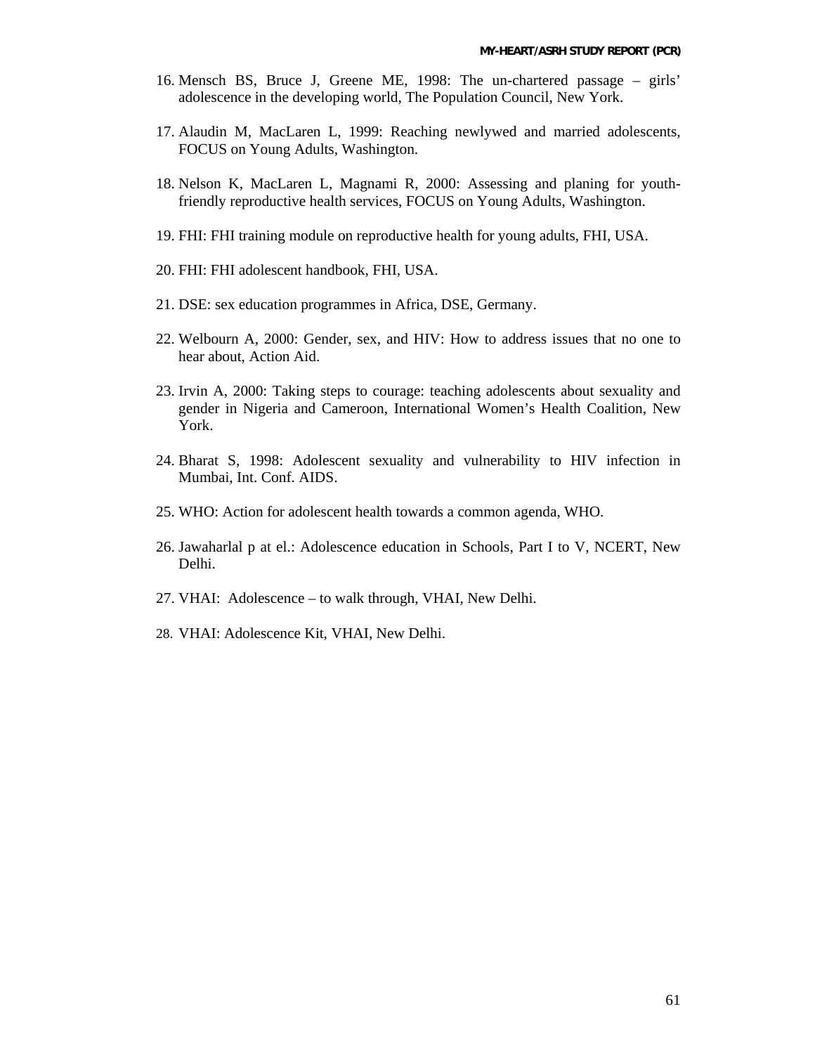16. Mensch BS, Bruce J, Greene ME, 1998: The un-chartered passage – girls' adolescence in the developing world, The Population Council, New York.

17. Alaudin M, MacLaren L, 1999: Reaching newlywed and married adolescents, FOCUS on Young Adults, Washington.

18. Nelson K, MacLaren L, Magnami R, 2000: Assessing and planing for youth-friendly reproductive health services, FOCUS on Young Adults, Washington.

19. FHI: FHI training module on reproductive health for young adults, FHI, USA.

20. FHI: FHI adolescent handbook, FHI, USA.

21. DSE: sex education programmes in Africa, DSE, Germany.

22. Welbourn A, 2000: Gender, sex, and HIV: How to address issues that no one to hear about, Action Aid.

23. Irvin A, 2000: Taking steps to courage: teaching adolescents about sexuality and gender in Nigeria and Cameroon, International Women's Health Coalition, New York.

24. Bharat S, 1998: Adolescent sexuality and vulnerability to HIV infection in Mumbai, Int. Conf. AIDS.

25. WHO: Action for adolescent health towards a common agenda, WHO.

26. Jawaharlal p at el.: Adolescence education in Schools, Part I to V, NCERT, New Delhi.

27. VHAI: Adolescence – to walk through, VHAI, New Delhi.

28. VHAI: Adolescence Kit, VHAI, New Delhi.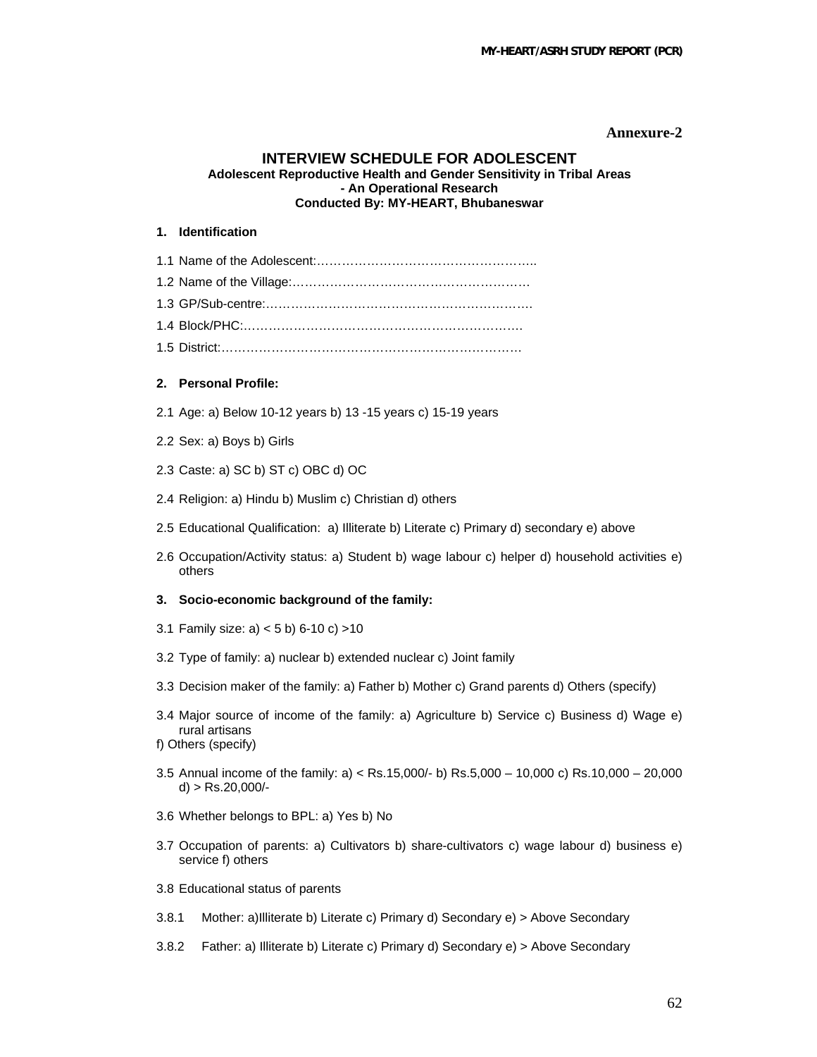**Annexure-2**

# INTERVIEW SCHEDULE FOR ADOLESCENT

**Adolescent Reproductive Health and Gender Sensitivity in Tribal Areas**
**- An Operational Research**
**Conducted By: MY-HEART, Bhubaneswar**

## 1. Identification

1.1 Name of the Adolescent:……………………………………………..

1.2 Name of the Village:…………………………………………………

1.3 GP/Sub-centre:……………………………………………………….

1.4 Block/PHC:…………………………………………………………

1.5 District:……………………………………………………………

## 2. Personal Profile:

2.1 Age: a) Below 10-12 years b) 13 -15 years c) 15-19 years

2.2 Sex: a) Boys b) Girls

2.3 Caste: a) SC b) ST c) OBC d) OC

2.4 Religion: a) Hindu b) Muslim c) Christian d) others

2.5 Educational Qualification: a) Illiterate b) Literate c) Primary d) secondary e) above

2.6 Occupation/Activity status: a) Student b) wage labour c) helper d) household activities e) others

## 3. Socio-economic background of the family:

3.1 Family size: a) < 5 b) 6-10 c) >10

3.2 Type of family: a) nuclear b) extended nuclear c) Joint family

3.3 Decision maker of the family: a) Father b) Mother c) Grand parents d) Others (specify)

3.4 Major source of income of the family: a) Agriculture b) Service c) Business d) Wage e) rural artisans
f) Others (specify)

3.5 Annual income of the family: a) < Rs.15,000/- b) Rs.5,000 – 10,000 c) Rs.10,000 – 20,000 d) > Rs.20,000/-

3.6 Whether belongs to BPL: a) Yes b) No

3.7 Occupation of parents: a) Cultivators b) share-cultivators c) wage labour d) business e) service f) others

3.8 Educational status of parents

3.8.1 Mother: a)Illiterate b) Literate c) Primary d) Secondary e) > Above Secondary

3.8.2 Father: a) Illiterate b) Literate c) Primary d) Secondary e) > Above Secondary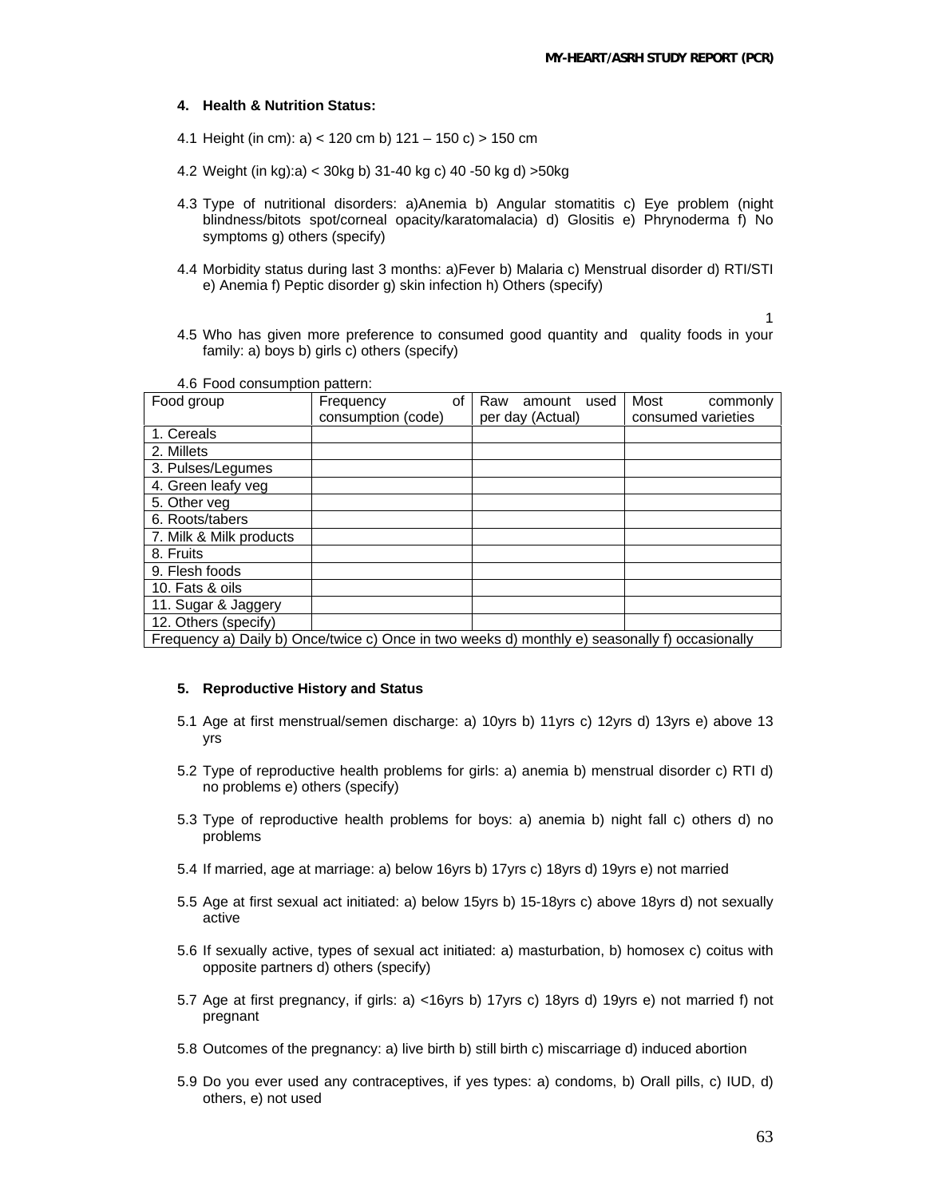### 4. Health & Nutrition Status:

4.1 Height (in cm): a) < 120 cm b) 121 – 150 c) > 150 cm

4.2 Weight (in kg):a) < 30kg b) 31-40 kg c) 40 -50 kg d) >50kg

4.3 Type of nutritional disorders: a)Anemia b) Angular stomatitis c) Eye problem (night blindness/bitots spot/corneal opacity/karatomalacia) d) Glositis e) Phrynoderma f) No symptoms g) others (specify)

4.4 Morbidity status during last 3 months: a)Fever b) Malaria c) Menstrual disorder d) RTI/STI e) Anemia f) Peptic disorder g) skin infection h) Others (specify)

1

4.5 Who has given more preference to consumed good quantity and quality foods in your family: a) boys b) girls c) others (specify)

4.6 Food consumption pattern:

| Food group | Frequency of consumption (code) | Raw amount used per day (Actual) | Most commonly consumed varieties |
|---|---|---|---|
| 1. Cereals | | | |
| 2. Millets | | | |
| 3. Pulses/Legumes | | | |
| 4. Green leafy veg | | | |
| 5. Other veg | | | |
| 6. Roots/tabers | | | |
| 7. Milk & Milk products | | | |
| 8. Fruits | | | |
| 9. Flesh foods | | | |
| 10. Fats & oils | | | |
| 11. Sugar & Jaggery | | | |
| 12. Others (specify) | | | |
| Frequency a) Daily b) Once/twice c) Once in two weeks d) monthly e) seasonally f) occasionally | | | |

### 5. Reproductive History and Status

5.1 Age at first menstrual/semen discharge: a) 10yrs b) 11yrs c) 12yrs d) 13yrs e) above 13 yrs

5.2 Type of reproductive health problems for girls: a) anemia b) menstrual disorder c) RTI d) no problems e) others (specify)

5.3 Type of reproductive health problems for boys: a) anemia b) night fall c) others d) no problems

5.4 If married, age at marriage: a) below 16yrs b) 17yrs c) 18yrs d) 19yrs e) not married

5.5 Age at first sexual act initiated: a) below 15yrs b) 15-18yrs c) above 18yrs d) not sexually active

5.6 If sexually active, types of sexual act initiated: a) masturbation, b) homosex c) coitus with opposite partners d) others (specify)

5.7 Age at first pregnancy, if girls: a) <16yrs b) 17yrs c) 18yrs d) 19yrs e) not married f) not pregnant

5.8 Outcomes of the pregnancy: a) live birth b) still birth c) miscarriage d) induced abortion

5.9 Do you ever used any contraceptives, if yes types: a) condoms, b) Orall pills, c) IUD, d) others, e) not used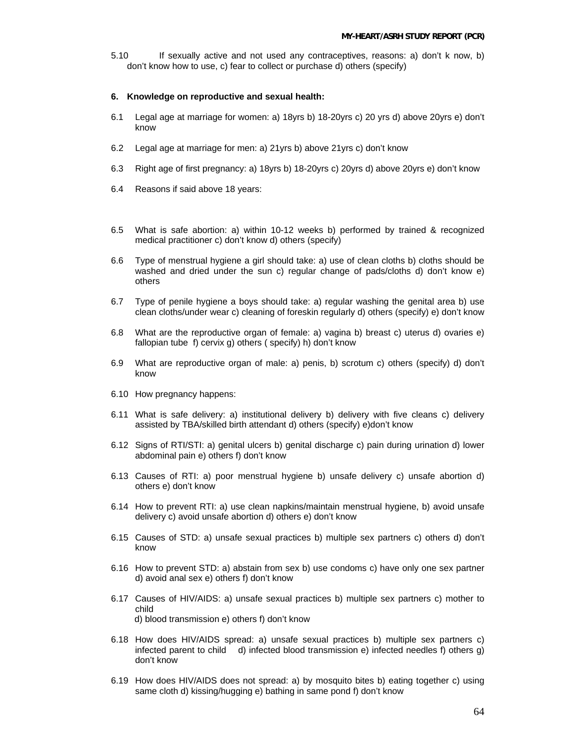5.10 If sexually active and not used any contraceptives, reasons: a) don't k now, b) don't know how to use, c) fear to collect or purchase d) others (specify)

**6. Knowledge on reproductive and sexual health:**

6.1 Legal age at marriage for women: a) 18yrs b) 18-20yrs c) 20 yrs d) above 20yrs e) don't know

6.2 Legal age at marriage for men: a) 21yrs b) above 21yrs c) don't know

6.3 Right age of first pregnancy: a) 18yrs b) 18-20yrs c) 20yrs d) above 20yrs e) don't know

6.4 Reasons if said above 18 years:

6.5 What is safe abortion: a) within 10-12 weeks b) performed by trained & recognized medical practitioner c) don't know d) others (specify)

6.6 Type of menstrual hygiene a girl should take: a) use of clean cloths b) cloths should be washed and dried under the sun c) regular change of pads/cloths d) don't know e) others

6.7 Type of penile hygiene a boys should take: a) regular washing the genital area b) use clean cloths/under wear c) cleaning of foreskin regularly d) others (specify) e) don't know

6.8 What are the reproductive organ of female: a) vagina b) breast c) uterus d) ovaries e) fallopian tube f) cervix g) others ( specify) h) don't know

6.9 What are reproductive organ of male: a) penis, b) scrotum c) others (specify) d) don't know

6.10 How pregnancy happens:

6.11 What is safe delivery: a) institutional delivery b) delivery with five cleans c) delivery assisted by TBA/skilled birth attendant d) others (specify) e)don't know

6.12 Signs of RTI/STI: a) genital ulcers b) genital discharge c) pain during urination d) lower abdominal pain e) others f) don't know

6.13 Causes of RTI: a) poor menstrual hygiene b) unsafe delivery c) unsafe abortion d) others e) don't know

6.14 How to prevent RTI: a) use clean napkins/maintain menstrual hygiene, b) avoid unsafe delivery c) avoid unsafe abortion d) others e) don't know

6.15 Causes of STD: a) unsafe sexual practices b) multiple sex partners c) others d) don't know

6.16 How to prevent STD: a) abstain from sex b) use condoms c) have only one sex partner d) avoid anal sex e) others f) don't know

6.17 Causes of HIV/AIDS: a) unsafe sexual practices b) multiple sex partners c) mother to child
d) blood transmission e) others f) don't know

6.18 How does HIV/AIDS spread: a) unsafe sexual practices b) multiple sex partners c) infected parent to child d) infected blood transmission e) infected needles f) others g) don't know

6.19 How does HIV/AIDS does not spread: a) by mosquito bites b) eating together c) using same cloth d) kissing/hugging e) bathing in same pond f) don't know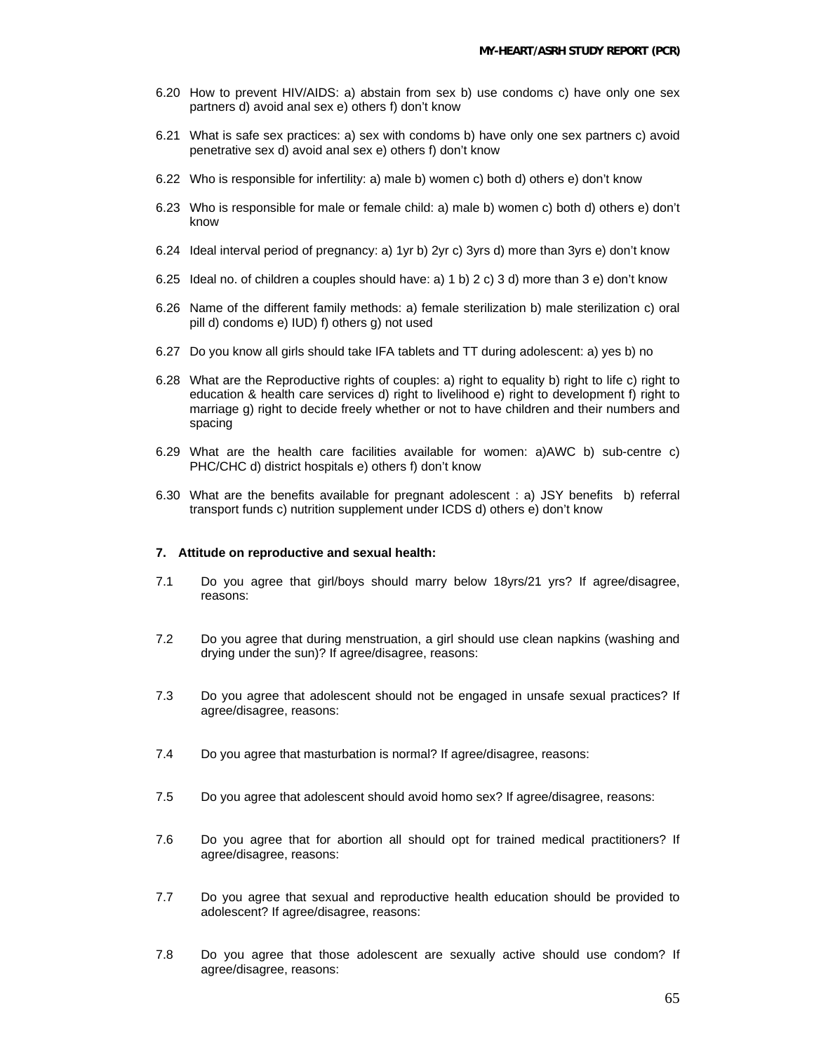6.20 How to prevent HIV/AIDS: a) abstain from sex b) use condoms c) have only one sex partners d) avoid anal sex e) others f) don't know

6.21 What is safe sex practices: a) sex with condoms b) have only one sex partners c) avoid penetrative sex d) avoid anal sex e) others f) don't know

6.22 Who is responsible for infertility: a) male b) women c) both d) others e) don't know

6.23 Who is responsible for male or female child: a) male b) women c) both d) others e) don't know

6.24 Ideal interval period of pregnancy: a) 1yr b) 2yr c) 3yrs d) more than 3yrs e) don't know

6.25 Ideal no. of children a couples should have: a) 1 b) 2 c) 3 d) more than 3 e) don't know

6.26 Name of the different family methods: a) female sterilization b) male sterilization c) oral pill d) condoms e) IUD) f) others g) not used

6.27 Do you know all girls should take IFA tablets and TT during adolescent: a) yes b) no

6.28 What are the Reproductive rights of couples: a) right to equality b) right to life c) right to education & health care services d) right to livelihood e) right to development f) right to marriage g) right to decide freely whether or not to have children and their numbers and spacing

6.29 What are the health care facilities available for women: a)AWC b) sub-centre c) PHC/CHC d) district hospitals e) others f) don't know

6.30 What are the benefits available for pregnant adolescent : a) JSY benefits b) referral transport funds c) nutrition supplement under ICDS d) others e) don't know

**7. Attitude on reproductive and sexual health:**

7.1 Do you agree that girl/boys should marry below 18yrs/21 yrs? If agree/disagree, reasons:

7.2 Do you agree that during menstruation, a girl should use clean napkins (washing and drying under the sun)? If agree/disagree, reasons:

7.3 Do you agree that adolescent should not be engaged in unsafe sexual practices? If agree/disagree, reasons:

7.4 Do you agree that masturbation is normal? If agree/disagree, reasons:

7.5 Do you agree that adolescent should avoid homo sex? If agree/disagree, reasons:

7.6 Do you agree that for abortion all should opt for trained medical practitioners? If agree/disagree, reasons:

7.7 Do you agree that sexual and reproductive health education should be provided to adolescent? If agree/disagree, reasons:

7.8 Do you agree that those adolescent are sexually active should use condom? If agree/disagree, reasons: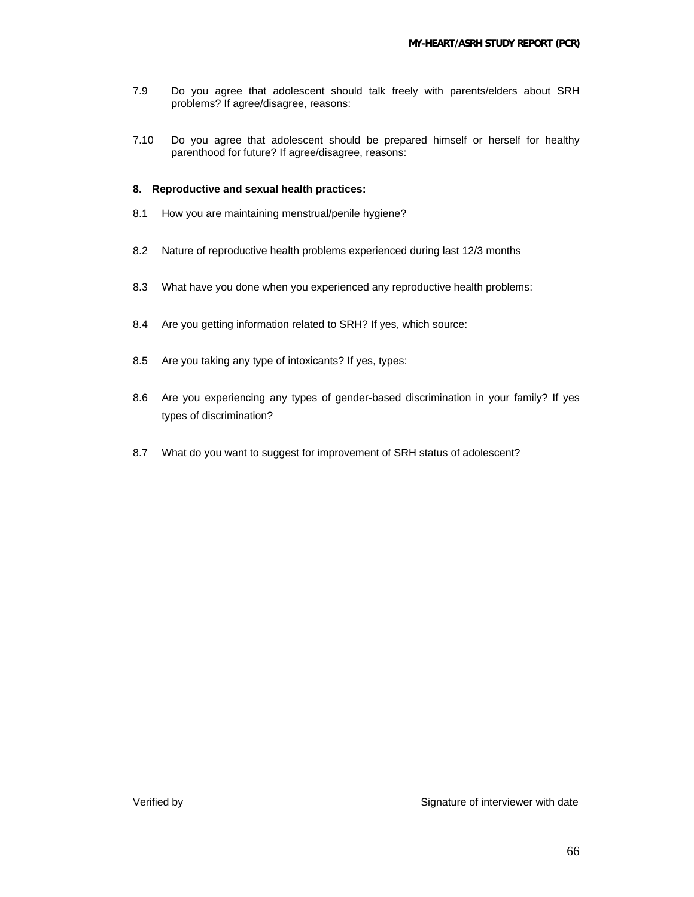7.9 Do you agree that adolescent should talk freely with parents/elders about SRH problems? If agree/disagree, reasons:

7.10 Do you agree that adolescent should be prepared himself or herself for healthy parenthood for future? If agree/disagree, reasons:

**8. Reproductive and sexual health practices:**

8.1 How you are maintaining menstrual/penile hygiene?

8.2 Nature of reproductive health problems experienced during last 12/3 months

8.3 What have you done when you experienced any reproductive health problems:

8.4 Are you getting information related to SRH? If yes, which source:

8.5 Are you taking any type of intoxicants? If yes, types:

8.6 Are you experiencing any types of gender-based discrimination in your family? If yes types of discrimination?

8.7 What do you want to suggest for improvement of SRH status of adolescent?

Verified by Signature of interviewer with date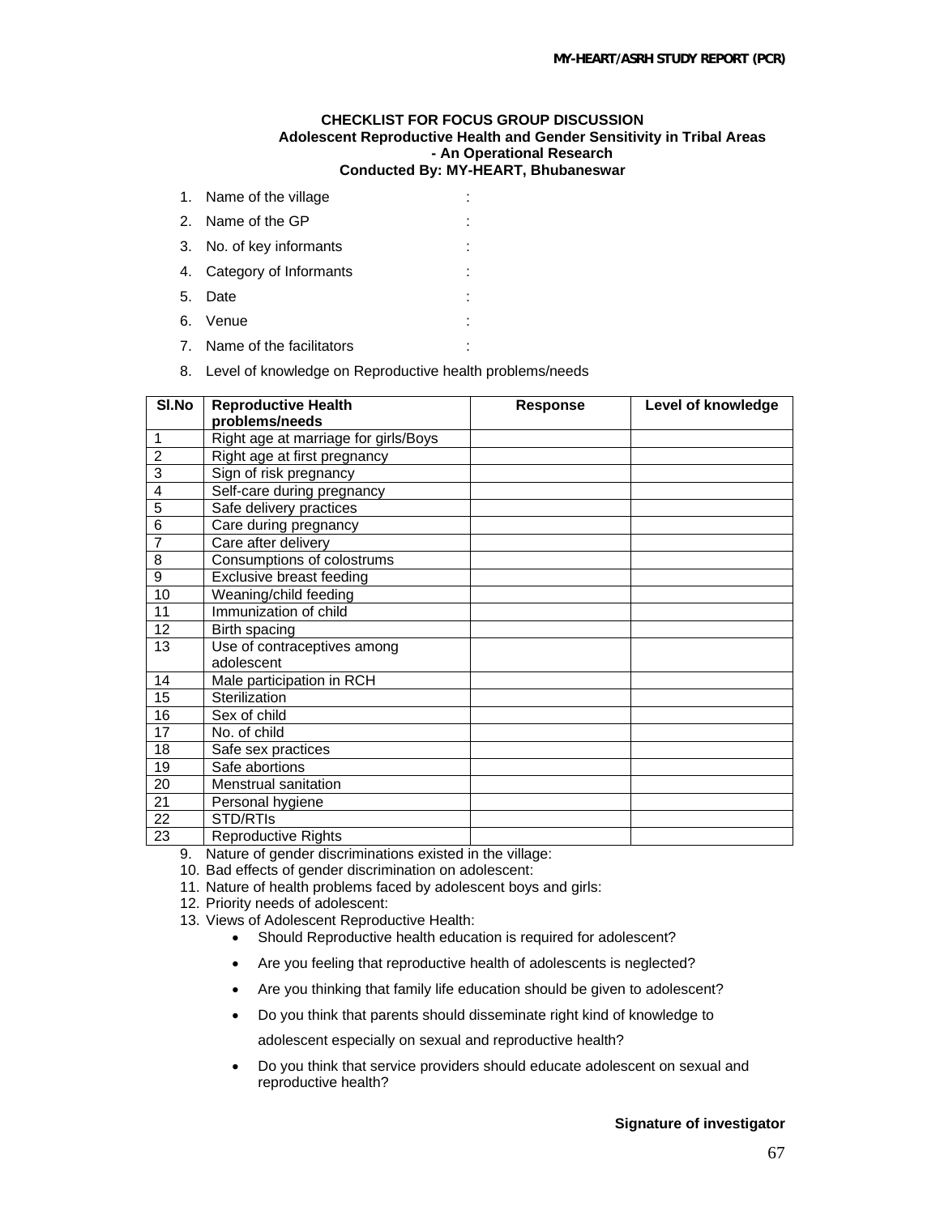**CHECKLIST FOR FOCUS GROUP DISCUSSION**
**Adolescent Reproductive Health and Gender Sensitivity in Tribal Areas**
**- An Operational Research**
**Conducted By: MY-HEART, Bhubaneswar**

1. Name of the village :
2. Name of the GP :
3. No. of key informants :
4. Category of Informants :
5. Date :
6. Venue :
7. Name of the facilitators :
8. Level of knowledge on Reproductive health problems/needs

| Sl.No | Reproductive Health problems/needs | Response | Level of knowledge |
|---|---|---|---|
| 1 | Right age at marriage for girls/Boys | | |
| 2 | Right age at first pregnancy | | |
| 3 | Sign of risk pregnancy | | |
| 4 | Self-care during pregnancy | | |
| 5 | Safe delivery practices | | |
| 6 | Care during pregnancy | | |
| 7 | Care after delivery | | |
| 8 | Consumptions of colostrums | | |
| 9 | Exclusive breast feeding | | |
| 10 | Weaning/child feeding | | |
| 11 | Immunization of child | | |
| 12 | Birth spacing | | |
| 13 | Use of contraceptives among adolescent | | |
| 14 | Male participation in RCH | | |
| 15 | Sterilization | | |
| 16 | Sex of child | | |
| 17 | No. of child | | |
| 18 | Safe sex practices | | |
| 19 | Safe abortions | | |
| 20 | Menstrual sanitation | | |
| 21 | Personal hygiene | | |
| 22 | STD/RTIs | | |
| 23 | Reproductive Rights | | |

9. Nature of gender discriminations existed in the village:
10. Bad effects of gender discrimination on adolescent:
11. Nature of health problems faced by adolescent boys and girls:
12. Priority needs of adolescent:
13. Views of Adolescent Reproductive Health:
    - Should Reproductive health education is required for adolescent?
    - Are you feeling that reproductive health of adolescents is neglected?
    - Are you thinking that family life education should be given to adolescent?
    - Do you think that parents should disseminate right kind of knowledge to adolescent especially on sexual and reproductive health?
    - Do you think that service providers should educate adolescent on sexual and reproductive health?

**Signature of investigator**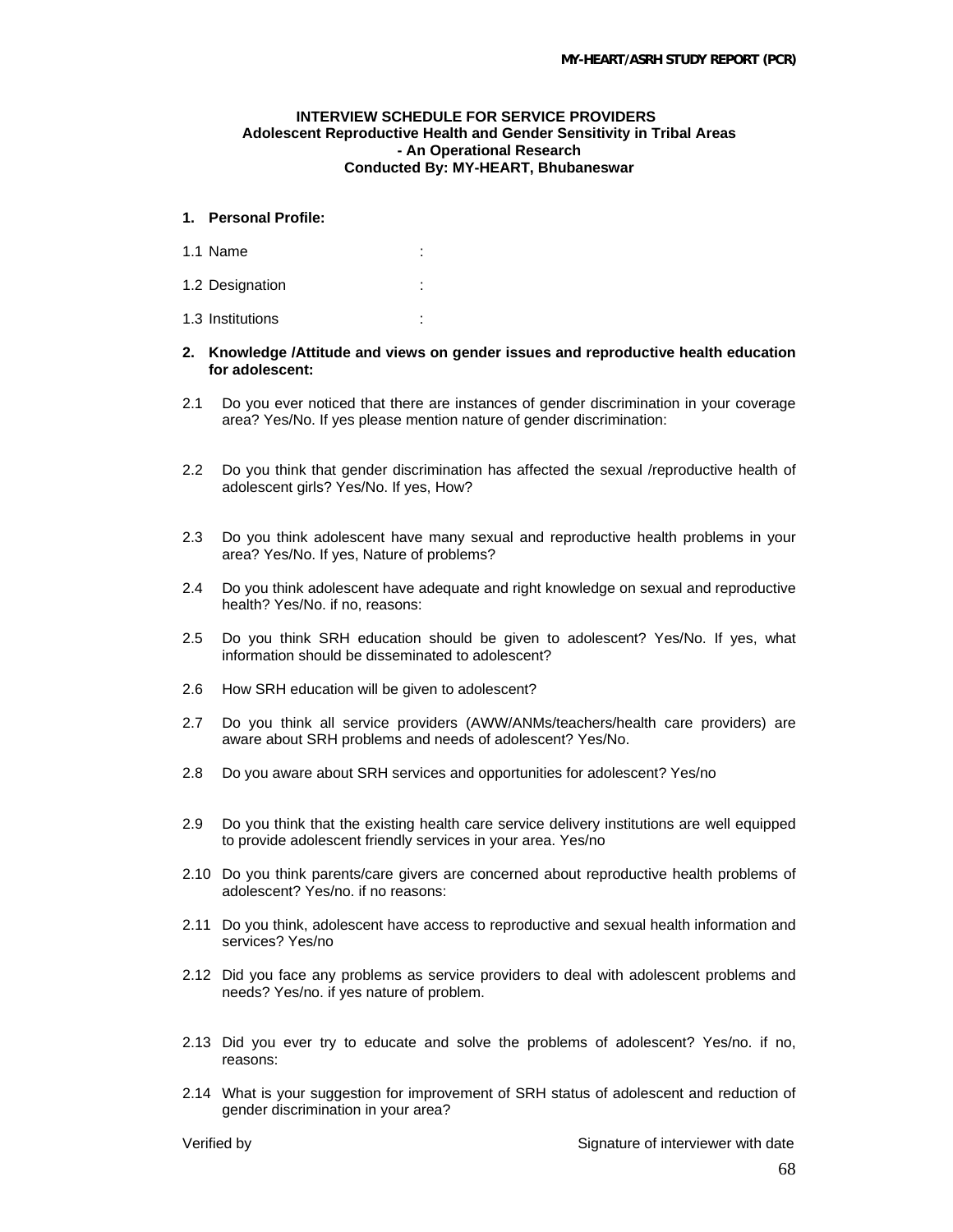**INTERVIEW SCHEDULE FOR SERVICE PROVIDERS**
**Adolescent Reproductive Health and Gender Sensitivity in Tribal Areas**
**- An Operational Research**
**Conducted By: MY-HEART, Bhubaneswar**

**1. Personal Profile:**

1.1 Name :

1.2 Designation :

1.3 Institutions :

**2. Knowledge /Attitude and views on gender issues and reproductive health education for adolescent:**

2.1 Do you ever noticed that there are instances of gender discrimination in your coverage area? Yes/No. If yes please mention nature of gender discrimination:

2.2 Do you think that gender discrimination has affected the sexual /reproductive health of adolescent girls? Yes/No. If yes, How?

2.3 Do you think adolescent have many sexual and reproductive health problems in your area? Yes/No. If yes, Nature of problems?

2.4 Do you think adolescent have adequate and right knowledge on sexual and reproductive health? Yes/No. if no, reasons:

2.5 Do you think SRH education should be given to adolescent? Yes/No. If yes, what information should be disseminated to adolescent?

2.6 How SRH education will be given to adolescent?

2.7 Do you think all service providers (AWW/ANMs/teachers/health care providers) are aware about SRH problems and needs of adolescent? Yes/No.

2.8 Do you aware about SRH services and opportunities for adolescent? Yes/no

2.9 Do you think that the existing health care service delivery institutions are well equipped to provide adolescent friendly services in your area. Yes/no

2.10 Do you think parents/care givers are concerned about reproductive health problems of adolescent? Yes/no. if no reasons:

2.11 Do you think, adolescent have access to reproductive and sexual health information and services? Yes/no

2.12 Did you face any problems as service providers to deal with adolescent problems and needs? Yes/no. if yes nature of problem.

2.13 Did you ever try to educate and solve the problems of adolescent? Yes/no. if no, reasons:

2.14 What is your suggestion for improvement of SRH status of adolescent and reduction of gender discrimination in your area?

Verified by

Signature of interviewer with date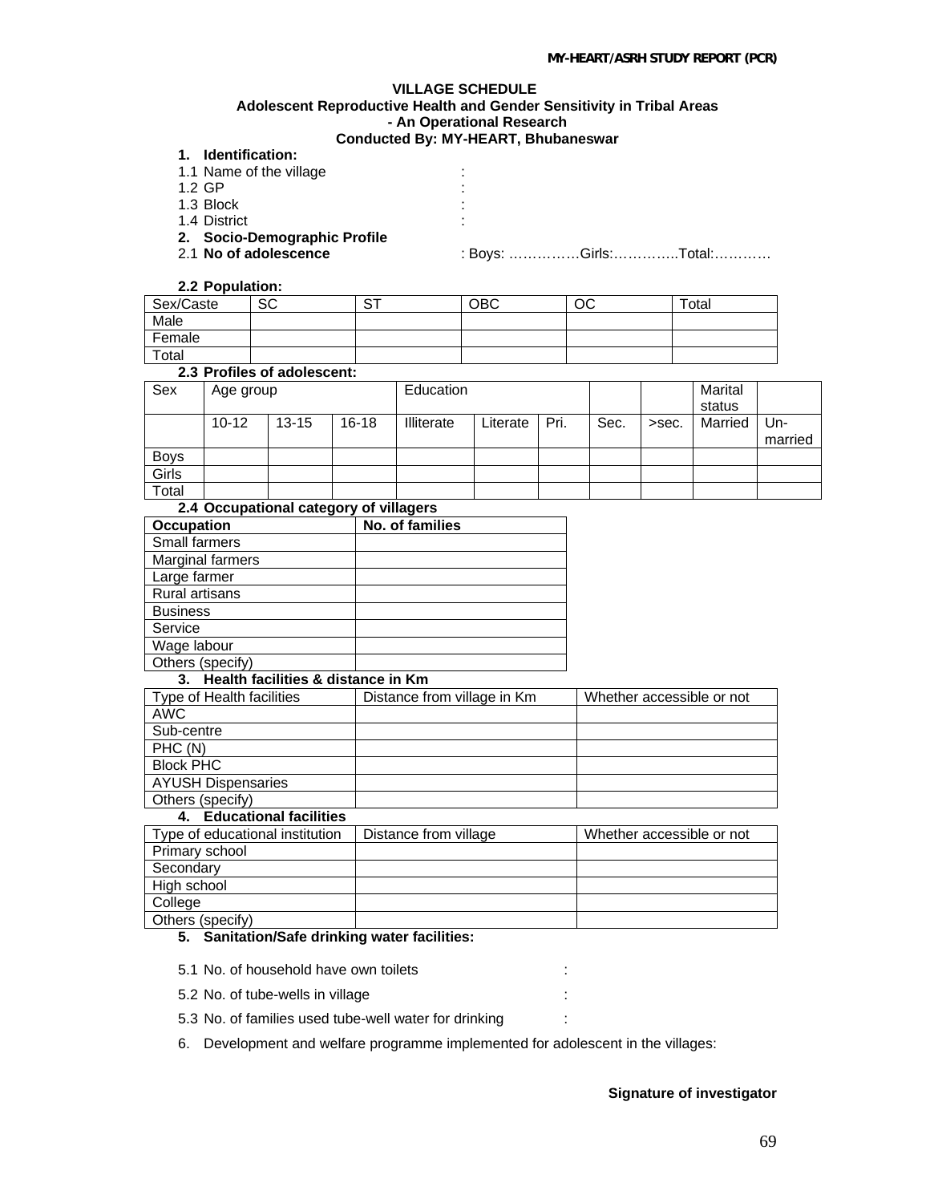# VILLAGE SCHEDULE

## Adolescent Reproductive Health and Gender Sensitivity in Tribal Areas - An Operational Research

### Conducted By: MY-HEART, Bhubaneswar

**1. Identification:**

1.1 Name of the village :

1.2 GP :

1.3 Block :

1.4 District :

**2. Socio-Demographic Profile**

2.1 **No of adolescence** : Boys: ……………Girls:…………..Total:…………

**2.2 Population:**

| Sex/Caste | SC | ST | OBC | OC | Total |
|---|---|---|---|---|---|
| Male | | | | | |
| Female | | | | | |
| Total | | | | | |

**2.3 Profiles of adolescent:**

| Sex | Age group | | | Education | | | | | Marital status | |
|---|---|---|---|---|---|---|---|---|---|---|
| | 10-12 | 13-15 | 16-18 | Illiterate | Literate | Pri. | Sec. | >sec. | Married | Un-married |
| Boys | | | | | | | | | | |
| Girls | | | | | | | | | | |
| Total | | | | | | | | | | |

**2.4 Occupational category of villagers**

| Occupation | No. of families |
|---|---|
| Small farmers | |
| Marginal farmers | |
| Large farmer | |
| Rural artisans | |
| Business | |
| Service | |
| Wage labour | |
| Others (specify) | |

**3. Health facilities & distance in Km**

| Type of Health facilities | Distance from village in Km | Whether accessible or not |
|---|---|---|
| AWC | | |
| Sub-centre | | |
| PHC (N) | | |
| Block PHC | | |
| AYUSH Dispensaries | | |
| Others (specify) | | |

**4. Educational facilities**

| Type of educational institution | Distance from village | Whether accessible or not |
|---|---|---|
| Primary school | | |
| Secondary | | |
| High school | | |
| College | | |
| Others (specify) | | |

**5. Sanitation/Safe drinking water facilities:**

5.1 No. of household have own toilets :

5.2 No. of tube-wells in village :

5.3 No. of families used tube-well water for drinking :

6. Development and welfare programme implemented for adolescent in the villages:

**Signature of investigator**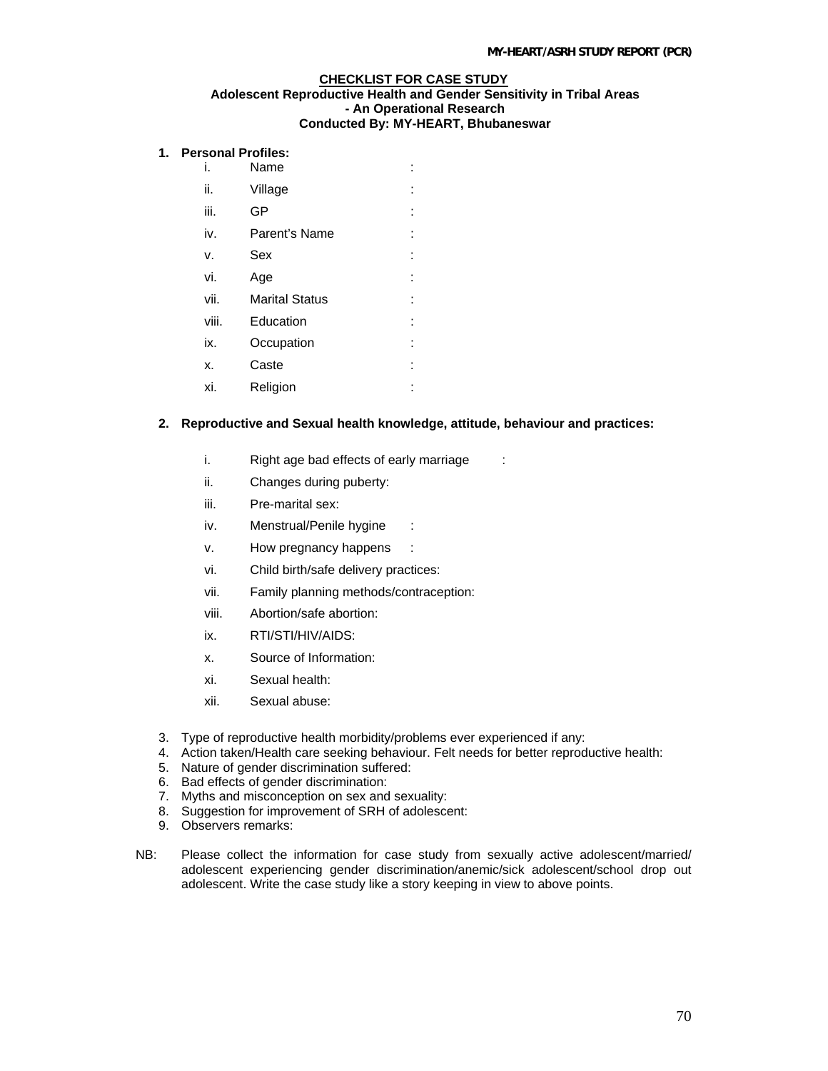## CHECKLIST FOR CASE STUDY

**Adolescent Reproductive Health and Gender Sensitivity in Tribal Areas**
**- An Operational Research**
**Conducted By: MY-HEART, Bhubaneswar**

1. **Personal Profiles:**
   - i. Name :
   - ii. Village :
   - iii. GP :
   - iv. Parent's Name :
   - v. Sex :
   - vi. Age :
   - vii. Marital Status :
   - viii. Education :
   - ix. Occupation :
   - x. Caste :
   - xi. Religion :

2. **Reproductive and Sexual health knowledge, attitude, behaviour and practices:**
   - i. Right age bad effects of early marriage :
   - ii. Changes during puberty:
   - iii. Pre-marital sex:
   - iv. Menstrual/Penile hygine :
   - v. How pregnancy happens :
   - vi. Child birth/safe delivery practices:
   - vii. Family planning methods/contraception:
   - viii. Abortion/safe abortion:
   - ix. RTI/STI/HIV/AIDS:
   - x. Source of Information:
   - xi. Sexual health:
   - xii. Sexual abuse:

3. Type of reproductive health morbidity/problems ever experienced if any:
4. Action taken/Health care seeking behaviour. Felt needs for better reproductive health:
5. Nature of gender discrimination suffered:
6. Bad effects of gender discrimination:
7. Myths and misconception on sex and sexuality:
8. Suggestion for improvement of SRH of adolescent:
9. Observers remarks:

NB: Please collect the information for case study from sexually active adolescent/married/ adolescent experiencing gender discrimination/anemic/sick adolescent/school drop out adolescent. Write the case study like a story keeping in view to above points.